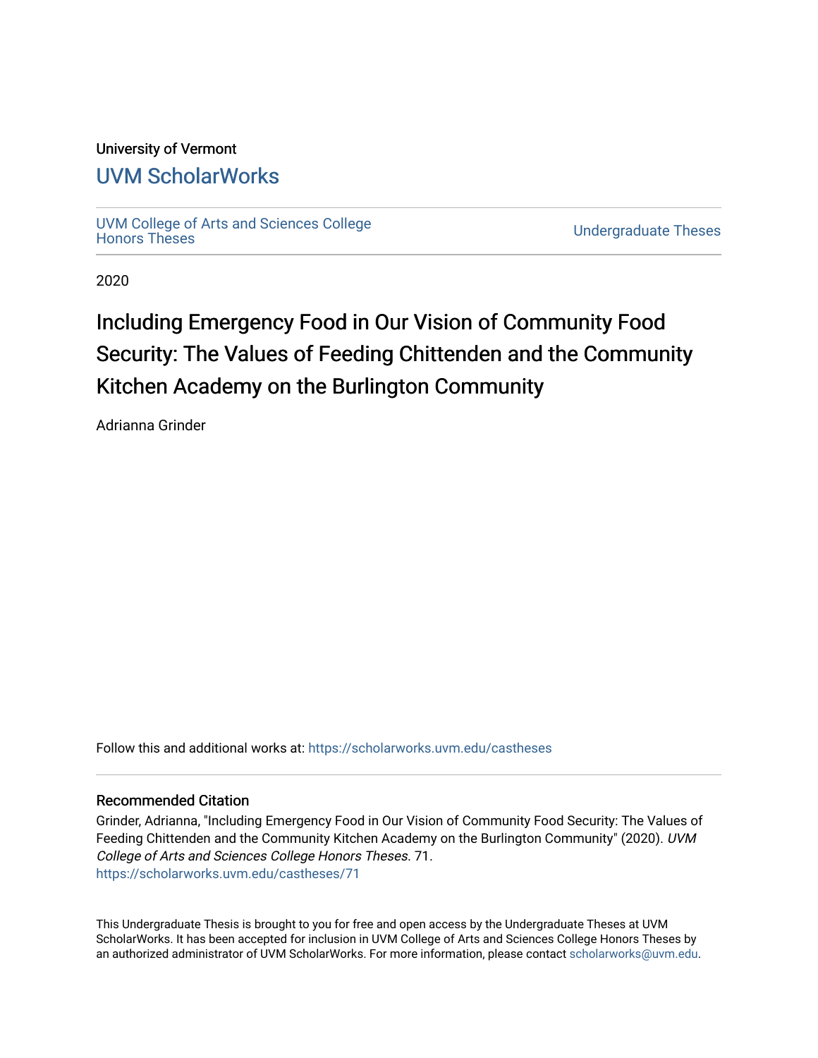University of Vermont

# UVM ScholarWorks

UVM College of Arts and Sciences College Honors Theses

Undergraduate Theses

2020

# Including Emergency Food in Our Vision of Community Food Security: The Values of Feeding Chittenden and the Community Kitchen Academy on the Burlington Community

Adrianna Grinder

Follow this and additional works at: https://scholarworks.uvm.edu/castheses

## Recommended Citation

Grinder, Adrianna, "Including Emergency Food in Our Vision of Community Food Security: The Values of Feeding Chittenden and the Community Kitchen Academy on the Burlington Community" (2020). *UVM College of Arts and Sciences College Honors Theses*. 71.
https://scholarworks.uvm.edu/castheses/71

This Undergraduate Thesis is brought to you for free and open access by the Undergraduate Theses at UVM ScholarWorks. It has been accepted for inclusion in UVM College of Arts and Sciences College Honors Theses by an authorized administrator of UVM ScholarWorks. For more information, please contact scholarworks@uvm.edu.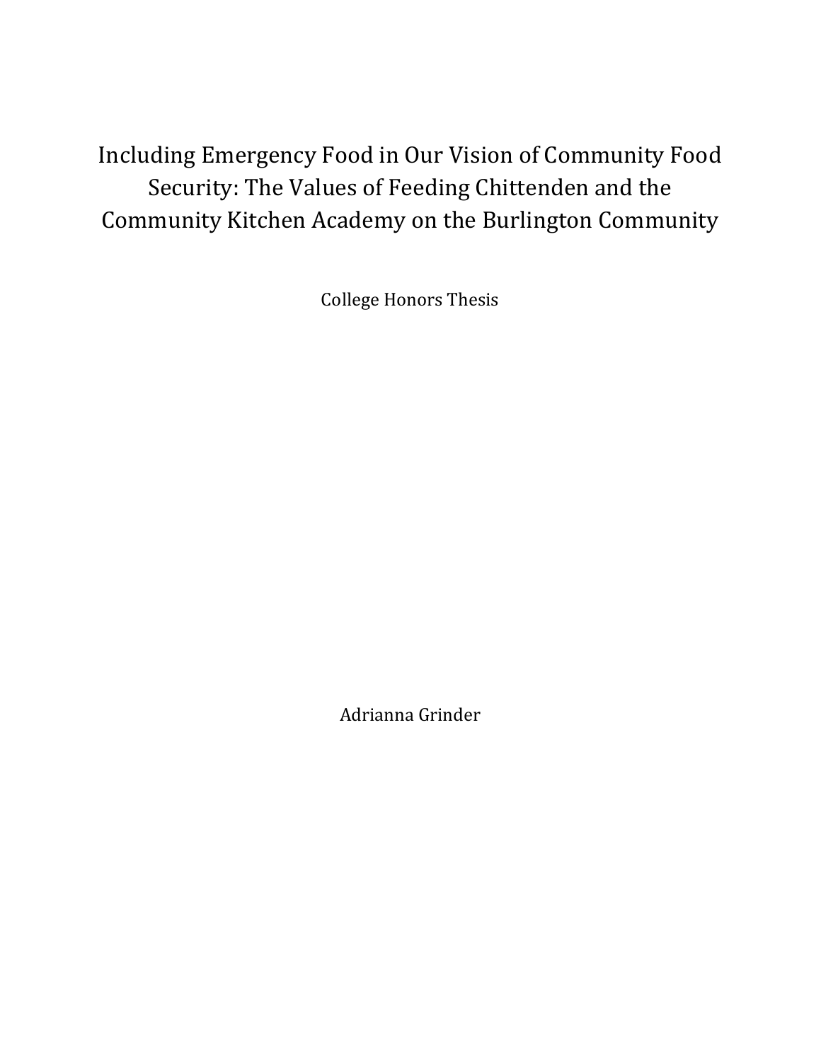# Including Emergency Food in Our Vision of Community Food Security: The Values of Feeding Chittenden and the Community Kitchen Academy on the Burlington Community

College Honors Thesis

Adrianna Grinder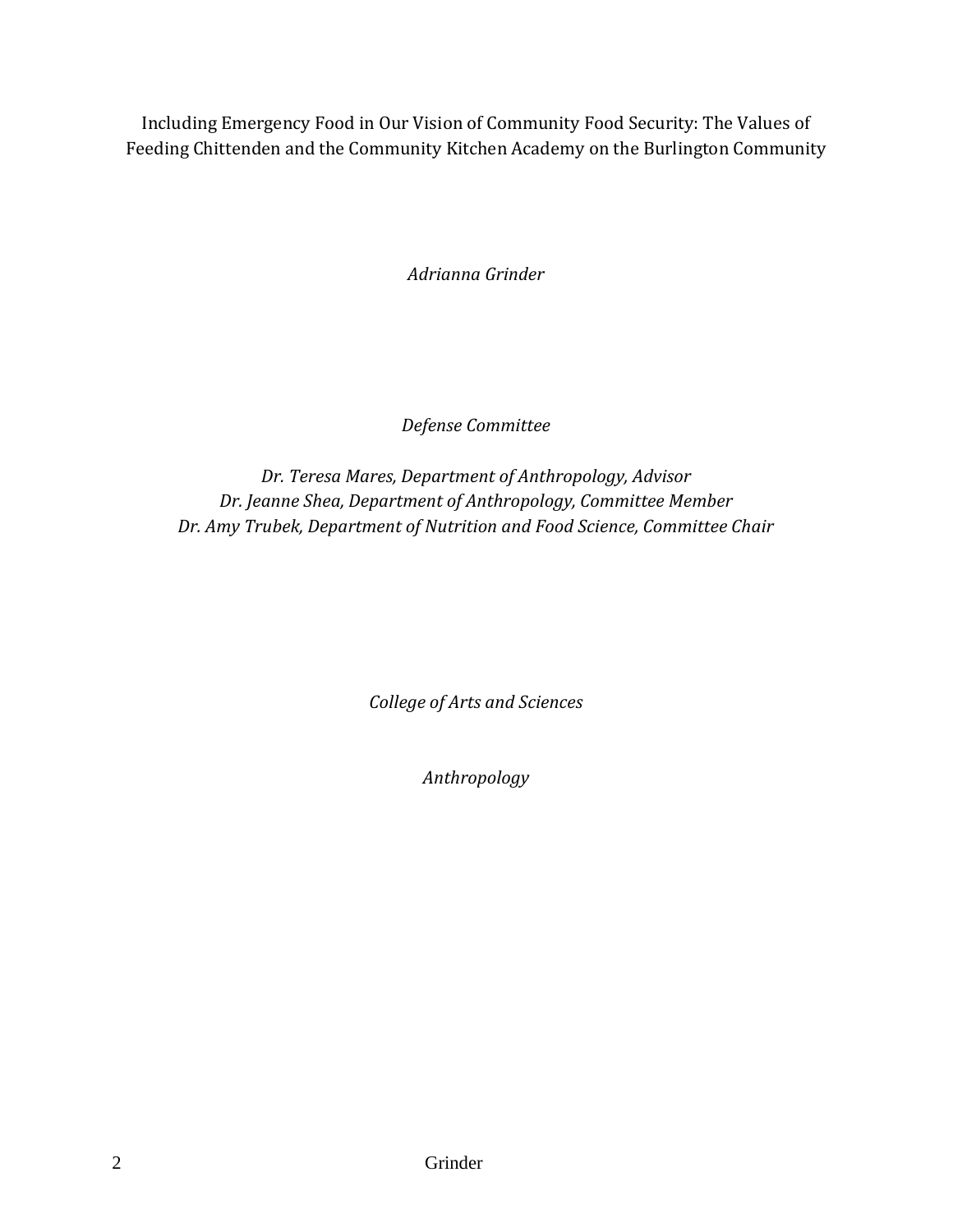Including Emergency Food in Our Vision of Community Food Security: The Values of Feeding Chittenden and the Community Kitchen Academy on the Burlington Community

*Adrianna Grinder*

*Defense Committee*

*Dr. Teresa Mares, Department of Anthropology, Advisor*
*Dr. Jeanne Shea, Department of Anthropology, Committee Member*
*Dr. Amy Trubek, Department of Nutrition and Food Science, Committee Chair*

*College of Arts and Sciences*

*Anthropology*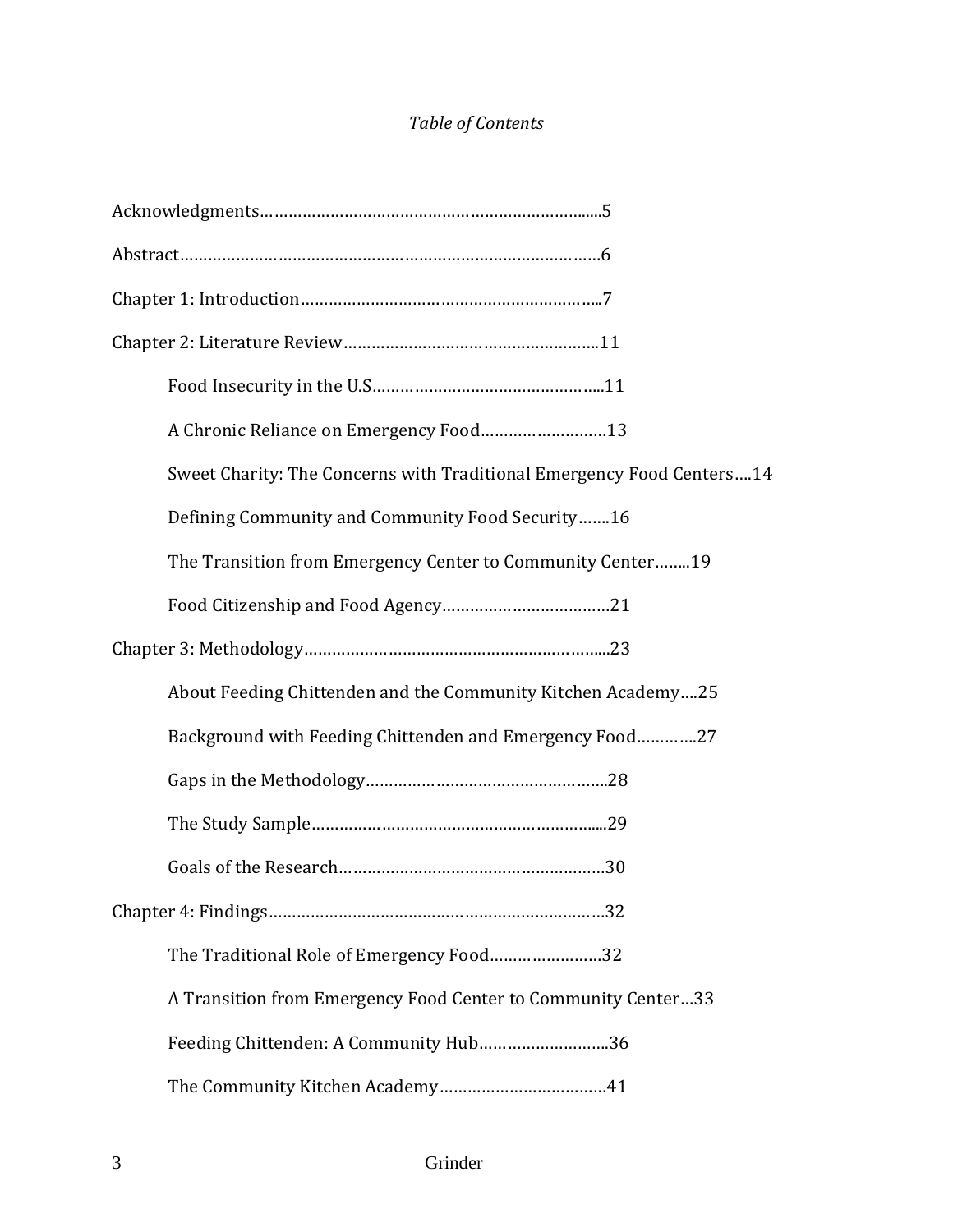*Table of Contents*

Acknowledgments……………………………………………………………......5

Abstract………………………………………………………………………………6

Chapter 1: Introduction……………………………………………………...7

Chapter 2: Literature Review……………………………………………..11

- Food Insecurity in the U.S………………………………………...11
- A Chronic Reliance on Emergency Food………………………13
- Sweet Charity: The Concerns with Traditional Emergency Food Centers….14
- Defining Community and Community Food Security…….16
- The Transition from Emergency Center to Community Center……..19
- Food Citizenship and Food Agency………………………………21

Chapter 3: Methodology…………………………………………………….....23

- About Feeding Chittenden and the Community Kitchen Academy….25
- Background with Feeding Chittenden and Emergency Food………….27
- Gaps in the Methodology……………………………………………..28
- The Study Sample………………………………………………….....29
- Goals of the Research…………………………………………………30

Chapter 4: Findings…………………………………………………………………32

- The Traditional Role of Emergency Food……………………32
- A Transition from Emergency Food Center to Community Center…33
- Feeding Chittenden: A Community Hub………………………..36
- The Community Kitchen Academy………………………………41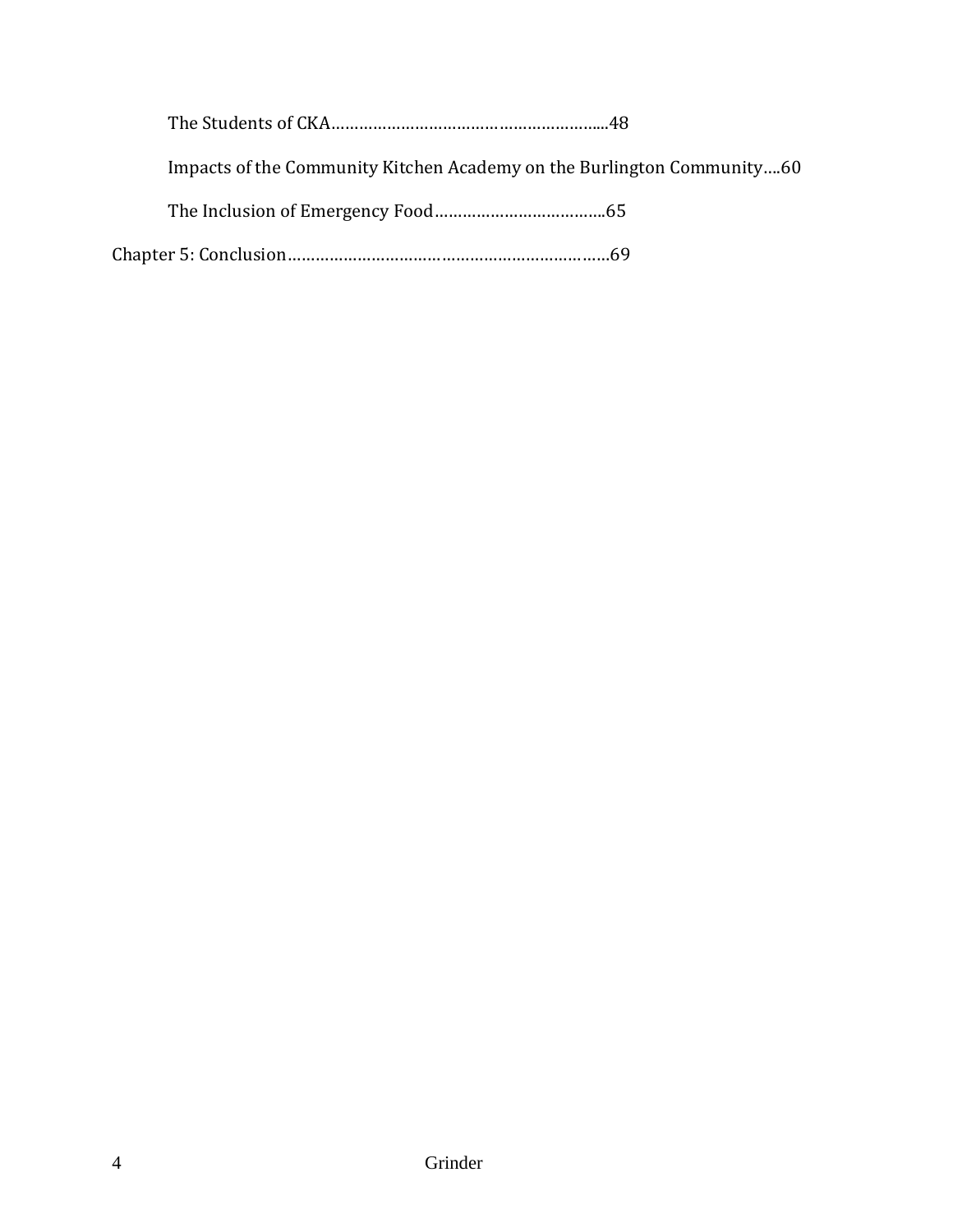The Students of CKA……………………………………………………....48

Impacts of the Community Kitchen Academy on the Burlington Community….60

The Inclusion of Emergency Food………………………………..65

Chapter 5: Conclusion……………………………………………………………69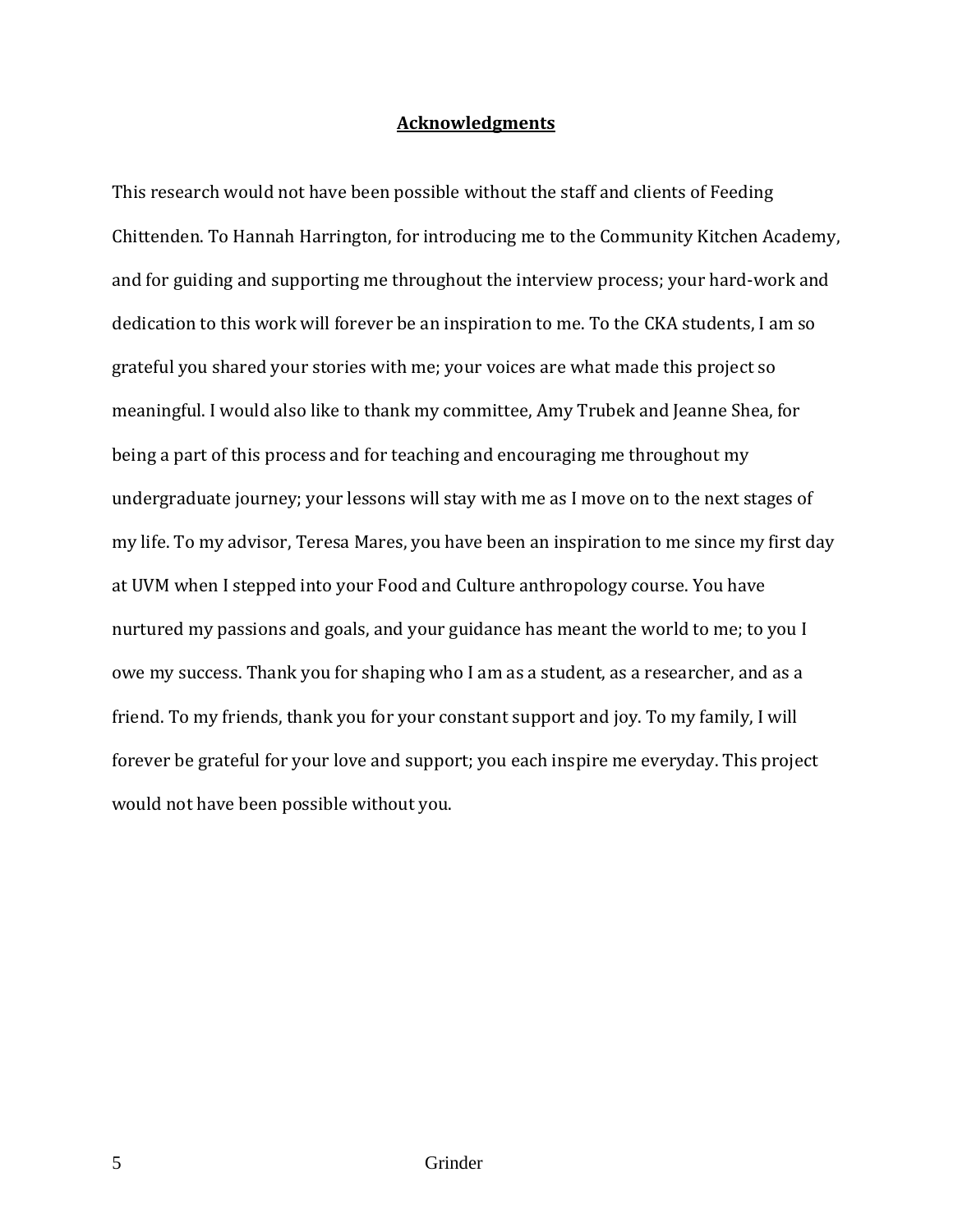## **Acknowledgments**

This research would not have been possible without the staff and clients of Feeding Chittenden. To Hannah Harrington, for introducing me to the Community Kitchen Academy, and for guiding and supporting me throughout the interview process; your hard-work and dedication to this work will forever be an inspiration to me. To the CKA students, I am so grateful you shared your stories with me; your voices are what made this project so meaningful. I would also like to thank my committee, Amy Trubek and Jeanne Shea, for being a part of this process and for teaching and encouraging me throughout my undergraduate journey; your lessons will stay with me as I move on to the next stages of my life. To my advisor, Teresa Mares, you have been an inspiration to me since my first day at UVM when I stepped into your Food and Culture anthropology course. You have nurtured my passions and goals, and your guidance has meant the world to me; to you I owe my success. Thank you for shaping who I am as a student, as a researcher, and as a friend. To my friends, thank you for your constant support and joy. To my family, I will forever be grateful for your love and support; you each inspire me everyday. This project would not have been possible without you.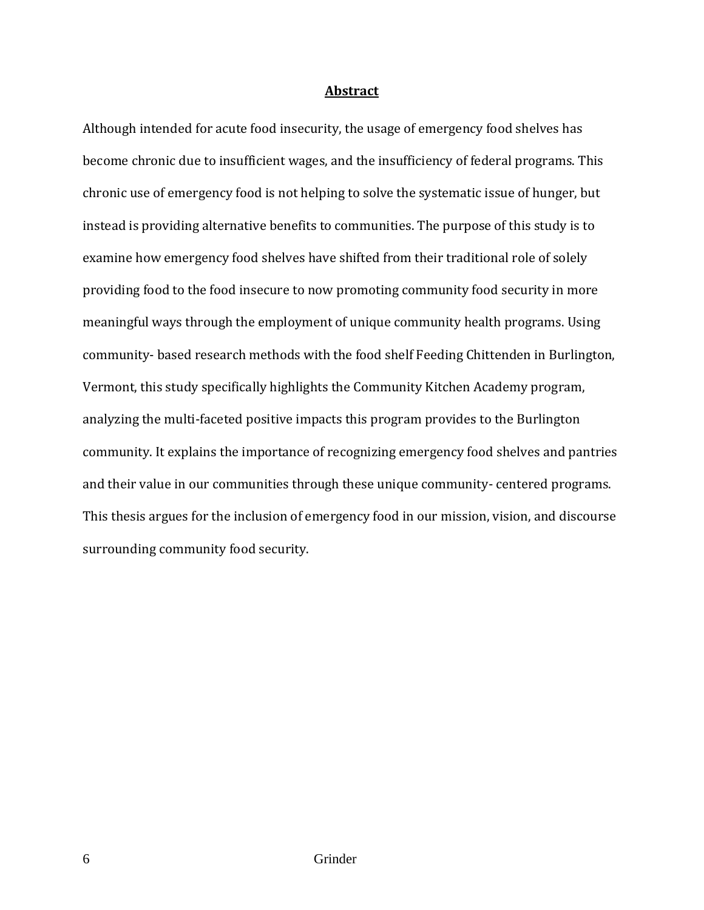## **Abstract**

Although intended for acute food insecurity, the usage of emergency food shelves has become chronic due to insufficient wages, and the insufficiency of federal programs. This chronic use of emergency food is not helping to solve the systematic issue of hunger, but instead is providing alternative benefits to communities. The purpose of this study is to examine how emergency food shelves have shifted from their traditional role of solely providing food to the food insecure to now promoting community food security in more meaningful ways through the employment of unique community health programs. Using community- based research methods with the food shelf Feeding Chittenden in Burlington, Vermont, this study specifically highlights the Community Kitchen Academy program, analyzing the multi-faceted positive impacts this program provides to the Burlington community. It explains the importance of recognizing emergency food shelves and pantries and their value in our communities through these unique community- centered programs. This thesis argues for the inclusion of emergency food in our mission, vision, and discourse surrounding community food security.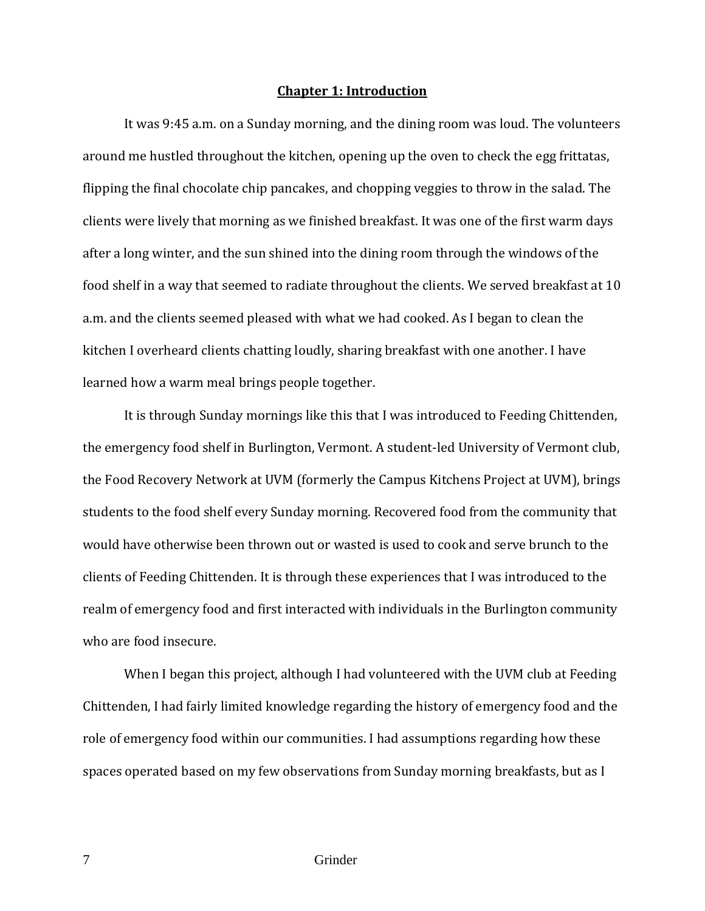# Chapter 1: Introduction

It was 9:45 a.m. on a Sunday morning, and the dining room was loud. The volunteers around me hustled throughout the kitchen, opening up the oven to check the egg frittatas, flipping the final chocolate chip pancakes, and chopping veggies to throw in the salad. The clients were lively that morning as we finished breakfast. It was one of the first warm days after a long winter, and the sun shined into the dining room through the windows of the food shelf in a way that seemed to radiate throughout the clients. We served breakfast at 10 a.m. and the clients seemed pleased with what we had cooked. As I began to clean the kitchen I overheard clients chatting loudly, sharing breakfast with one another. I have learned how a warm meal brings people together.

It is through Sunday mornings like this that I was introduced to Feeding Chittenden, the emergency food shelf in Burlington, Vermont. A student-led University of Vermont club, the Food Recovery Network at UVM (formerly the Campus Kitchens Project at UVM), brings students to the food shelf every Sunday morning. Recovered food from the community that would have otherwise been thrown out or wasted is used to cook and serve brunch to the clients of Feeding Chittenden. It is through these experiences that I was introduced to the realm of emergency food and first interacted with individuals in the Burlington community who are food insecure.

When I began this project, although I had volunteered with the UVM club at Feeding Chittenden, I had fairly limited knowledge regarding the history of emergency food and the role of emergency food within our communities. I had assumptions regarding how these spaces operated based on my few observations from Sunday morning breakfasts, but as I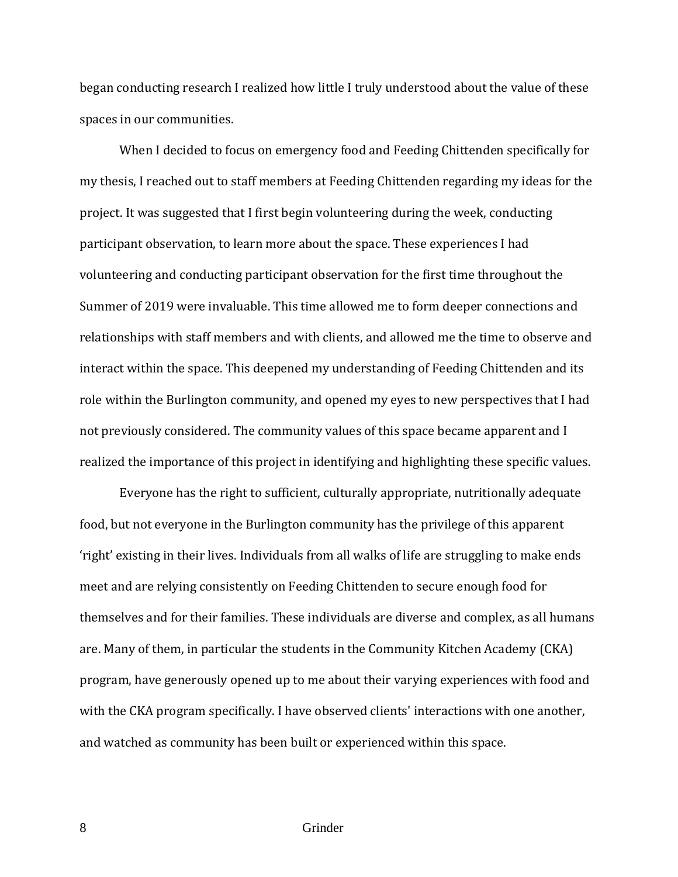began conducting research I realized how little I truly understood about the value of these spaces in our communities.

When I decided to focus on emergency food and Feeding Chittenden specifically for my thesis, I reached out to staff members at Feeding Chittenden regarding my ideas for the project. It was suggested that I first begin volunteering during the week, conducting participant observation, to learn more about the space. These experiences I had volunteering and conducting participant observation for the first time throughout the Summer of 2019 were invaluable. This time allowed me to form deeper connections and relationships with staff members and with clients, and allowed me the time to observe and interact within the space. This deepened my understanding of Feeding Chittenden and its role within the Burlington community, and opened my eyes to new perspectives that I had not previously considered. The community values of this space became apparent and I realized the importance of this project in identifying and highlighting these specific values.

Everyone has the right to sufficient, culturally appropriate, nutritionally adequate food, but not everyone in the Burlington community has the privilege of this apparent 'right' existing in their lives. Individuals from all walks of life are struggling to make ends meet and are relying consistently on Feeding Chittenden to secure enough food for themselves and for their families. These individuals are diverse and complex, as all humans are. Many of them, in particular the students in the Community Kitchen Academy (CKA) program, have generously opened up to me about their varying experiences with food and with the CKA program specifically. I have observed clients' interactions with one another, and watched as community has been built or experienced within this space.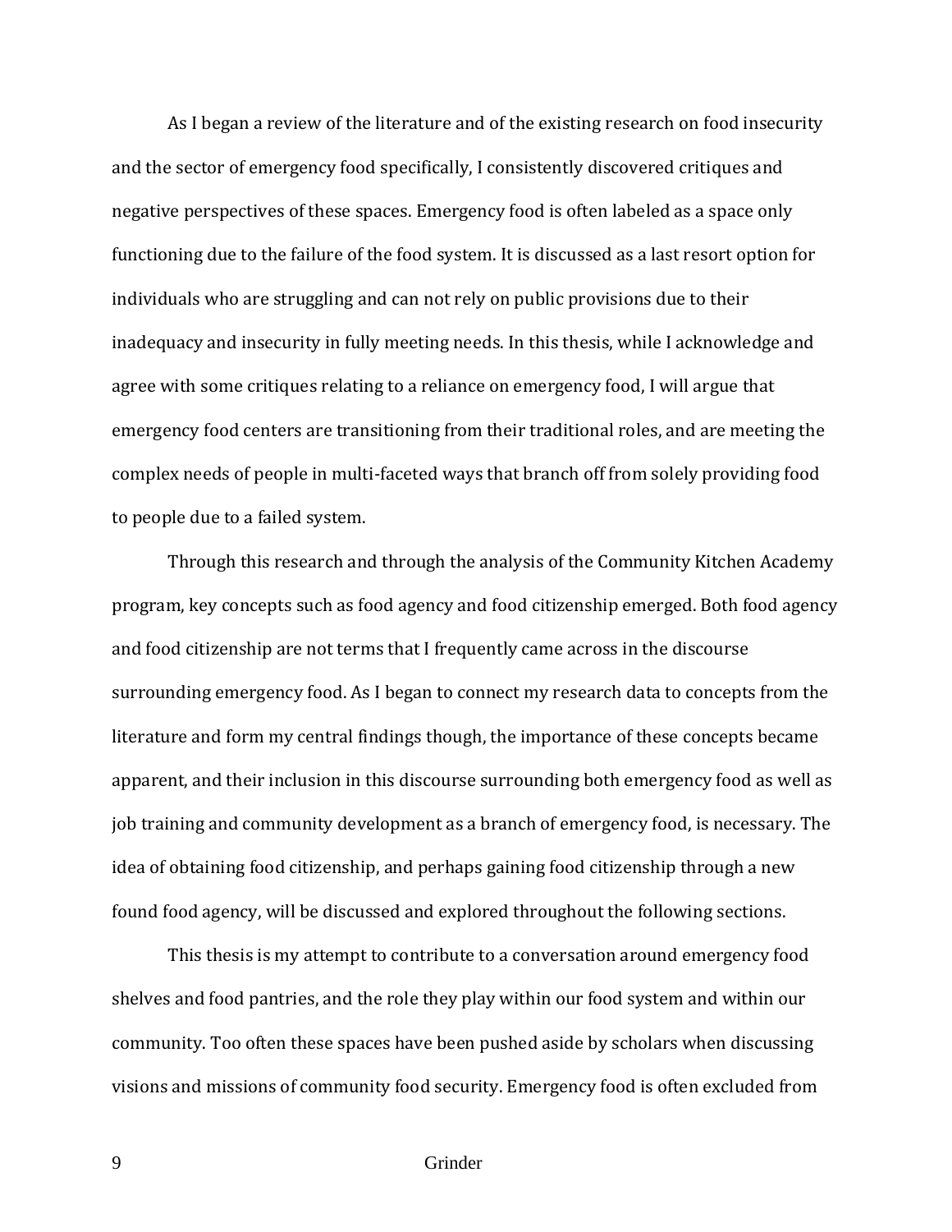As I began a review of the literature and of the existing research on food insecurity and the sector of emergency food specifically, I consistently discovered critiques and negative perspectives of these spaces. Emergency food is often labeled as a space only functioning due to the failure of the food system. It is discussed as a last resort option for individuals who are struggling and can not rely on public provisions due to their inadequacy and insecurity in fully meeting needs. In this thesis, while I acknowledge and agree with some critiques relating to a reliance on emergency food, I will argue that emergency food centers are transitioning from their traditional roles, and are meeting the complex needs of people in multi-faceted ways that branch off from solely providing food to people due to a failed system.

Through this research and through the analysis of the Community Kitchen Academy program, key concepts such as food agency and food citizenship emerged. Both food agency and food citizenship are not terms that I frequently came across in the discourse surrounding emergency food. As I began to connect my research data to concepts from the literature and form my central findings though, the importance of these concepts became apparent, and their inclusion in this discourse surrounding both emergency food as well as job training and community development as a branch of emergency food, is necessary. The idea of obtaining food citizenship, and perhaps gaining food citizenship through a new found food agency, will be discussed and explored throughout the following sections.

This thesis is my attempt to contribute to a conversation around emergency food shelves and food pantries, and the role they play within our food system and within our community. Too often these spaces have been pushed aside by scholars when discussing visions and missions of community food security. Emergency food is often excluded from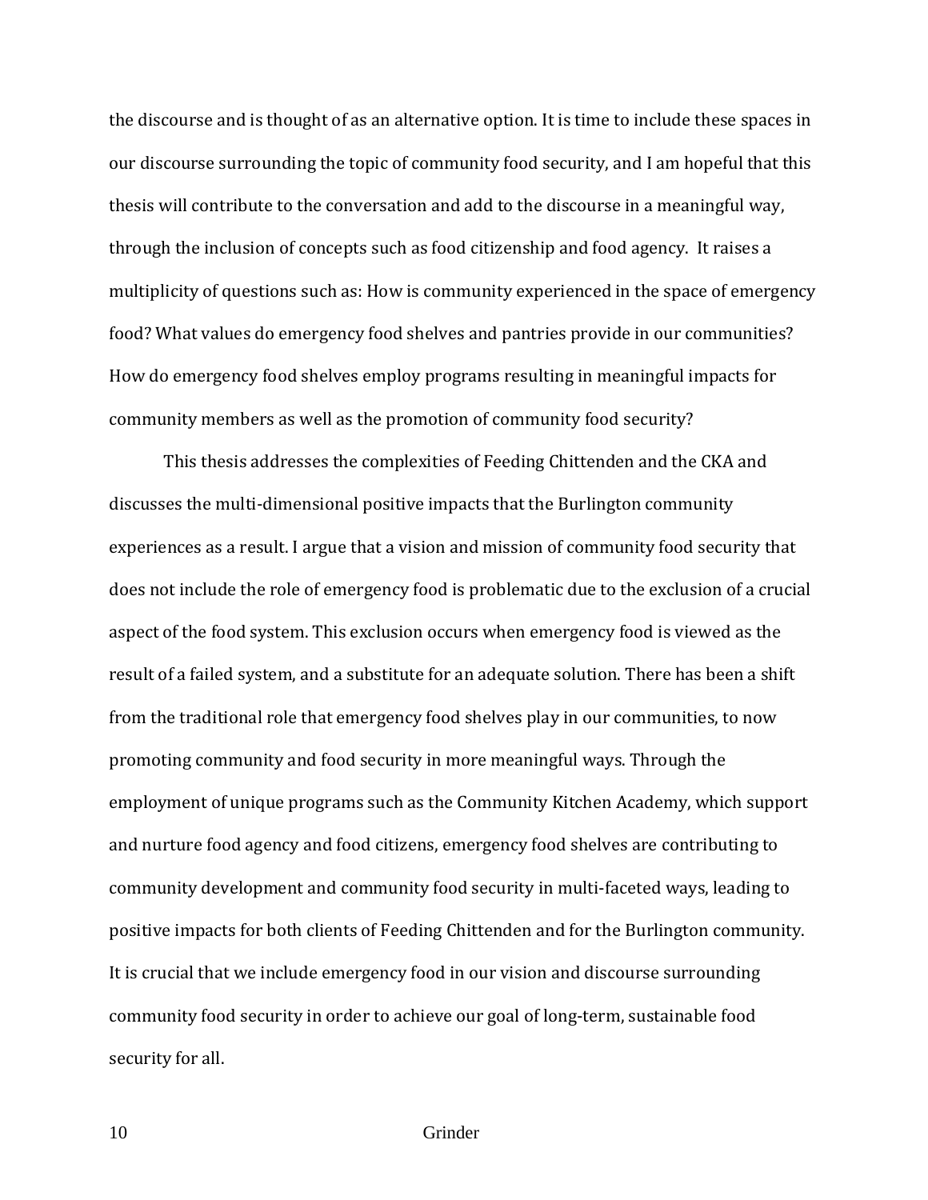the discourse and is thought of as an alternative option. It is time to include these spaces in our discourse surrounding the topic of community food security, and I am hopeful that this thesis will contribute to the conversation and add to the discourse in a meaningful way, through the inclusion of concepts such as food citizenship and food agency. It raises a multiplicity of questions such as: How is community experienced in the space of emergency food? What values do emergency food shelves and pantries provide in our communities? How do emergency food shelves employ programs resulting in meaningful impacts for community members as well as the promotion of community food security?

This thesis addresses the complexities of Feeding Chittenden and the CKA and discusses the multi-dimensional positive impacts that the Burlington community experiences as a result. I argue that a vision and mission of community food security that does not include the role of emergency food is problematic due to the exclusion of a crucial aspect of the food system. This exclusion occurs when emergency food is viewed as the result of a failed system, and a substitute for an adequate solution. There has been a shift from the traditional role that emergency food shelves play in our communities, to now promoting community and food security in more meaningful ways. Through the employment of unique programs such as the Community Kitchen Academy, which support and nurture food agency and food citizens, emergency food shelves are contributing to community development and community food security in multi-faceted ways, leading to positive impacts for both clients of Feeding Chittenden and for the Burlington community. It is crucial that we include emergency food in our vision and discourse surrounding community food security in order to achieve our goal of long-term, sustainable food security for all.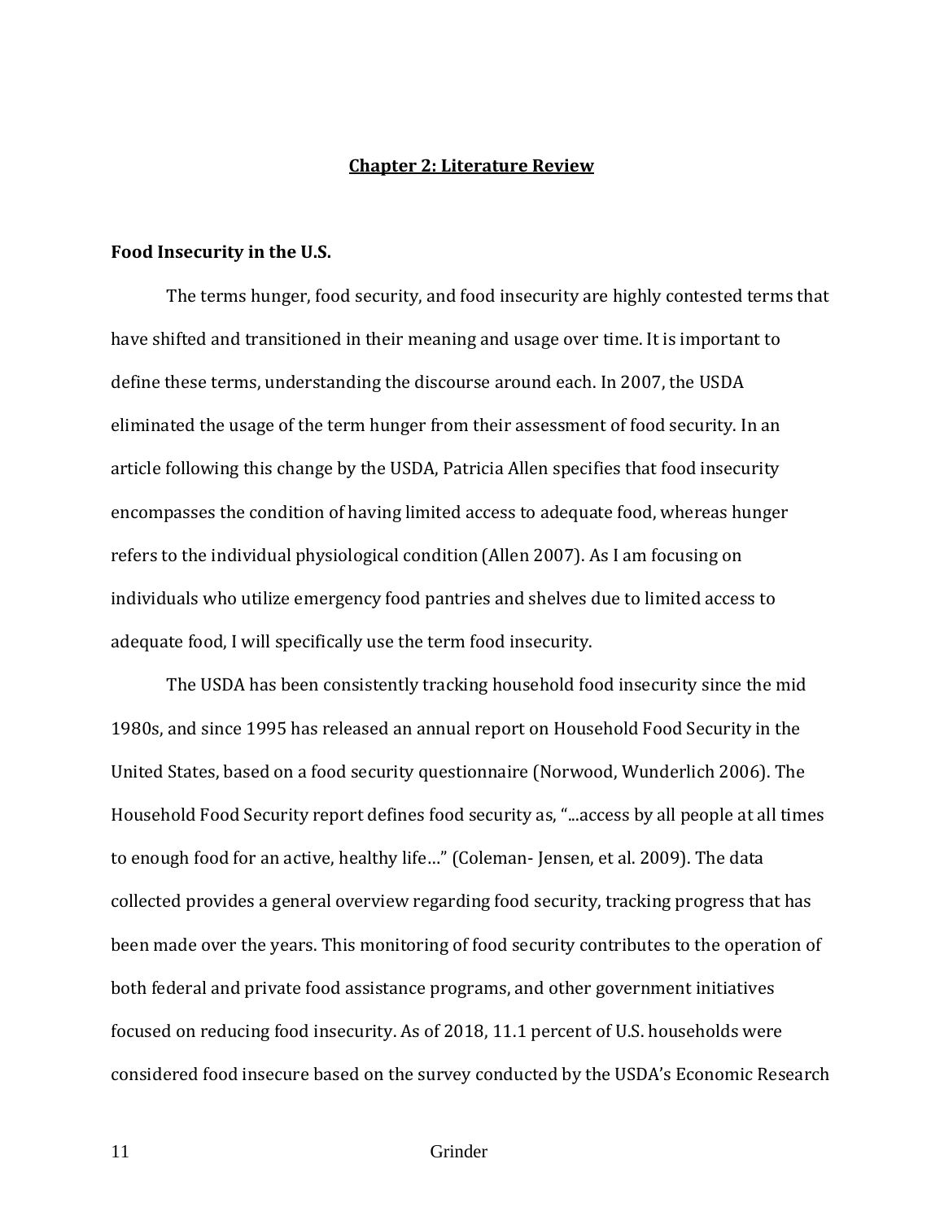## Chapter 2: Literature Review

### Food Insecurity in the U.S.

The terms hunger, food security, and food insecurity are highly contested terms that have shifted and transitioned in their meaning and usage over time. It is important to define these terms, understanding the discourse around each. In 2007, the USDA eliminated the usage of the term hunger from their assessment of food security. In an article following this change by the USDA, Patricia Allen specifies that food insecurity encompasses the condition of having limited access to adequate food, whereas hunger refers to the individual physiological condition (Allen 2007). As I am focusing on individuals who utilize emergency food pantries and shelves due to limited access to adequate food, I will specifically use the term food insecurity.

The USDA has been consistently tracking household food insecurity since the mid 1980s, and since 1995 has released an annual report on Household Food Security in the United States, based on a food security questionnaire (Norwood, Wunderlich 2006). The Household Food Security report defines food security as, "...access by all people at all times to enough food for an active, healthy life…" (Coleman- Jensen, et al. 2009). The data collected provides a general overview regarding food security, tracking progress that has been made over the years. This monitoring of food security contributes to the operation of both federal and private food assistance programs, and other government initiatives focused on reducing food insecurity. As of 2018, 11.1 percent of U.S. households were considered food insecure based on the survey conducted by the USDA's Economic Research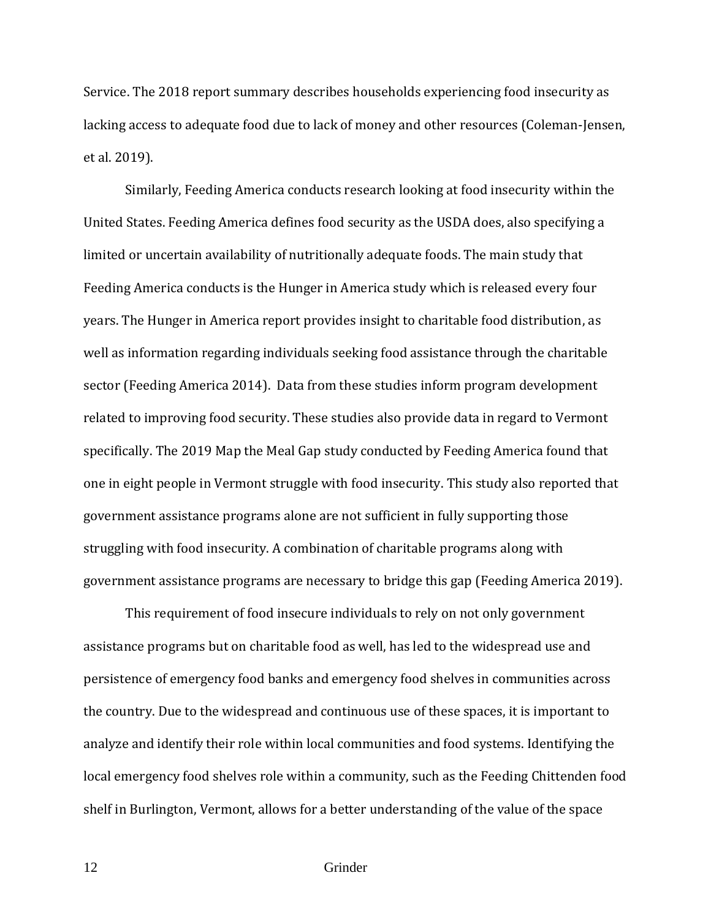Service. The 2018 report summary describes households experiencing food insecurity as lacking access to adequate food due to lack of money and other resources (Coleman-Jensen, et al. 2019).

Similarly, Feeding America conducts research looking at food insecurity within the United States. Feeding America defines food security as the USDA does, also specifying a limited or uncertain availability of nutritionally adequate foods. The main study that Feeding America conducts is the Hunger in America study which is released every four years. The Hunger in America report provides insight to charitable food distribution, as well as information regarding individuals seeking food assistance through the charitable sector (Feeding America 2014). Data from these studies inform program development related to improving food security. These studies also provide data in regard to Vermont specifically. The 2019 Map the Meal Gap study conducted by Feeding America found that one in eight people in Vermont struggle with food insecurity. This study also reported that government assistance programs alone are not sufficient in fully supporting those struggling with food insecurity. A combination of charitable programs along with government assistance programs are necessary to bridge this gap (Feeding America 2019).

This requirement of food insecure individuals to rely on not only government assistance programs but on charitable food as well, has led to the widespread use and persistence of emergency food banks and emergency food shelves in communities across the country. Due to the widespread and continuous use of these spaces, it is important to analyze and identify their role within local communities and food systems. Identifying the local emergency food shelves role within a community, such as the Feeding Chittenden food shelf in Burlington, Vermont, allows for a better understanding of the value of the space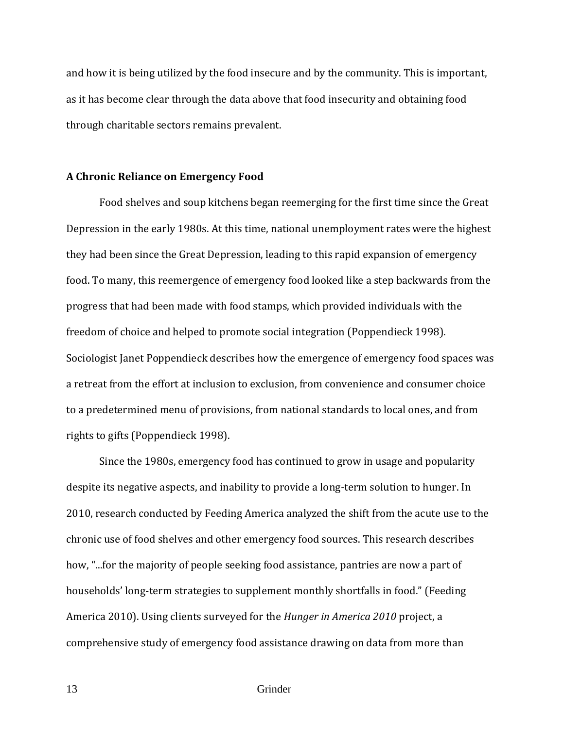and how it is being utilized by the food insecure and by the community. This is important, as it has become clear through the data above that food insecurity and obtaining food through charitable sectors remains prevalent.

**A Chronic Reliance on Emergency Food**

Food shelves and soup kitchens began reemerging for the first time since the Great Depression in the early 1980s. At this time, national unemployment rates were the highest they had been since the Great Depression, leading to this rapid expansion of emergency food. To many, this reemergence of emergency food looked like a step backwards from the progress that had been made with food stamps, which provided individuals with the freedom of choice and helped to promote social integration (Poppendieck 1998). Sociologist Janet Poppendieck describes how the emergence of emergency food spaces was a retreat from the effort at inclusion to exclusion, from convenience and consumer choice to a predetermined menu of provisions, from national standards to local ones, and from rights to gifts (Poppendieck 1998).

Since the 1980s, emergency food has continued to grow in usage and popularity despite its negative aspects, and inability to provide a long-term solution to hunger. In 2010, research conducted by Feeding America analyzed the shift from the acute use to the chronic use of food shelves and other emergency food sources. This research describes how, "...for the majority of people seeking food assistance, pantries are now a part of households' long-term strategies to supplement monthly shortfalls in food." (Feeding America 2010). Using clients surveyed for the *Hunger in America 2010* project, a comprehensive study of emergency food assistance drawing on data from more than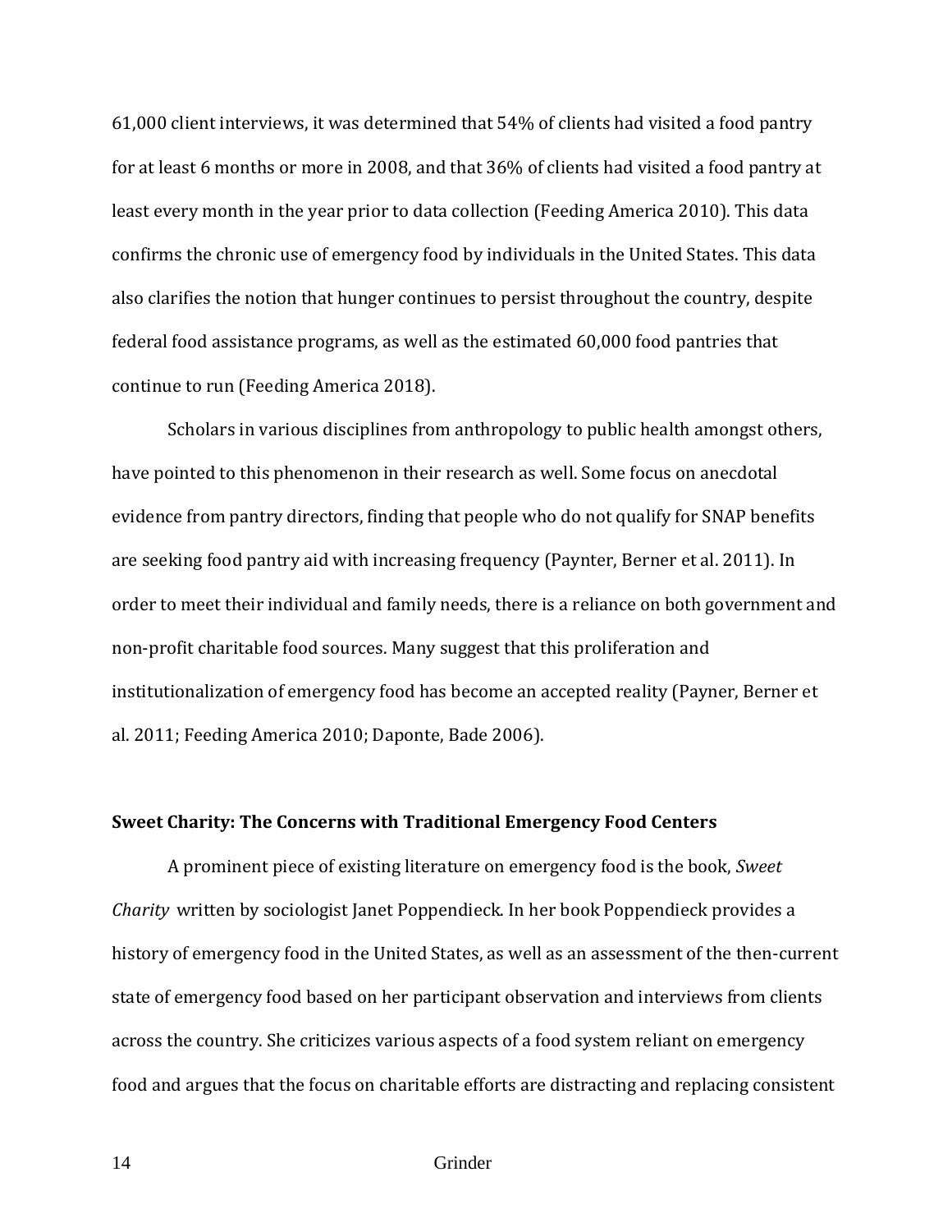61,000 client interviews, it was determined that 54% of clients had visited a food pantry for at least 6 months or more in 2008, and that 36% of clients had visited a food pantry at least every month in the year prior to data collection (Feeding America 2010). This data confirms the chronic use of emergency food by individuals in the United States. This data also clarifies the notion that hunger continues to persist throughout the country, despite federal food assistance programs, as well as the estimated 60,000 food pantries that continue to run (Feeding America 2018).

Scholars in various disciplines from anthropology to public health amongst others, have pointed to this phenomenon in their research as well. Some focus on anecdotal evidence from pantry directors, finding that people who do not qualify for SNAP benefits are seeking food pantry aid with increasing frequency (Paynter, Berner et al. 2011). In order to meet their individual and family needs, there is a reliance on both government and non-profit charitable food sources. Many suggest that this proliferation and institutionalization of emergency food has become an accepted reality (Payner, Berner et al. 2011; Feeding America 2010; Daponte, Bade 2006).

### Sweet Charity: The Concerns with Traditional Emergency Food Centers

A prominent piece of existing literature on emergency food is the book, *Sweet Charity* written by sociologist Janet Poppendieck. In her book Poppendieck provides a history of emergency food in the United States, as well as an assessment of the then-current state of emergency food based on her participant observation and interviews from clients across the country. She criticizes various aspects of a food system reliant on emergency food and argues that the focus on charitable efforts are distracting and replacing consistent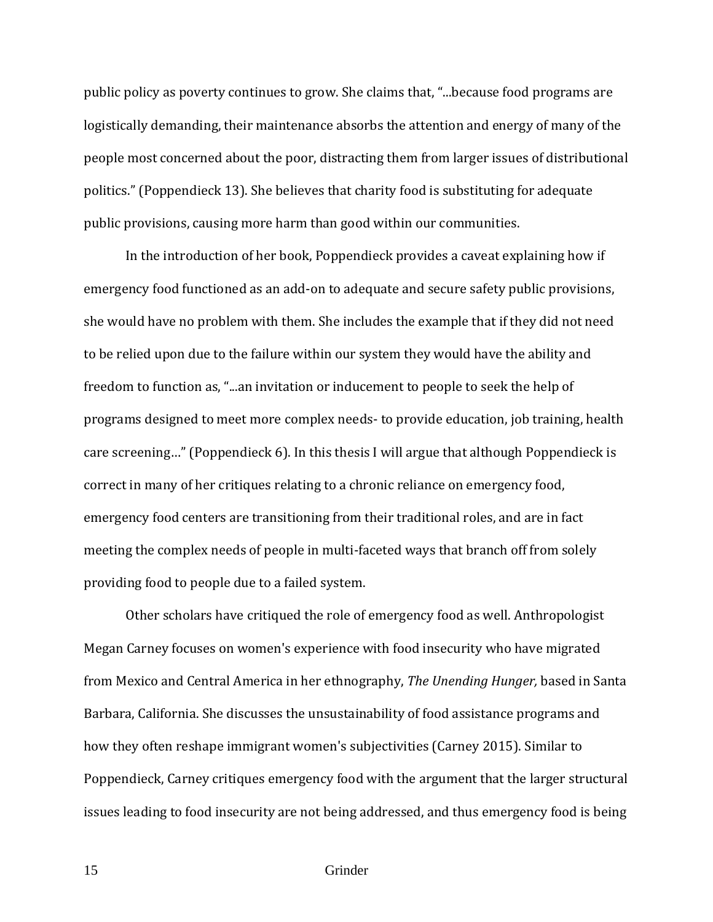public policy as poverty continues to grow. She claims that, "...because food programs are logistically demanding, their maintenance absorbs the attention and energy of many of the people most concerned about the poor, distracting them from larger issues of distributional politics." (Poppendieck 13). She believes that charity food is substituting for adequate public provisions, causing more harm than good within our communities.

In the introduction of her book, Poppendieck provides a caveat explaining how if emergency food functioned as an add-on to adequate and secure safety public provisions, she would have no problem with them. She includes the example that if they did not need to be relied upon due to the failure within our system they would have the ability and freedom to function as, "...an invitation or inducement to people to seek the help of programs designed to meet more complex needs- to provide education, job training, health care screening…" (Poppendieck 6). In this thesis I will argue that although Poppendieck is correct in many of her critiques relating to a chronic reliance on emergency food, emergency food centers are transitioning from their traditional roles, and are in fact meeting the complex needs of people in multi-faceted ways that branch off from solely providing food to people due to a failed system.

Other scholars have critiqued the role of emergency food as well. Anthropologist Megan Carney focuses on women's experience with food insecurity who have migrated from Mexico and Central America in her ethnography, *The Unending Hunger,* based in Santa Barbara, California. She discusses the unsustainability of food assistance programs and how they often reshape immigrant women's subjectivities (Carney 2015). Similar to Poppendieck, Carney critiques emergency food with the argument that the larger structural issues leading to food insecurity are not being addressed, and thus emergency food is being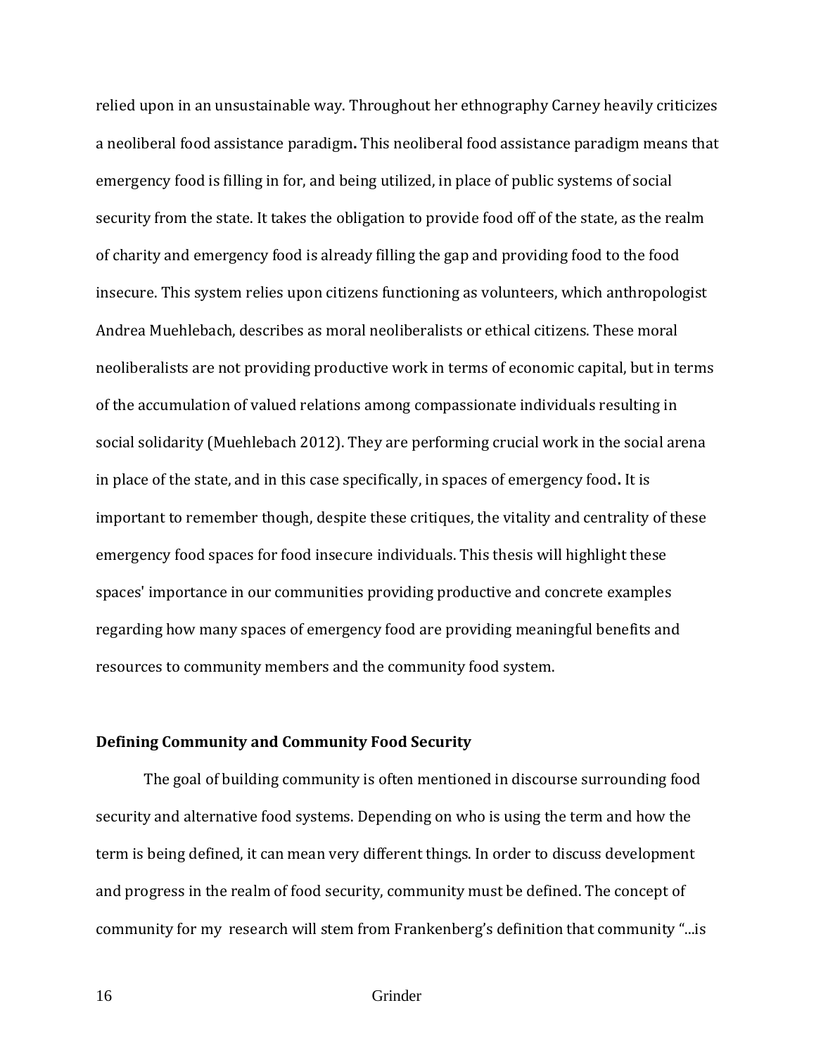relied upon in an unsustainable way. Throughout her ethnography Carney heavily criticizes a neoliberal food assistance paradigm**.** This neoliberal food assistance paradigm means that emergency food is filling in for, and being utilized, in place of public systems of social security from the state. It takes the obligation to provide food off of the state, as the realm of charity and emergency food is already filling the gap and providing food to the food insecure. This system relies upon citizens functioning as volunteers, which anthropologist Andrea Muehlebach, describes as moral neoliberalists or ethical citizens. These moral neoliberalists are not providing productive work in terms of economic capital, but in terms of the accumulation of valued relations among compassionate individuals resulting in social solidarity (Muehlebach 2012). They are performing crucial work in the social arena in place of the state, and in this case specifically, in spaces of emergency food**.** It is important to remember though, despite these critiques, the vitality and centrality of these emergency food spaces for food insecure individuals. This thesis will highlight these spaces' importance in our communities providing productive and concrete examples regarding how many spaces of emergency food are providing meaningful benefits and resources to community members and the community food system.

**Defining Community and Community Food Security**

The goal of building community is often mentioned in discourse surrounding food security and alternative food systems. Depending on who is using the term and how the term is being defined, it can mean very different things. In order to discuss development and progress in the realm of food security, community must be defined. The concept of community for my research will stem from Frankenberg's definition that community "...is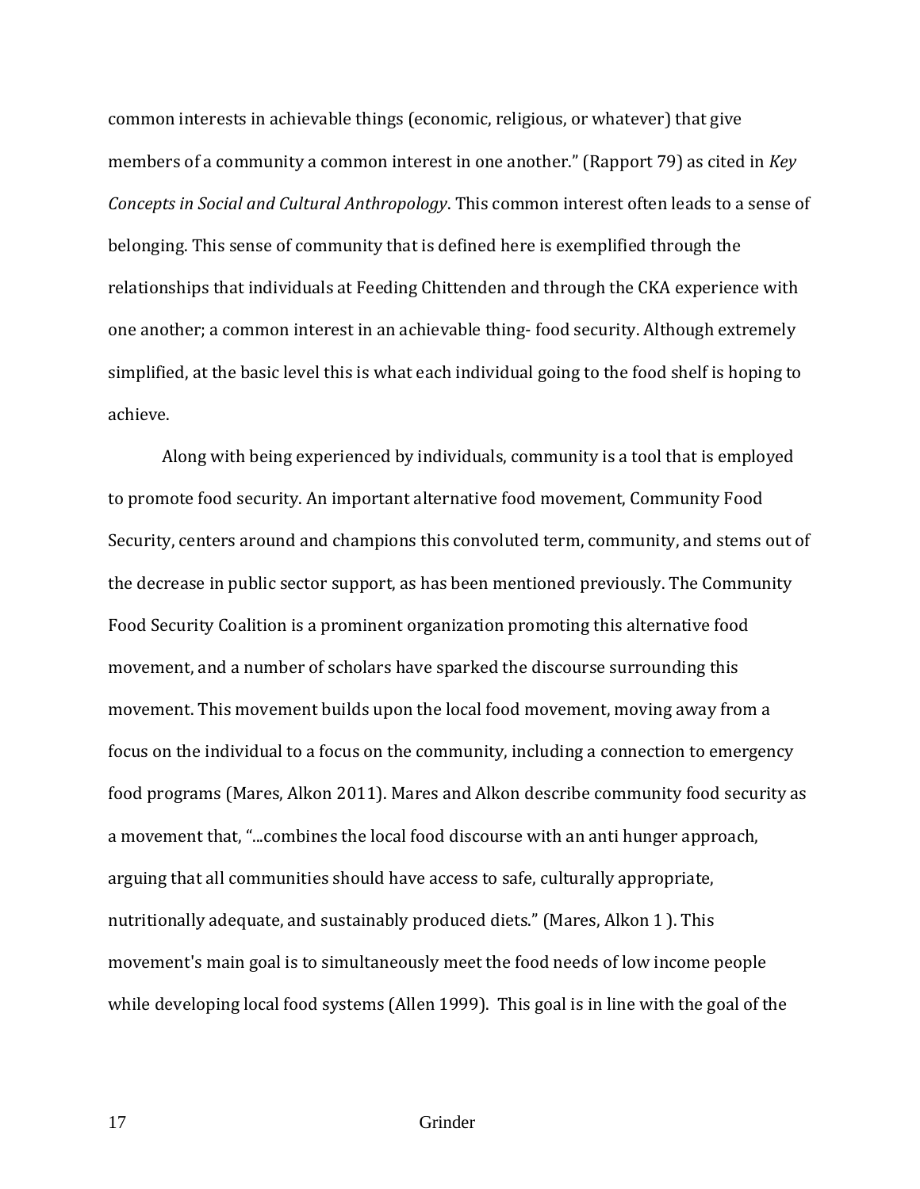common interests in achievable things (economic, religious, or whatever) that give members of a community a common interest in one another." (Rapport 79) as cited in *Key Concepts in Social and Cultural Anthropology*. This common interest often leads to a sense of belonging. This sense of community that is defined here is exemplified through the relationships that individuals at Feeding Chittenden and through the CKA experience with one another; a common interest in an achievable thing- food security. Although extremely simplified, at the basic level this is what each individual going to the food shelf is hoping to achieve.

Along with being experienced by individuals, community is a tool that is employed to promote food security. An important alternative food movement, Community Food Security, centers around and champions this convoluted term, community, and stems out of the decrease in public sector support, as has been mentioned previously. The Community Food Security Coalition is a prominent organization promoting this alternative food movement, and a number of scholars have sparked the discourse surrounding this movement. This movement builds upon the local food movement, moving away from a focus on the individual to a focus on the community, including a connection to emergency food programs (Mares, Alkon 2011). Mares and Alkon describe community food security as a movement that, "...combines the local food discourse with an anti hunger approach, arguing that all communities should have access to safe, culturally appropriate, nutritionally adequate, and sustainably produced diets." (Mares, Alkon 1 ). This movement's main goal is to simultaneously meet the food needs of low income people while developing local food systems (Allen 1999). This goal is in line with the goal of the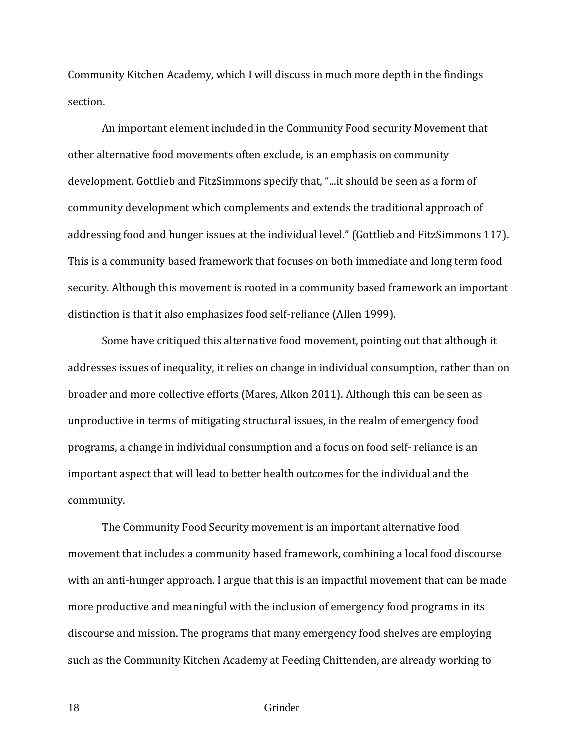Community Kitchen Academy, which I will discuss in much more depth in the findings section.

An important element included in the Community Food security Movement that other alternative food movements often exclude, is an emphasis on community development. Gottlieb and FitzSimmons specify that, "...it should be seen as a form of community development which complements and extends the traditional approach of addressing food and hunger issues at the individual level." (Gottlieb and FitzSimmons 117). This is a community based framework that focuses on both immediate and long term food security. Although this movement is rooted in a community based framework an important distinction is that it also emphasizes food self-reliance (Allen 1999).

Some have critiqued this alternative food movement, pointing out that although it addresses issues of inequality, it relies on change in individual consumption, rather than on broader and more collective efforts (Mares, Alkon 2011). Although this can be seen as unproductive in terms of mitigating structural issues, in the realm of emergency food programs, a change in individual consumption and a focus on food self- reliance is an important aspect that will lead to better health outcomes for the individual and the community.

The Community Food Security movement is an important alternative food movement that includes a community based framework, combining a local food discourse with an anti-hunger approach. I argue that this is an impactful movement that can be made more productive and meaningful with the inclusion of emergency food programs in its discourse and mission. The programs that many emergency food shelves are employing such as the Community Kitchen Academy at Feeding Chittenden, are already working to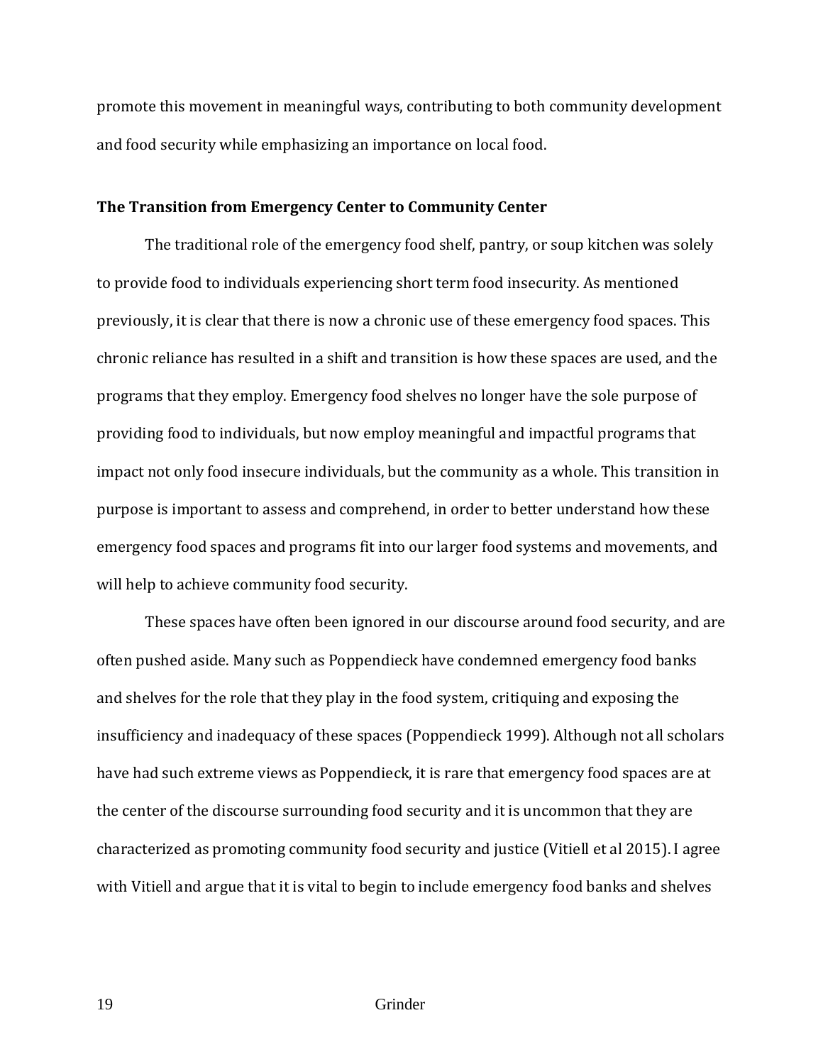promote this movement in meaningful ways, contributing to both community development and food security while emphasizing an importance on local food.

### The Transition from Emergency Center to Community Center

The traditional role of the emergency food shelf, pantry, or soup kitchen was solely to provide food to individuals experiencing short term food insecurity. As mentioned previously, it is clear that there is now a chronic use of these emergency food spaces. This chronic reliance has resulted in a shift and transition is how these spaces are used, and the programs that they employ. Emergency food shelves no longer have the sole purpose of providing food to individuals, but now employ meaningful and impactful programs that impact not only food insecure individuals, but the community as a whole. This transition in purpose is important to assess and comprehend, in order to better understand how these emergency food spaces and programs fit into our larger food systems and movements, and will help to achieve community food security.

These spaces have often been ignored in our discourse around food security, and are often pushed aside. Many such as Poppendieck have condemned emergency food banks and shelves for the role that they play in the food system, critiquing and exposing the insufficiency and inadequacy of these spaces (Poppendieck 1999). Although not all scholars have had such extreme views as Poppendieck, it is rare that emergency food spaces are at the center of the discourse surrounding food security and it is uncommon that they are characterized as promoting community food security and justice (Vitiell et al 2015). I agree with Vitiell and argue that it is vital to begin to include emergency food banks and shelves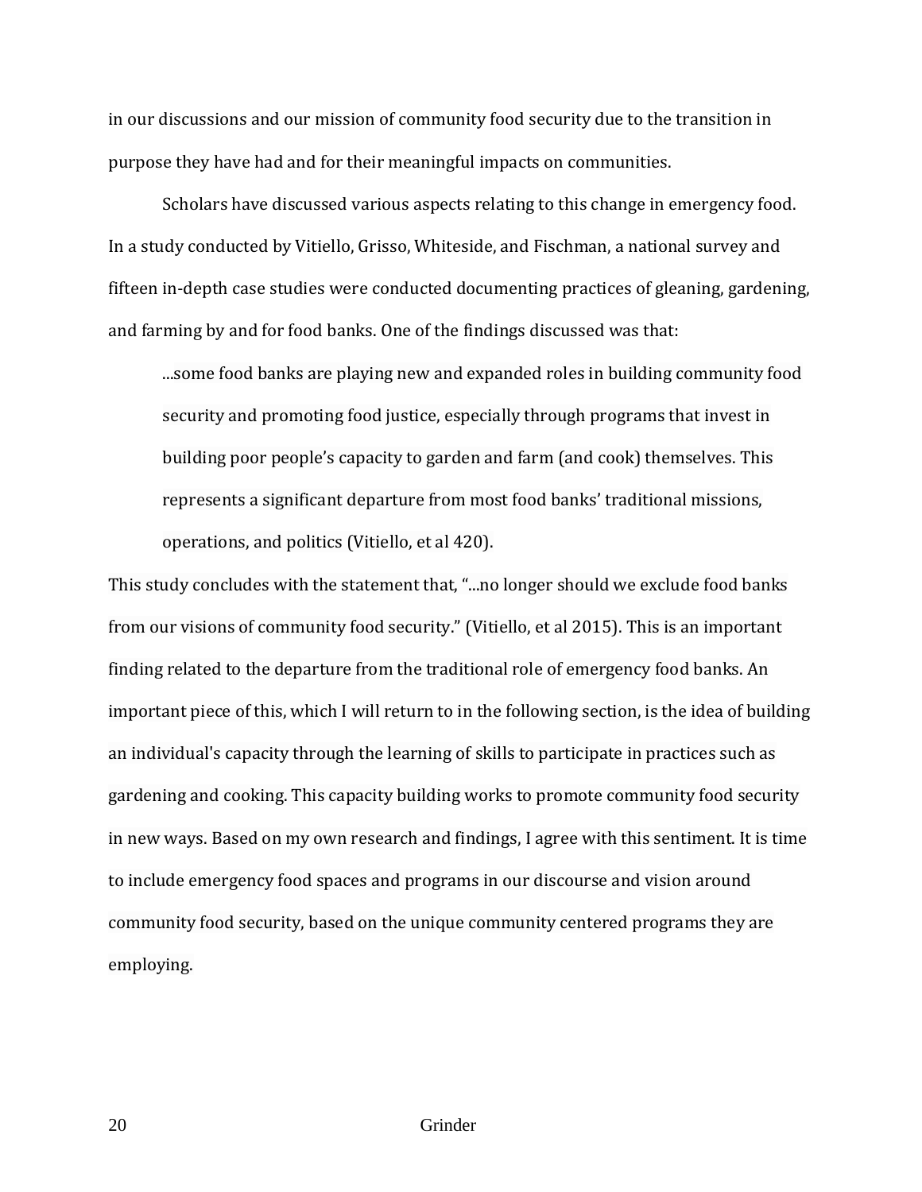in our discussions and our mission of community food security due to the transition in purpose they have had and for their meaningful impacts on communities.

Scholars have discussed various aspects relating to this change in emergency food. In a study conducted by Vitiello, Grisso, Whiteside, and Fischman, a national survey and fifteen in-depth case studies were conducted documenting practices of gleaning, gardening, and farming by and for food banks. One of the findings discussed was that:

> ...some food banks are playing new and expanded roles in building community food security and promoting food justice, especially through programs that invest in building poor people's capacity to garden and farm (and cook) themselves. This represents a significant departure from most food banks' traditional missions, operations, and politics (Vitiello, et al 420).

This study concludes with the statement that, "...no longer should we exclude food banks from our visions of community food security." (Vitiello, et al 2015). This is an important finding related to the departure from the traditional role of emergency food banks. An important piece of this, which I will return to in the following section, is the idea of building an individual's capacity through the learning of skills to participate in practices such as gardening and cooking. This capacity building works to promote community food security in new ways. Based on my own research and findings, I agree with this sentiment. It is time to include emergency food spaces and programs in our discourse and vision around community food security, based on the unique community centered programs they are employing.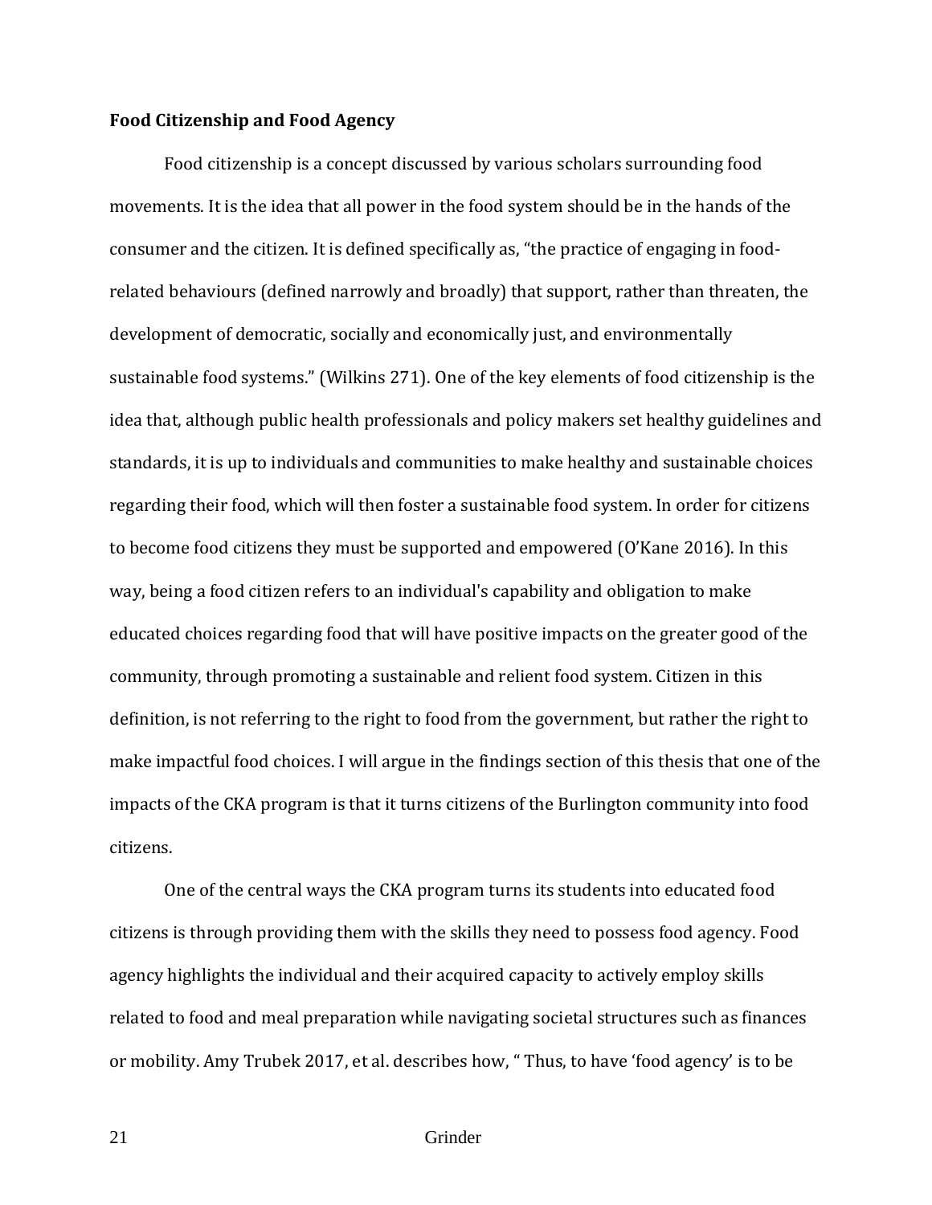**Food Citizenship and Food Agency**

Food citizenship is a concept discussed by various scholars surrounding food movements. It is the idea that all power in the food system should be in the hands of the consumer and the citizen. It is defined specifically as, "the practice of engaging in food-related behaviours (defined narrowly and broadly) that support, rather than threaten, the development of democratic, socially and economically just, and environmentally sustainable food systems." (Wilkins 271). One of the key elements of food citizenship is the idea that, although public health professionals and policy makers set healthy guidelines and standards, it is up to individuals and communities to make healthy and sustainable choices regarding their food, which will then foster a sustainable food system. In order for citizens to become food citizens they must be supported and empowered (O'Kane 2016). In this way, being a food citizen refers to an individual's capability and obligation to make educated choices regarding food that will have positive impacts on the greater good of the community, through promoting a sustainable and relient food system. Citizen in this definition, is not referring to the right to food from the government, but rather the right to make impactful food choices. I will argue in the findings section of this thesis that one of the impacts of the CKA program is that it turns citizens of the Burlington community into food citizens.

One of the central ways the CKA program turns its students into educated food citizens is through providing them with the skills they need to possess food agency. Food agency highlights the individual and their acquired capacity to actively employ skills related to food and meal preparation while navigating societal structures such as finances or mobility. Amy Trubek 2017, et al. describes how, " Thus, to have 'food agency' is to be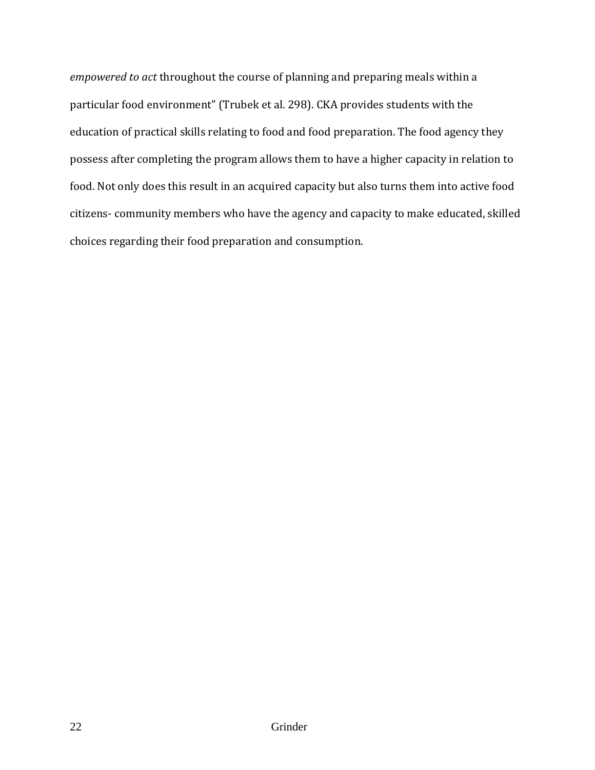*empowered to act* throughout the course of planning and preparing meals within a particular food environment" (Trubek et al. 298). CKA provides students with the education of practical skills relating to food and food preparation. The food agency they possess after completing the program allows them to have a higher capacity in relation to food. Not only does this result in an acquired capacity but also turns them into active food citizens- community members who have the agency and capacity to make educated, skilled choices regarding their food preparation and consumption.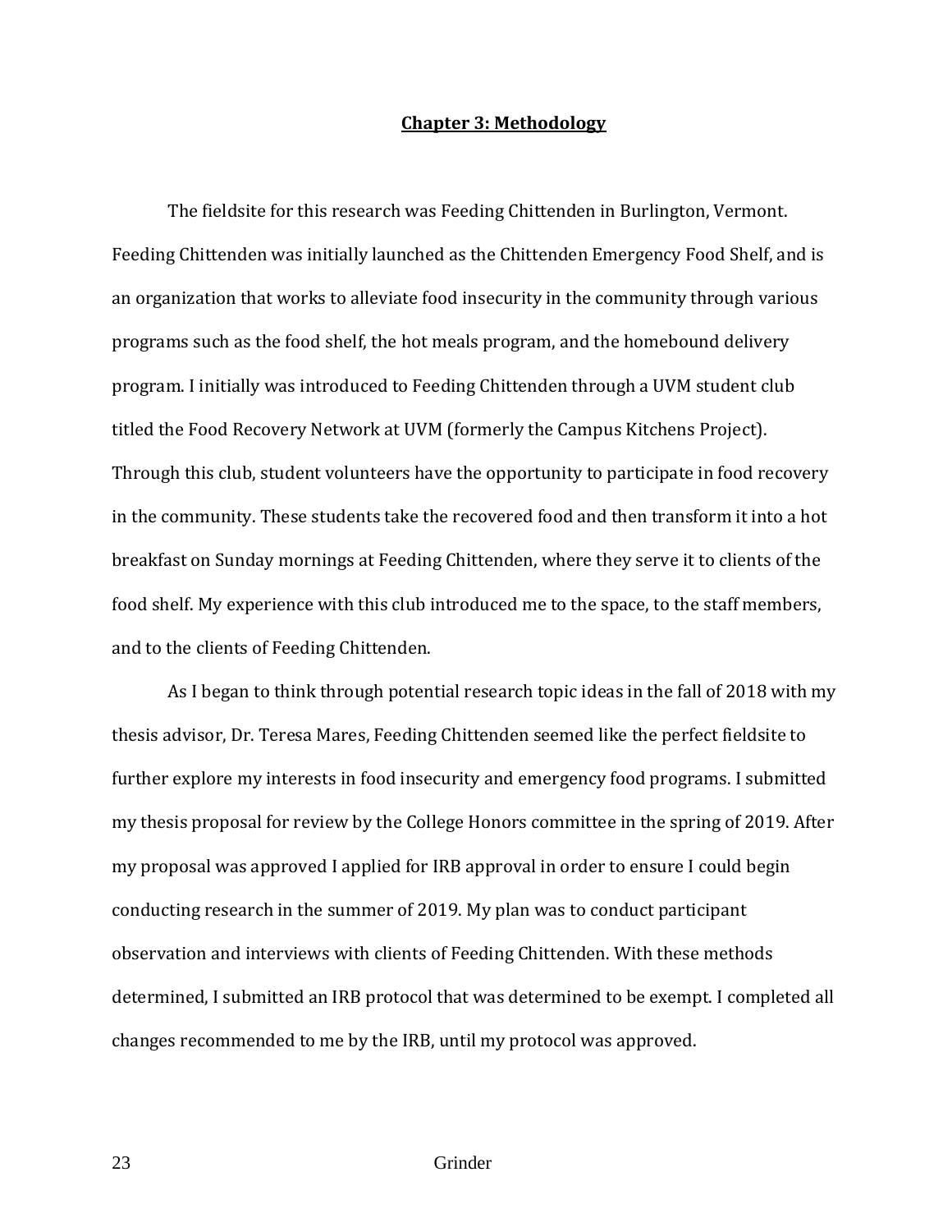# Chapter 3: Methodology

The fieldsite for this research was Feeding Chittenden in Burlington, Vermont. Feeding Chittenden was initially launched as the Chittenden Emergency Food Shelf, and is an organization that works to alleviate food insecurity in the community through various programs such as the food shelf, the hot meals program, and the homebound delivery program. I initially was introduced to Feeding Chittenden through a UVM student club titled the Food Recovery Network at UVM (formerly the Campus Kitchens Project). Through this club, student volunteers have the opportunity to participate in food recovery in the community. These students take the recovered food and then transform it into a hot breakfast on Sunday mornings at Feeding Chittenden, where they serve it to clients of the food shelf. My experience with this club introduced me to the space, to the staff members, and to the clients of Feeding Chittenden.

As I began to think through potential research topic ideas in the fall of 2018 with my thesis advisor, Dr. Teresa Mares, Feeding Chittenden seemed like the perfect fieldsite to further explore my interests in food insecurity and emergency food programs. I submitted my thesis proposal for review by the College Honors committee in the spring of 2019. After my proposal was approved I applied for IRB approval in order to ensure I could begin conducting research in the summer of 2019. My plan was to conduct participant observation and interviews with clients of Feeding Chittenden. With these methods determined, I submitted an IRB protocol that was determined to be exempt. I completed all changes recommended to me by the IRB, until my protocol was approved.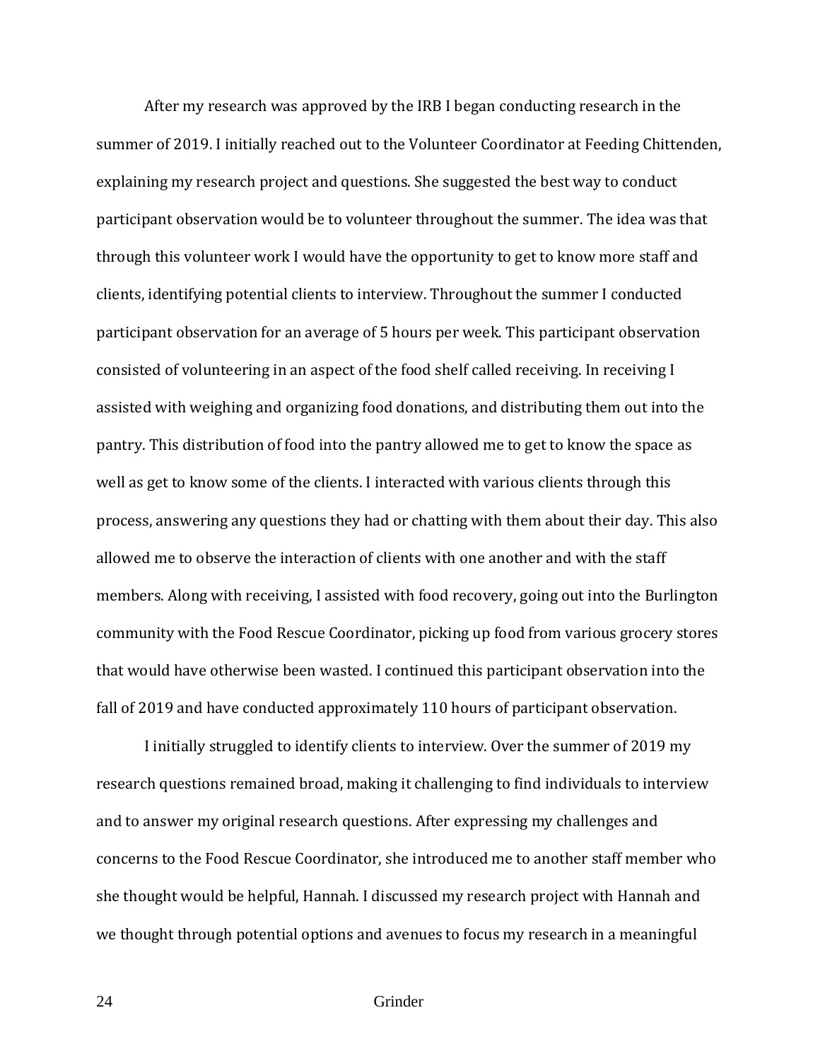After my research was approved by the IRB I began conducting research in the summer of 2019. I initially reached out to the Volunteer Coordinator at Feeding Chittenden, explaining my research project and questions. She suggested the best way to conduct participant observation would be to volunteer throughout the summer. The idea was that through this volunteer work I would have the opportunity to get to know more staff and clients, identifying potential clients to interview. Throughout the summer I conducted participant observation for an average of 5 hours per week. This participant observation consisted of volunteering in an aspect of the food shelf called receiving. In receiving I assisted with weighing and organizing food donations, and distributing them out into the pantry. This distribution of food into the pantry allowed me to get to know the space as well as get to know some of the clients. I interacted with various clients through this process, answering any questions they had or chatting with them about their day. This also allowed me to observe the interaction of clients with one another and with the staff members. Along with receiving, I assisted with food recovery, going out into the Burlington community with the Food Rescue Coordinator, picking up food from various grocery stores that would have otherwise been wasted. I continued this participant observation into the fall of 2019 and have conducted approximately 110 hours of participant observation.

I initially struggled to identify clients to interview. Over the summer of 2019 my research questions remained broad, making it challenging to find individuals to interview and to answer my original research questions. After expressing my challenges and concerns to the Food Rescue Coordinator, she introduced me to another staff member who she thought would be helpful, Hannah. I discussed my research project with Hannah and we thought through potential options and avenues to focus my research in a meaningful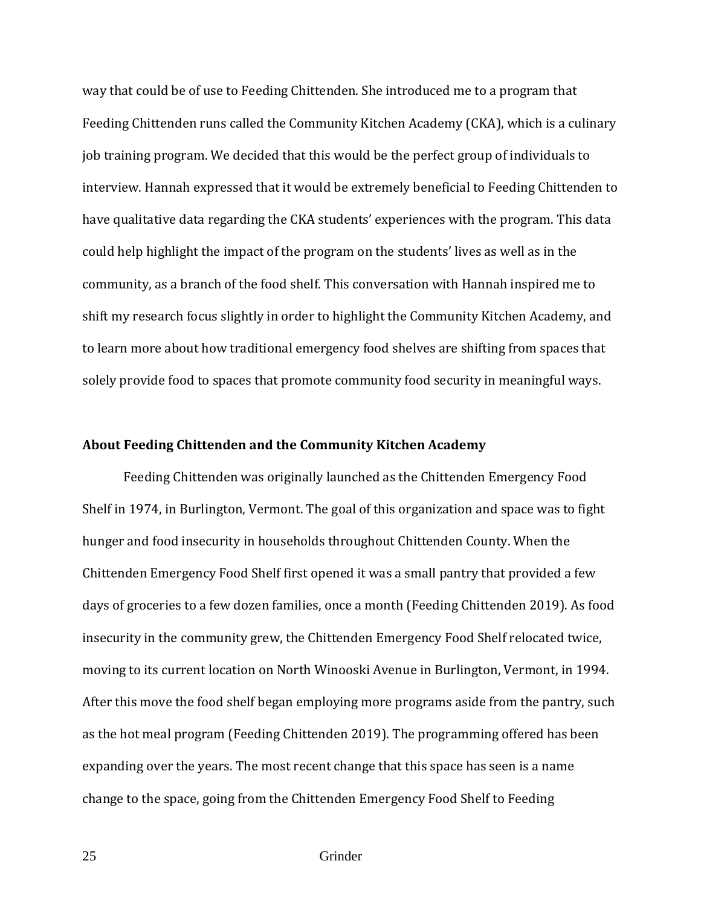way that could be of use to Feeding Chittenden. She introduced me to a program that Feeding Chittenden runs called the Community Kitchen Academy (CKA), which is a culinary job training program. We decided that this would be the perfect group of individuals to interview. Hannah expressed that it would be extremely beneficial to Feeding Chittenden to have qualitative data regarding the CKA students' experiences with the program. This data could help highlight the impact of the program on the students' lives as well as in the community, as a branch of the food shelf. This conversation with Hannah inspired me to shift my research focus slightly in order to highlight the Community Kitchen Academy, and to learn more about how traditional emergency food shelves are shifting from spaces that solely provide food to spaces that promote community food security in meaningful ways.

**About Feeding Chittenden and the Community Kitchen Academy**

Feeding Chittenden was originally launched as the Chittenden Emergency Food Shelf in 1974, in Burlington, Vermont. The goal of this organization and space was to fight hunger and food insecurity in households throughout Chittenden County. When the Chittenden Emergency Food Shelf first opened it was a small pantry that provided a few days of groceries to a few dozen families, once a month (Feeding Chittenden 2019). As food insecurity in the community grew, the Chittenden Emergency Food Shelf relocated twice, moving to its current location on North Winooski Avenue in Burlington, Vermont, in 1994. After this move the food shelf began employing more programs aside from the pantry, such as the hot meal program (Feeding Chittenden 2019). The programming offered has been expanding over the years. The most recent change that this space has seen is a name change to the space, going from the Chittenden Emergency Food Shelf to Feeding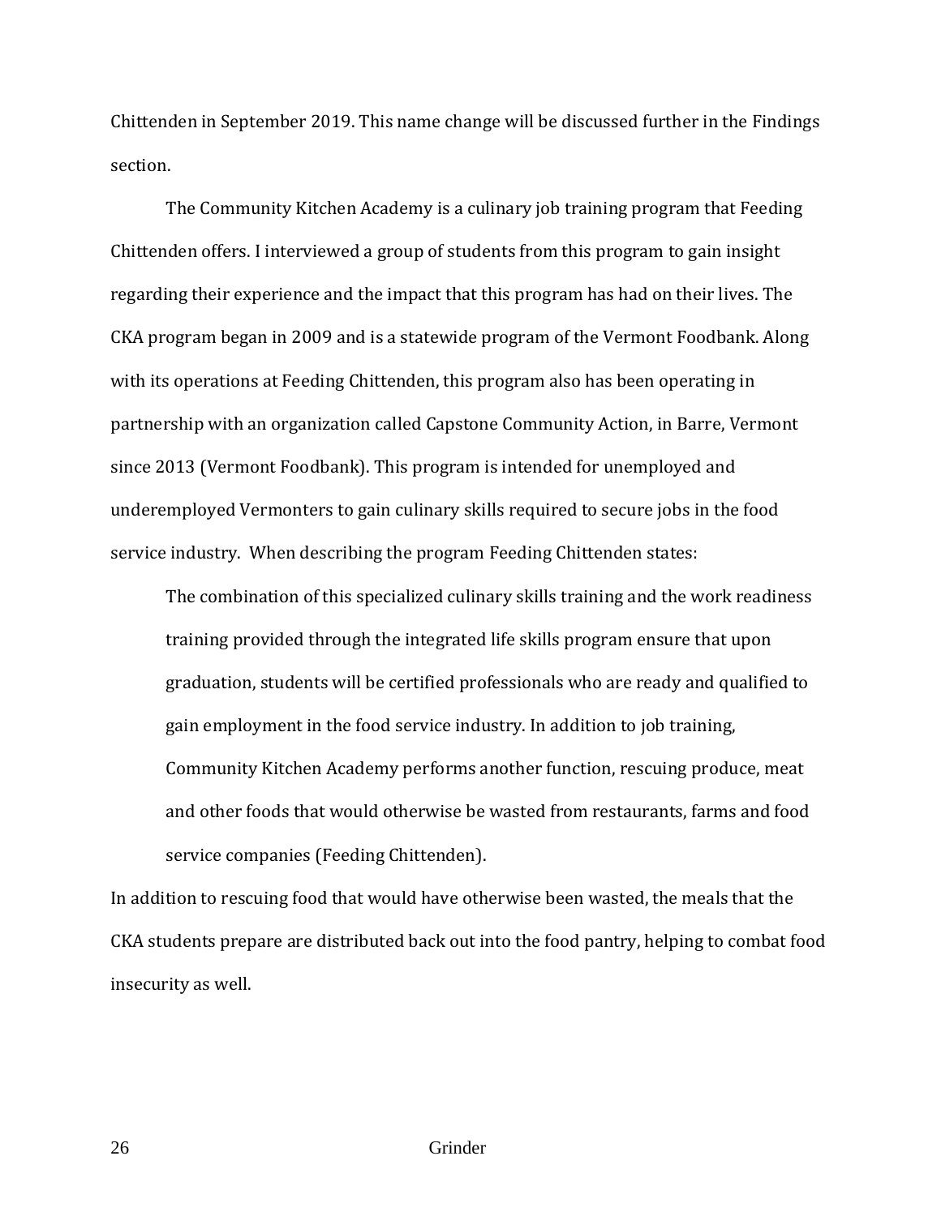Chittenden in September 2019. This name change will be discussed further in the Findings section.

The Community Kitchen Academy is a culinary job training program that Feeding Chittenden offers. I interviewed a group of students from this program to gain insight regarding their experience and the impact that this program has had on their lives. The CKA program began in 2009 and is a statewide program of the Vermont Foodbank. Along with its operations at Feeding Chittenden, this program also has been operating in partnership with an organization called Capstone Community Action, in Barre, Vermont since 2013 (Vermont Foodbank). This program is intended for unemployed and underemployed Vermonters to gain culinary skills required to secure jobs in the food service industry. When describing the program Feeding Chittenden states:

> The combination of this specialized culinary skills training and the work readiness training provided through the integrated life skills program ensure that upon graduation, students will be certified professionals who are ready and qualified to gain employment in the food service industry. In addition to job training, Community Kitchen Academy performs another function, rescuing produce, meat and other foods that would otherwise be wasted from restaurants, farms and food service companies (Feeding Chittenden).

In addition to rescuing food that would have otherwise been wasted, the meals that the CKA students prepare are distributed back out into the food pantry, helping to combat food insecurity as well.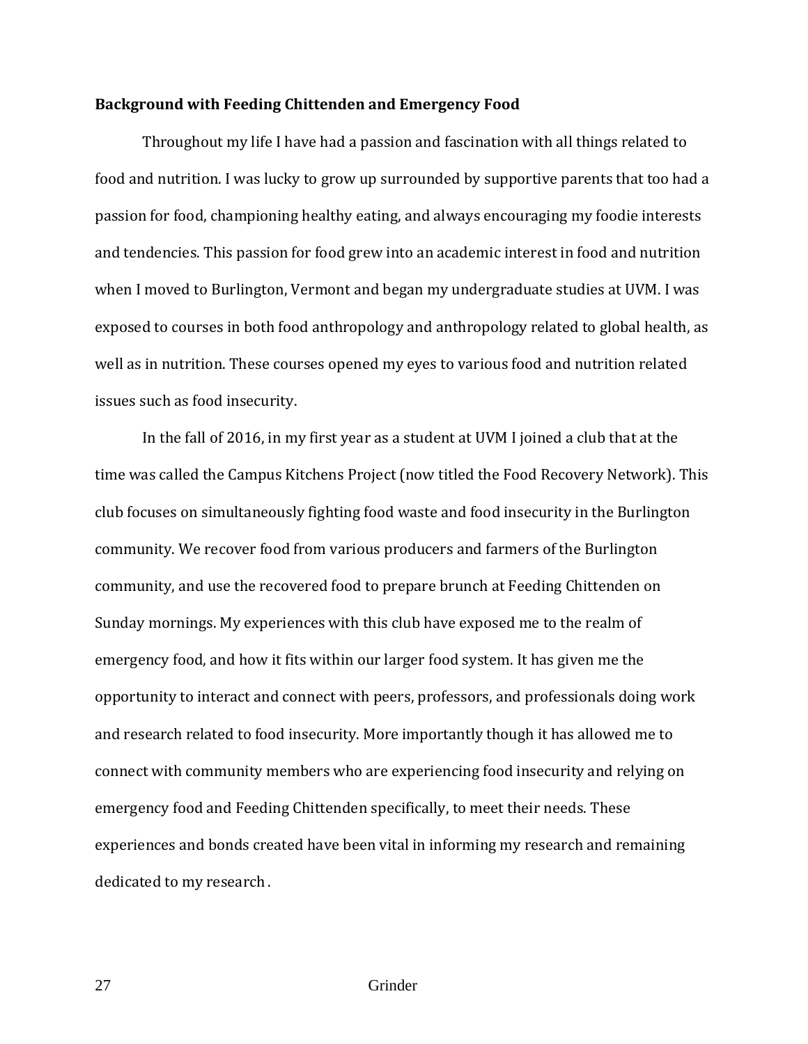**Background with Feeding Chittenden and Emergency Food**

Throughout my life I have had a passion and fascination with all things related to food and nutrition. I was lucky to grow up surrounded by supportive parents that too had a passion for food, championing healthy eating, and always encouraging my foodie interests and tendencies. This passion for food grew into an academic interest in food and nutrition when I moved to Burlington, Vermont and began my undergraduate studies at UVM. I was exposed to courses in both food anthropology and anthropology related to global health, as well as in nutrition. These courses opened my eyes to various food and nutrition related issues such as food insecurity.

In the fall of 2016, in my first year as a student at UVM I joined a club that at the time was called the Campus Kitchens Project (now titled the Food Recovery Network). This club focuses on simultaneously fighting food waste and food insecurity in the Burlington community. We recover food from various producers and farmers of the Burlington community, and use the recovered food to prepare brunch at Feeding Chittenden on Sunday mornings. My experiences with this club have exposed me to the realm of emergency food, and how it fits within our larger food system. It has given me the opportunity to interact and connect with peers, professors, and professionals doing work and research related to food insecurity. More importantly though it has allowed me to connect with community members who are experiencing food insecurity and relying on emergency food and Feeding Chittenden specifically, to meet their needs. These experiences and bonds created have been vital in informing my research and remaining dedicated to my research .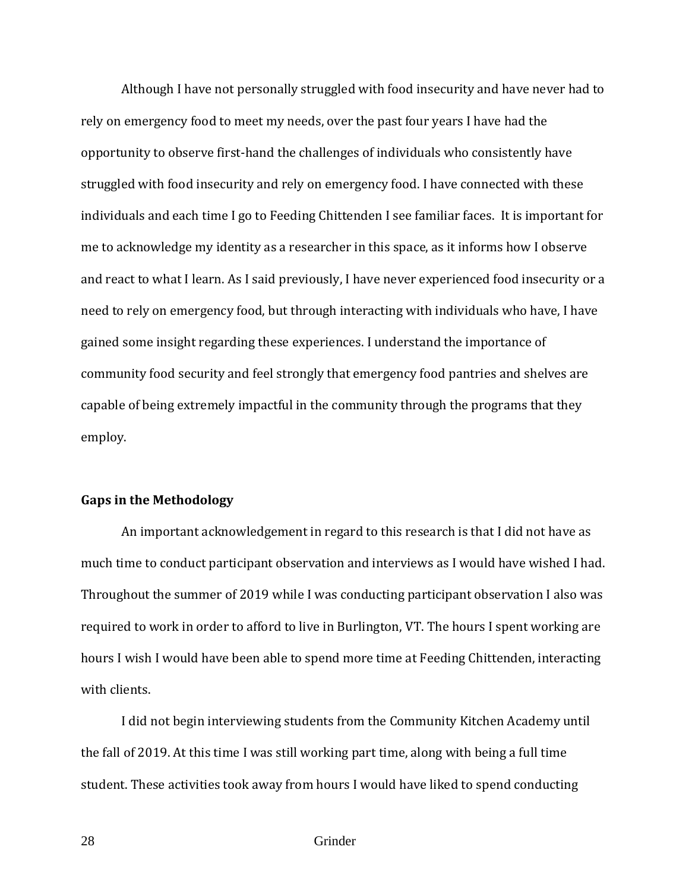Although I have not personally struggled with food insecurity and have never had to rely on emergency food to meet my needs, over the past four years I have had the opportunity to observe first-hand the challenges of individuals who consistently have struggled with food insecurity and rely on emergency food. I have connected with these individuals and each time I go to Feeding Chittenden I see familiar faces. It is important for me to acknowledge my identity as a researcher in this space, as it informs how I observe and react to what I learn. As I said previously, I have never experienced food insecurity or a need to rely on emergency food, but through interacting with individuals who have, I have gained some insight regarding these experiences. I understand the importance of community food security and feel strongly that emergency food pantries and shelves are capable of being extremely impactful in the community through the programs that they employ.

### Gaps in the Methodology

An important acknowledgement in regard to this research is that I did not have as much time to conduct participant observation and interviews as I would have wished I had. Throughout the summer of 2019 while I was conducting participant observation I also was required to work in order to afford to live in Burlington, VT. The hours I spent working are hours I wish I would have been able to spend more time at Feeding Chittenden, interacting with clients.

I did not begin interviewing students from the Community Kitchen Academy until the fall of 2019. At this time I was still working part time, along with being a full time student. These activities took away from hours I would have liked to spend conducting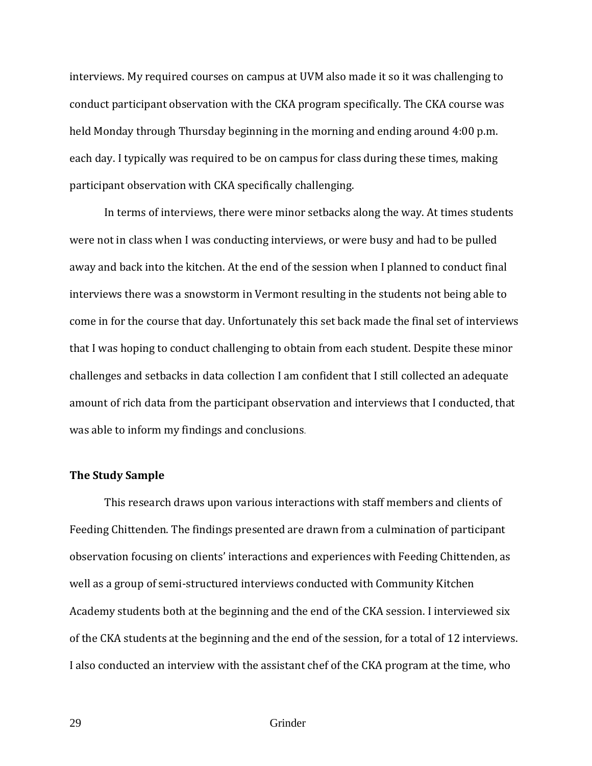interviews. My required courses on campus at UVM also made it so it was challenging to conduct participant observation with the CKA program specifically. The CKA course was held Monday through Thursday beginning in the morning and ending around 4:00 p.m. each day. I typically was required to be on campus for class during these times, making participant observation with CKA specifically challenging.

In terms of interviews, there were minor setbacks along the way. At times students were not in class when I was conducting interviews, or were busy and had to be pulled away and back into the kitchen. At the end of the session when I planned to conduct final interviews there was a snowstorm in Vermont resulting in the students not being able to come in for the course that day. Unfortunately this set back made the final set of interviews that I was hoping to conduct challenging to obtain from each student. Despite these minor challenges and setbacks in data collection I am confident that I still collected an adequate amount of rich data from the participant observation and interviews that I conducted, that was able to inform my findings and conclusions.

**The Study Sample**

This research draws upon various interactions with staff members and clients of Feeding Chittenden. The findings presented are drawn from a culmination of participant observation focusing on clients' interactions and experiences with Feeding Chittenden, as well as a group of semi-structured interviews conducted with Community Kitchen Academy students both at the beginning and the end of the CKA session. I interviewed six of the CKA students at the beginning and the end of the session, for a total of 12 interviews. I also conducted an interview with the assistant chef of the CKA program at the time, who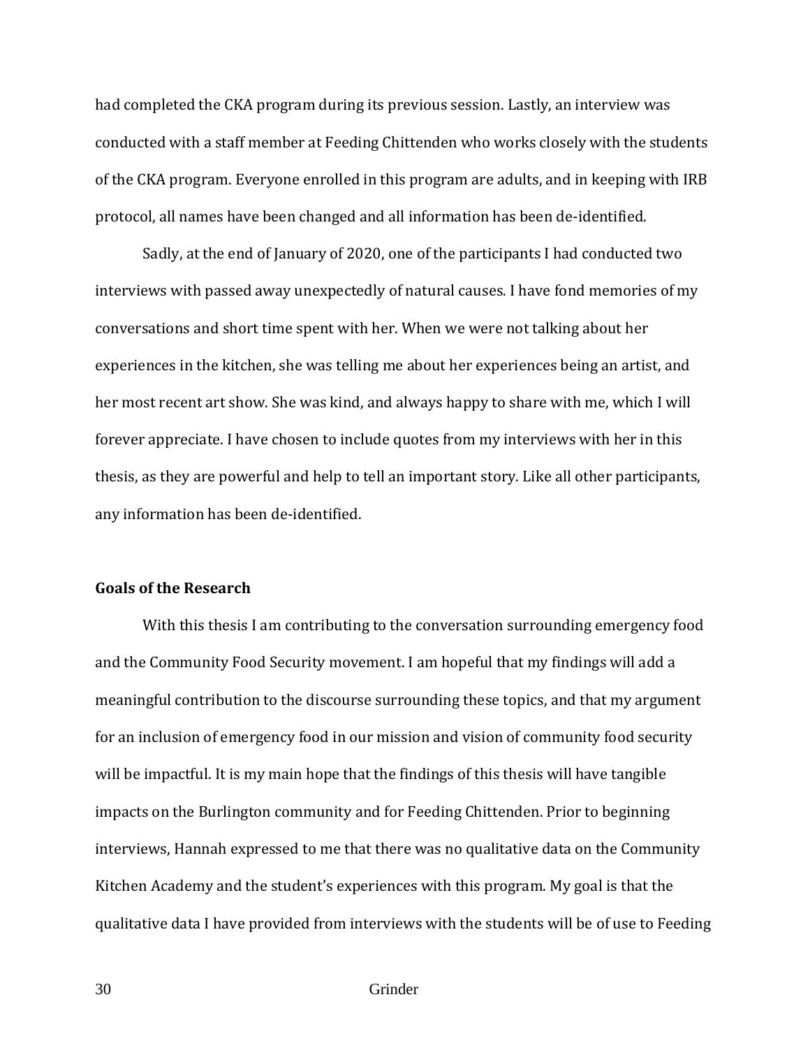had completed the CKA program during its previous session. Lastly, an interview was conducted with a staff member at Feeding Chittenden who works closely with the students of the CKA program. Everyone enrolled in this program are adults, and in keeping with IRB protocol, all names have been changed and all information has been de-identified.

Sadly, at the end of January of 2020, one of the participants I had conducted two interviews with passed away unexpectedly of natural causes. I have fond memories of my conversations and short time spent with her. When we were not talking about her experiences in the kitchen, she was telling me about her experiences being an artist, and her most recent art show. She was kind, and always happy to share with me, which I will forever appreciate. I have chosen to include quotes from my interviews with her in this thesis, as they are powerful and help to tell an important story. Like all other participants, any information has been de-identified.

### Goals of the Research

With this thesis I am contributing to the conversation surrounding emergency food and the Community Food Security movement. I am hopeful that my findings will add a meaningful contribution to the discourse surrounding these topics, and that my argument for an inclusion of emergency food in our mission and vision of community food security will be impactful. It is my main hope that the findings of this thesis will have tangible impacts on the Burlington community and for Feeding Chittenden. Prior to beginning interviews, Hannah expressed to me that there was no qualitative data on the Community Kitchen Academy and the student's experiences with this program. My goal is that the qualitative data I have provided from interviews with the students will be of use to Feeding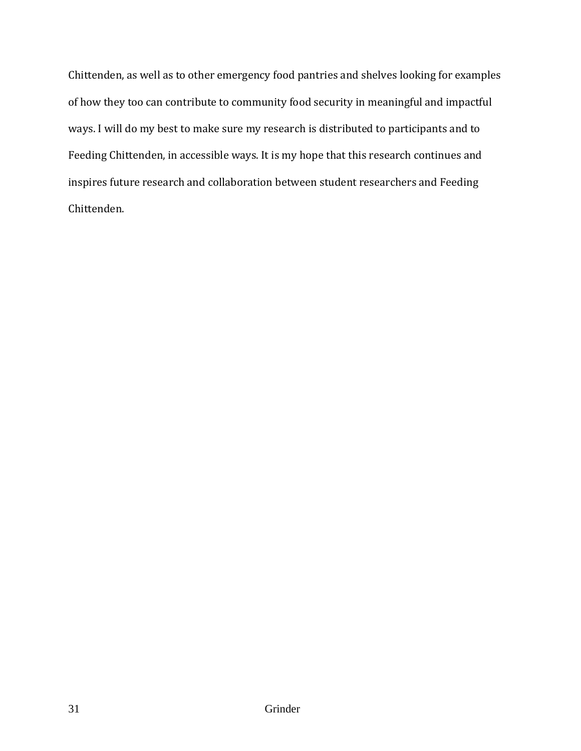Chittenden, as well as to other emergency food pantries and shelves looking for examples of how they too can contribute to community food security in meaningful and impactful ways. I will do my best to make sure my research is distributed to participants and to Feeding Chittenden, in accessible ways. It is my hope that this research continues and inspires future research and collaboration between student researchers and Feeding Chittenden.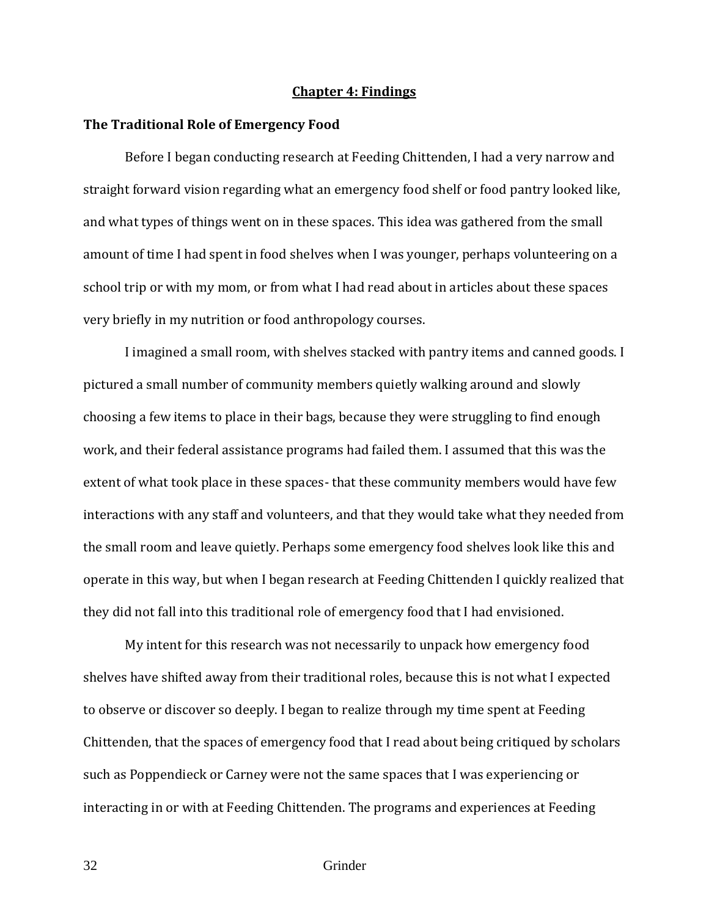# Chapter 4: Findings

## The Traditional Role of Emergency Food

Before I began conducting research at Feeding Chittenden, I had a very narrow and straight forward vision regarding what an emergency food shelf or food pantry looked like, and what types of things went on in these spaces. This idea was gathered from the small amount of time I had spent in food shelves when I was younger, perhaps volunteering on a school trip or with my mom, or from what I had read about in articles about these spaces very briefly in my nutrition or food anthropology courses.

I imagined a small room, with shelves stacked with pantry items and canned goods. I pictured a small number of community members quietly walking around and slowly choosing a few items to place in their bags, because they were struggling to find enough work, and their federal assistance programs had failed them. I assumed that this was the extent of what took place in these spaces- that these community members would have few interactions with any staff and volunteers, and that they would take what they needed from the small room and leave quietly. Perhaps some emergency food shelves look like this and operate in this way, but when I began research at Feeding Chittenden I quickly realized that they did not fall into this traditional role of emergency food that I had envisioned.

My intent for this research was not necessarily to unpack how emergency food shelves have shifted away from their traditional roles, because this is not what I expected to observe or discover so deeply. I began to realize through my time spent at Feeding Chittenden, that the spaces of emergency food that I read about being critiqued by scholars such as Poppendieck or Carney were not the same spaces that I was experiencing or interacting in or with at Feeding Chittenden. The programs and experiences at Feeding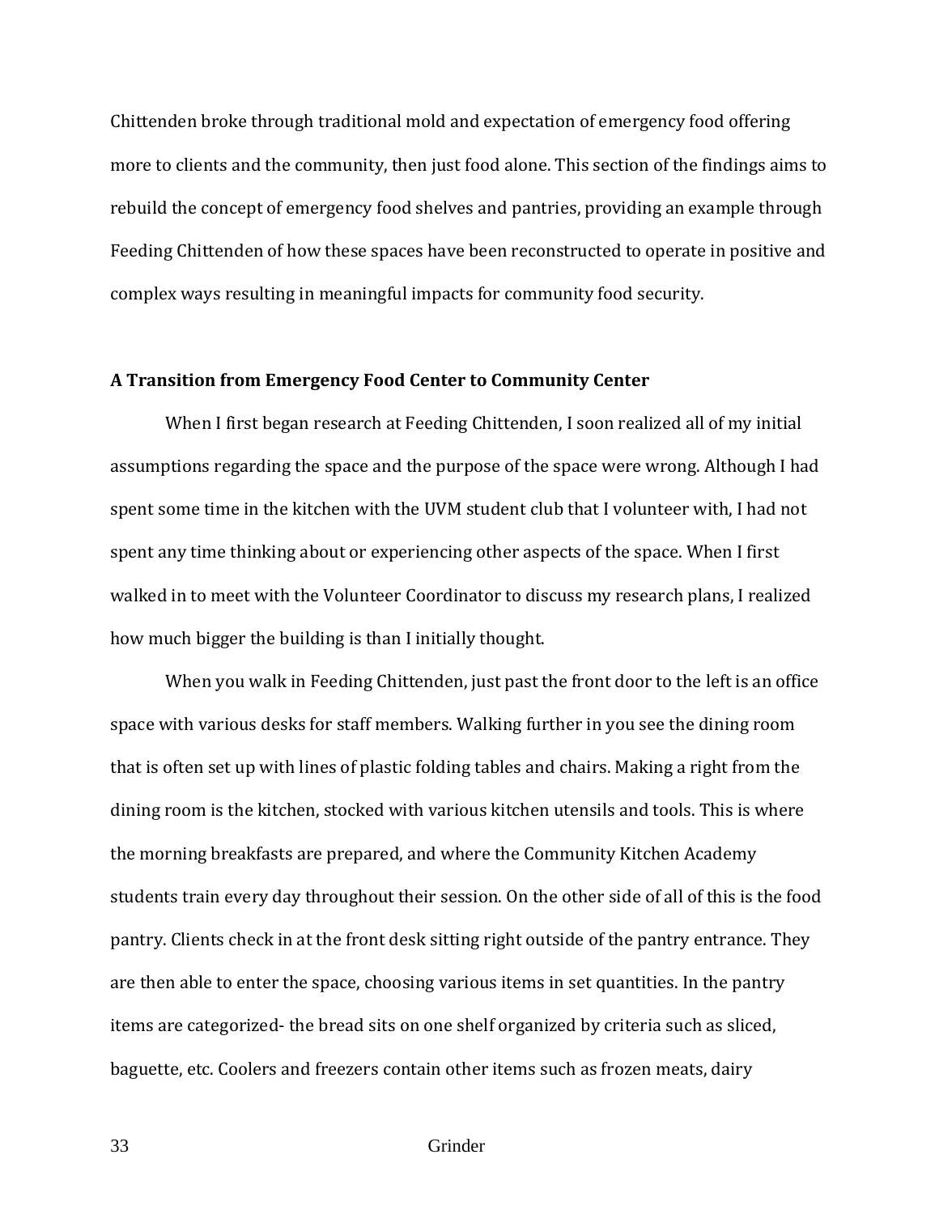Chittenden broke through traditional mold and expectation of emergency food offering more to clients and the community, then just food alone. This section of the findings aims to rebuild the concept of emergency food shelves and pantries, providing an example through Feeding Chittenden of how these spaces have been reconstructed to operate in positive and complex ways resulting in meaningful impacts for community food security.

**A Transition from Emergency Food Center to Community Center**

When I first began research at Feeding Chittenden, I soon realized all of my initial assumptions regarding the space and the purpose of the space were wrong. Although I had spent some time in the kitchen with the UVM student club that I volunteer with, I had not spent any time thinking about or experiencing other aspects of the space. When I first walked in to meet with the Volunteer Coordinator to discuss my research plans, I realized how much bigger the building is than I initially thought.

When you walk in Feeding Chittenden, just past the front door to the left is an office space with various desks for staff members. Walking further in you see the dining room that is often set up with lines of plastic folding tables and chairs. Making a right from the dining room is the kitchen, stocked with various kitchen utensils and tools. This is where the morning breakfasts are prepared, and where the Community Kitchen Academy students train every day throughout their session. On the other side of all of this is the food pantry. Clients check in at the front desk sitting right outside of the pantry entrance. They are then able to enter the space, choosing various items in set quantities. In the pantry items are categorized- the bread sits on one shelf organized by criteria such as sliced, baguette, etc. Coolers and freezers contain other items such as frozen meats, dairy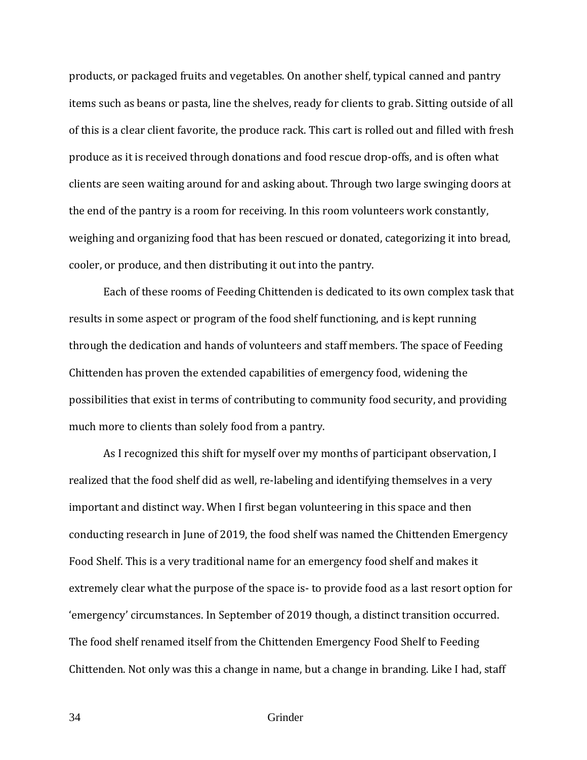products, or packaged fruits and vegetables. On another shelf, typical canned and pantry items such as beans or pasta, line the shelves, ready for clients to grab. Sitting outside of all of this is a clear client favorite, the produce rack. This cart is rolled out and filled with fresh produce as it is received through donations and food rescue drop-offs, and is often what clients are seen waiting around for and asking about. Through two large swinging doors at the end of the pantry is a room for receiving. In this room volunteers work constantly, weighing and organizing food that has been rescued or donated, categorizing it into bread, cooler, or produce, and then distributing it out into the pantry.

Each of these rooms of Feeding Chittenden is dedicated to its own complex task that results in some aspect or program of the food shelf functioning, and is kept running through the dedication and hands of volunteers and staff members. The space of Feeding Chittenden has proven the extended capabilities of emergency food, widening the possibilities that exist in terms of contributing to community food security, and providing much more to clients than solely food from a pantry.

As I recognized this shift for myself over my months of participant observation, I realized that the food shelf did as well, re-labeling and identifying themselves in a very important and distinct way. When I first began volunteering in this space and then conducting research in June of 2019, the food shelf was named the Chittenden Emergency Food Shelf. This is a very traditional name for an emergency food shelf and makes it extremely clear what the purpose of the space is- to provide food as a last resort option for 'emergency' circumstances. In September of 2019 though, a distinct transition occurred. The food shelf renamed itself from the Chittenden Emergency Food Shelf to Feeding Chittenden. Not only was this a change in name, but a change in branding. Like I had, staff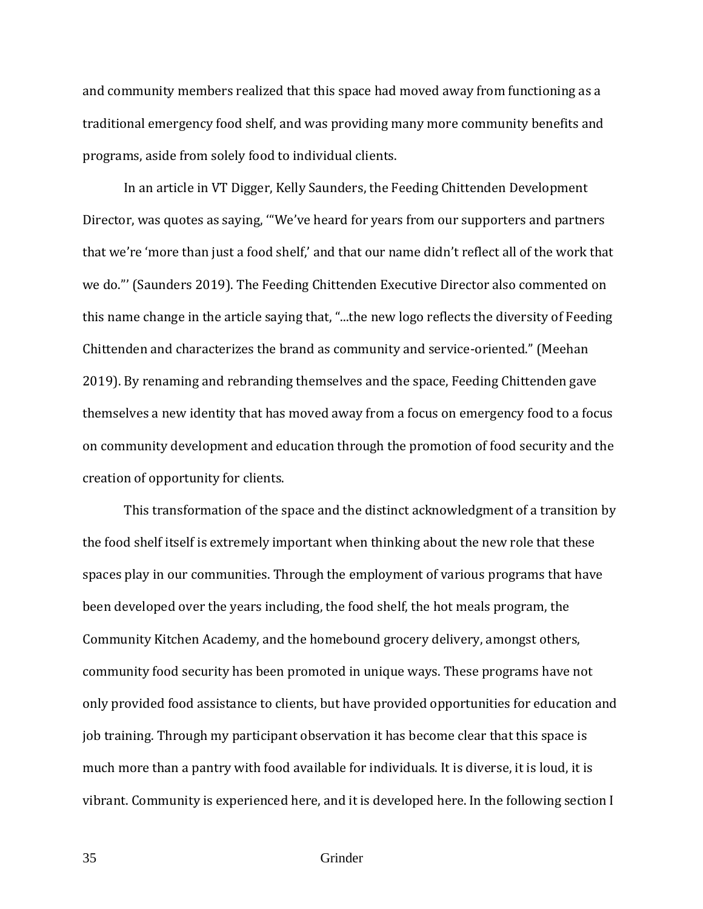and community members realized that this space had moved away from functioning as a traditional emergency food shelf, and was providing many more community benefits and programs, aside from solely food to individual clients.

In an article in VT Digger, Kelly Saunders, the Feeding Chittenden Development Director, was quotes as saying, '"We've heard for years from our supporters and partners that we're 'more than just a food shelf,' and that our name didn't reflect all of the work that we do."' (Saunders 2019). The Feeding Chittenden Executive Director also commented on this name change in the article saying that, "...the new logo reflects the diversity of Feeding Chittenden and characterizes the brand as community and service-oriented." (Meehan 2019). By renaming and rebranding themselves and the space, Feeding Chittenden gave themselves a new identity that has moved away from a focus on emergency food to a focus on community development and education through the promotion of food security and the creation of opportunity for clients.

This transformation of the space and the distinct acknowledgment of a transition by the food shelf itself is extremely important when thinking about the new role that these spaces play in our communities. Through the employment of various programs that have been developed over the years including, the food shelf, the hot meals program, the Community Kitchen Academy, and the homebound grocery delivery, amongst others, community food security has been promoted in unique ways. These programs have not only provided food assistance to clients, but have provided opportunities for education and job training. Through my participant observation it has become clear that this space is much more than a pantry with food available for individuals. It is diverse, it is loud, it is vibrant. Community is experienced here, and it is developed here. In the following section I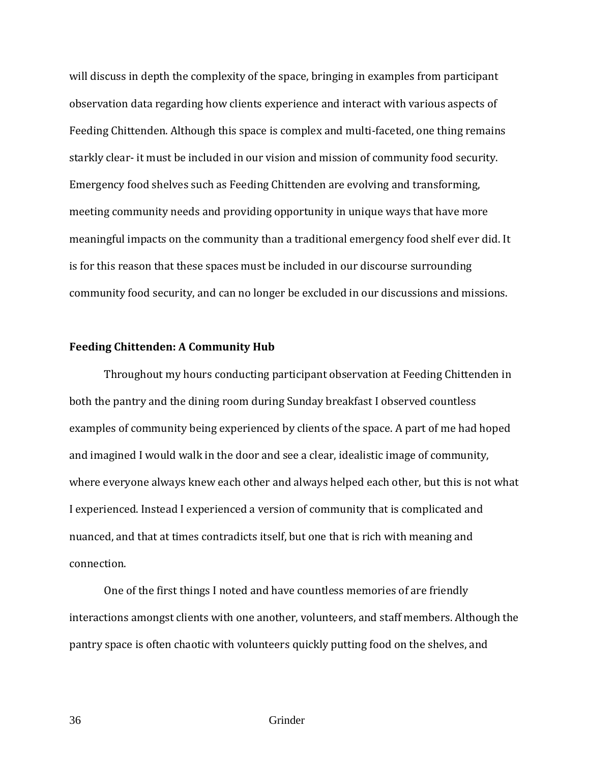will discuss in depth the complexity of the space, bringing in examples from participant observation data regarding how clients experience and interact with various aspects of Feeding Chittenden. Although this space is complex and multi-faceted, one thing remains starkly clear- it must be included in our vision and mission of community food security. Emergency food shelves such as Feeding Chittenden are evolving and transforming, meeting community needs and providing opportunity in unique ways that have more meaningful impacts on the community than a traditional emergency food shelf ever did. It is for this reason that these spaces must be included in our discourse surrounding community food security, and can no longer be excluded in our discussions and missions.

**Feeding Chittenden: A Community Hub**

Throughout my hours conducting participant observation at Feeding Chittenden in both the pantry and the dining room during Sunday breakfast I observed countless examples of community being experienced by clients of the space. A part of me had hoped and imagined I would walk in the door and see a clear, idealistic image of community, where everyone always knew each other and always helped each other, but this is not what I experienced. Instead I experienced a version of community that is complicated and nuanced, and that at times contradicts itself, but one that is rich with meaning and connection.

One of the first things I noted and have countless memories of are friendly interactions amongst clients with one another, volunteers, and staff members. Although the pantry space is often chaotic with volunteers quickly putting food on the shelves, and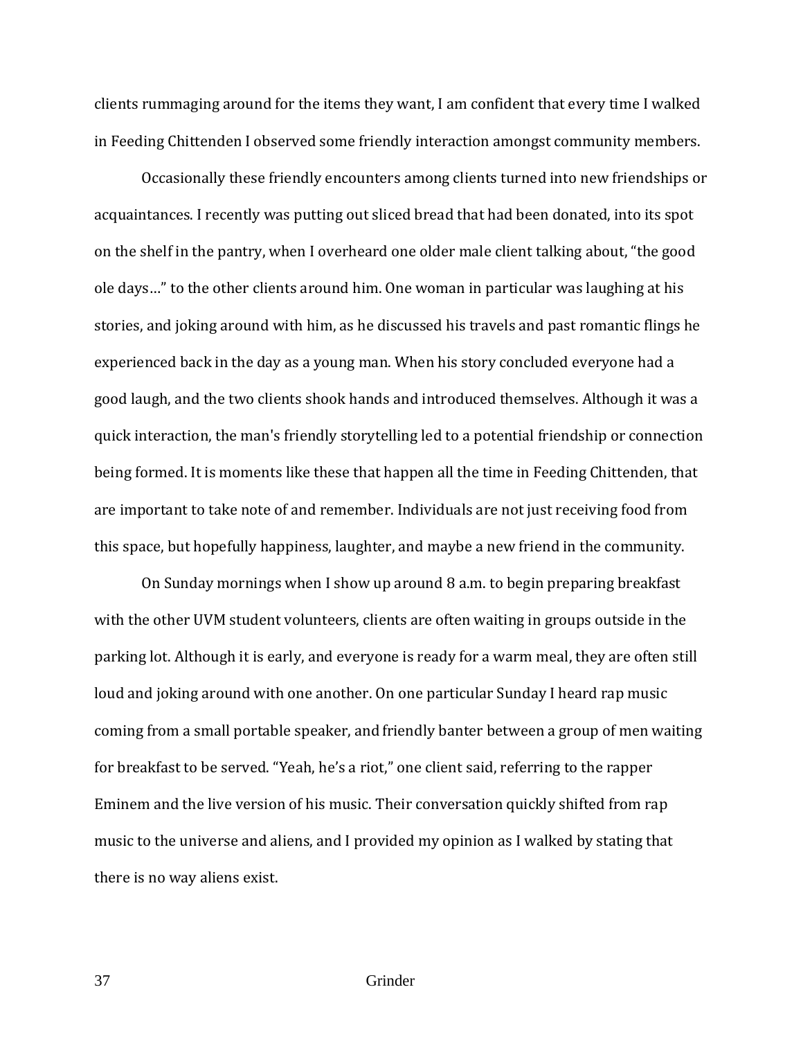clients rummaging around for the items they want, I am confident that every time I walked in Feeding Chittenden I observed some friendly interaction amongst community members.

Occasionally these friendly encounters among clients turned into new friendships or acquaintances. I recently was putting out sliced bread that had been donated, into its spot on the shelf in the pantry, when I overheard one older male client talking about, "the good ole days…" to the other clients around him. One woman in particular was laughing at his stories, and joking around with him, as he discussed his travels and past romantic flings he experienced back in the day as a young man. When his story concluded everyone had a good laugh, and the two clients shook hands and introduced themselves. Although it was a quick interaction, the man's friendly storytelling led to a potential friendship or connection being formed. It is moments like these that happen all the time in Feeding Chittenden, that are important to take note of and remember. Individuals are not just receiving food from this space, but hopefully happiness, laughter, and maybe a new friend in the community.

On Sunday mornings when I show up around 8 a.m. to begin preparing breakfast with the other UVM student volunteers, clients are often waiting in groups outside in the parking lot. Although it is early, and everyone is ready for a warm meal, they are often still loud and joking around with one another. On one particular Sunday I heard rap music coming from a small portable speaker, and friendly banter between a group of men waiting for breakfast to be served. "Yeah, he's a riot," one client said, referring to the rapper Eminem and the live version of his music. Their conversation quickly shifted from rap music to the universe and aliens, and I provided my opinion as I walked by stating that there is no way aliens exist.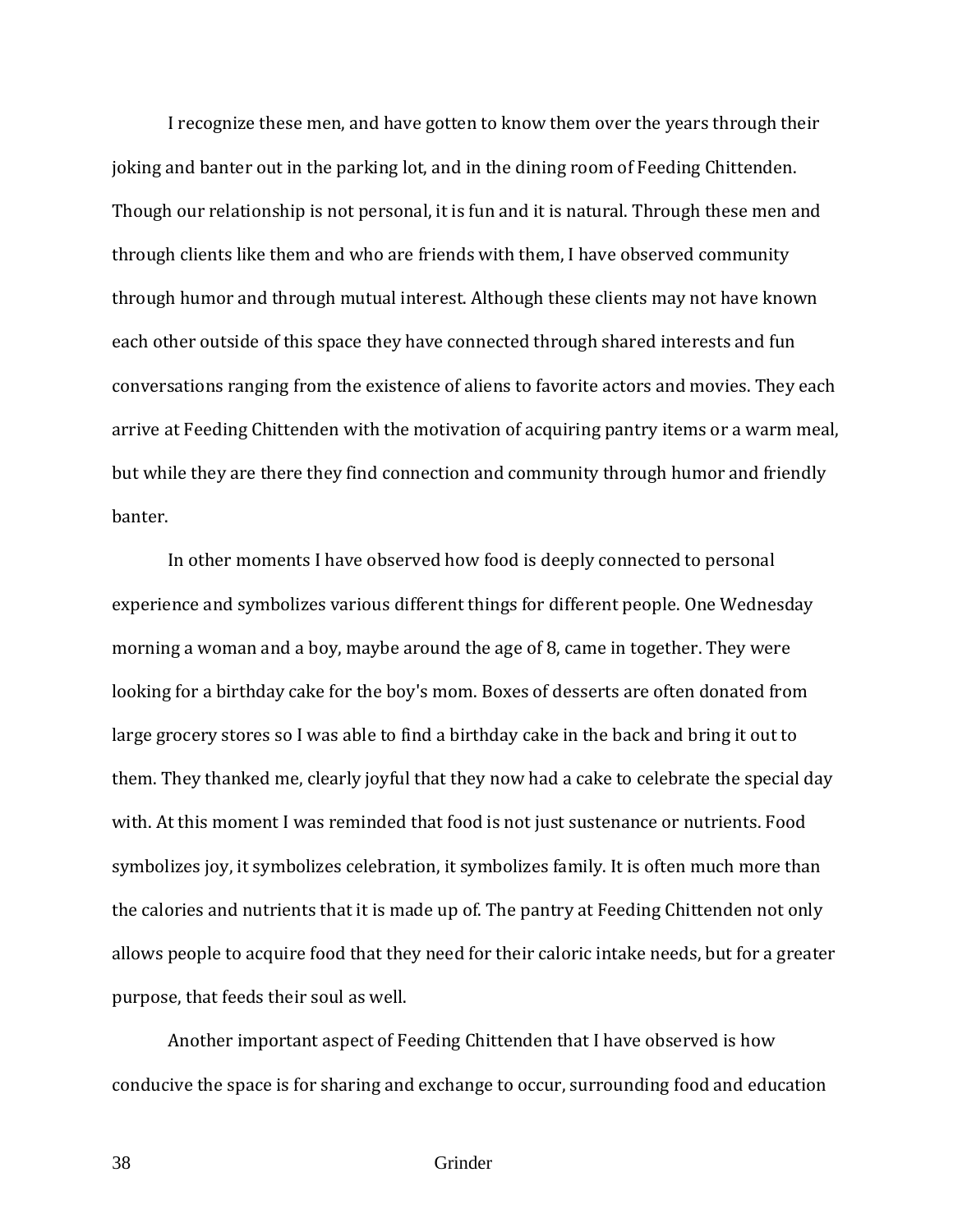I recognize these men, and have gotten to know them over the years through their joking and banter out in the parking lot, and in the dining room of Feeding Chittenden. Though our relationship is not personal, it is fun and it is natural. Through these men and through clients like them and who are friends with them, I have observed community through humor and through mutual interest. Although these clients may not have known each other outside of this space they have connected through shared interests and fun conversations ranging from the existence of aliens to favorite actors and movies. They each arrive at Feeding Chittenden with the motivation of acquiring pantry items or a warm meal, but while they are there they find connection and community through humor and friendly banter.

In other moments I have observed how food is deeply connected to personal experience and symbolizes various different things for different people. One Wednesday morning a woman and a boy, maybe around the age of 8, came in together. They were looking for a birthday cake for the boy's mom. Boxes of desserts are often donated from large grocery stores so I was able to find a birthday cake in the back and bring it out to them. They thanked me, clearly joyful that they now had a cake to celebrate the special day with. At this moment I was reminded that food is not just sustenance or nutrients. Food symbolizes joy, it symbolizes celebration, it symbolizes family. It is often much more than the calories and nutrients that it is made up of. The pantry at Feeding Chittenden not only allows people to acquire food that they need for their caloric intake needs, but for a greater purpose, that feeds their soul as well.

Another important aspect of Feeding Chittenden that I have observed is how conducive the space is for sharing and exchange to occur, surrounding food and education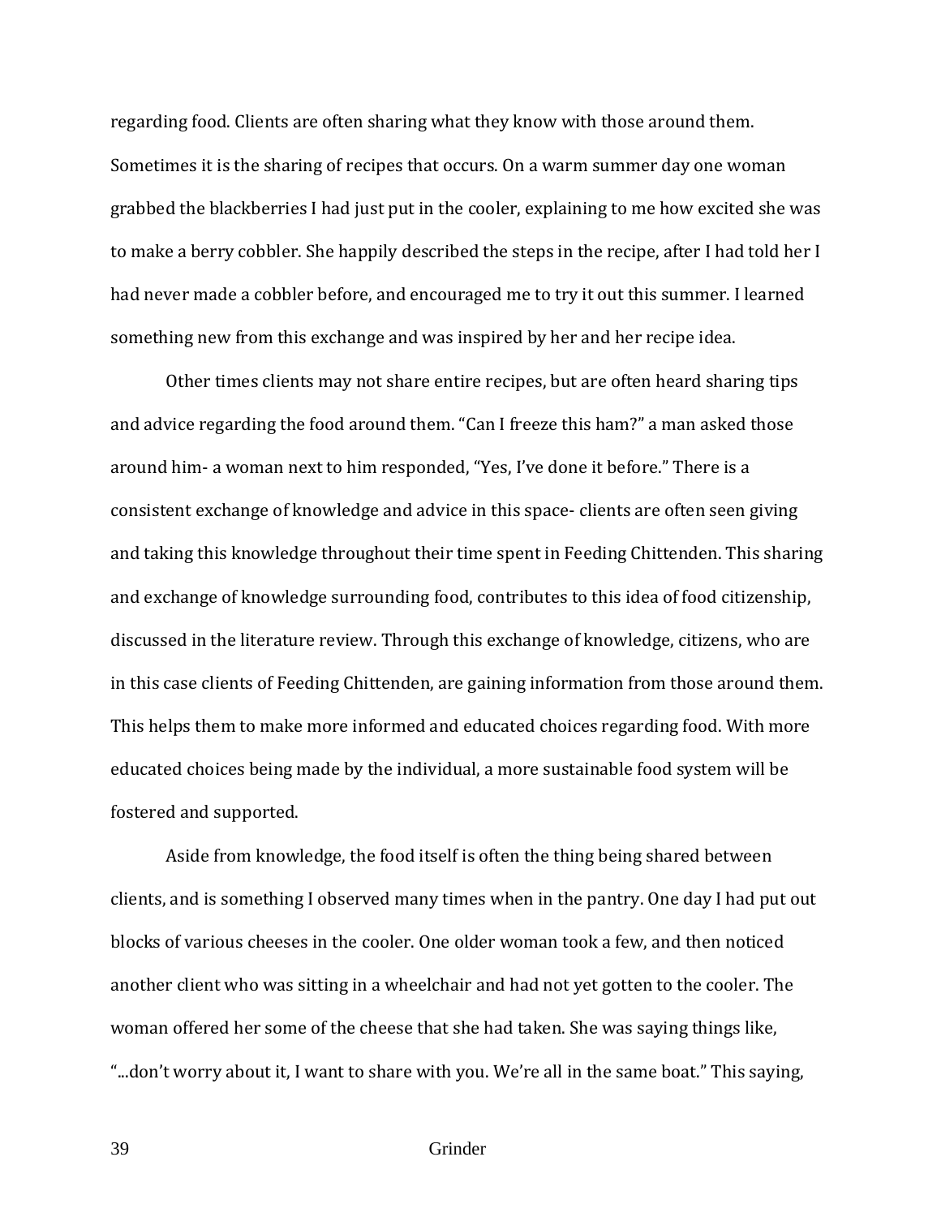regarding food. Clients are often sharing what they know with those around them. Sometimes it is the sharing of recipes that occurs. On a warm summer day one woman grabbed the blackberries I had just put in the cooler, explaining to me how excited she was to make a berry cobbler. She happily described the steps in the recipe, after I had told her I had never made a cobbler before, and encouraged me to try it out this summer. I learned something new from this exchange and was inspired by her and her recipe idea.

Other times clients may not share entire recipes, but are often heard sharing tips and advice regarding the food around them. "Can I freeze this ham?" a man asked those around him- a woman next to him responded, "Yes, I've done it before." There is a consistent exchange of knowledge and advice in this space- clients are often seen giving and taking this knowledge throughout their time spent in Feeding Chittenden. This sharing and exchange of knowledge surrounding food, contributes to this idea of food citizenship, discussed in the literature review. Through this exchange of knowledge, citizens, who are in this case clients of Feeding Chittenden, are gaining information from those around them. This helps them to make more informed and educated choices regarding food. With more educated choices being made by the individual, a more sustainable food system will be fostered and supported.

Aside from knowledge, the food itself is often the thing being shared between clients, and is something I observed many times when in the pantry. One day I had put out blocks of various cheeses in the cooler. One older woman took a few, and then noticed another client who was sitting in a wheelchair and had not yet gotten to the cooler. The woman offered her some of the cheese that she had taken. She was saying things like, "...don't worry about it, I want to share with you. We're all in the same boat." This saying,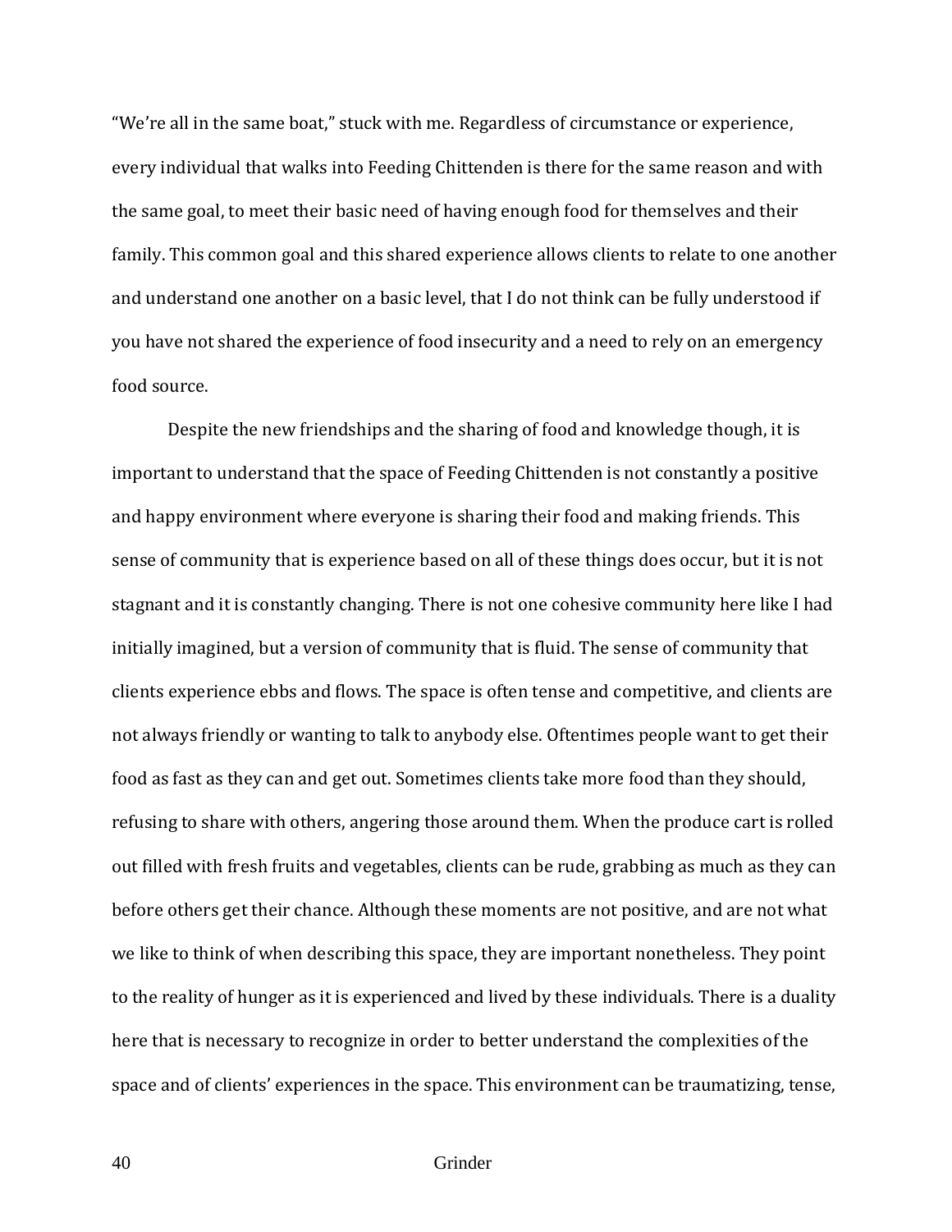"We're all in the same boat," stuck with me. Regardless of circumstance or experience, every individual that walks into Feeding Chittenden is there for the same reason and with the same goal, to meet their basic need of having enough food for themselves and their family. This common goal and this shared experience allows clients to relate to one another and understand one another on a basic level, that I do not think can be fully understood if you have not shared the experience of food insecurity and a need to rely on an emergency food source.

Despite the new friendships and the sharing of food and knowledge though, it is important to understand that the space of Feeding Chittenden is not constantly a positive and happy environment where everyone is sharing their food and making friends. This sense of community that is experience based on all of these things does occur, but it is not stagnant and it is constantly changing. There is not one cohesive community here like I had initially imagined, but a version of community that is fluid. The sense of community that clients experience ebbs and flows. The space is often tense and competitive, and clients are not always friendly or wanting to talk to anybody else. Oftentimes people want to get their food as fast as they can and get out. Sometimes clients take more food than they should, refusing to share with others, angering those around them. When the produce cart is rolled out filled with fresh fruits and vegetables, clients can be rude, grabbing as much as they can before others get their chance. Although these moments are not positive, and are not what we like to think of when describing this space, they are important nonetheless. They point to the reality of hunger as it is experienced and lived by these individuals. There is a duality here that is necessary to recognize in order to better understand the complexities of the space and of clients' experiences in the space. This environment can be traumatizing, tense,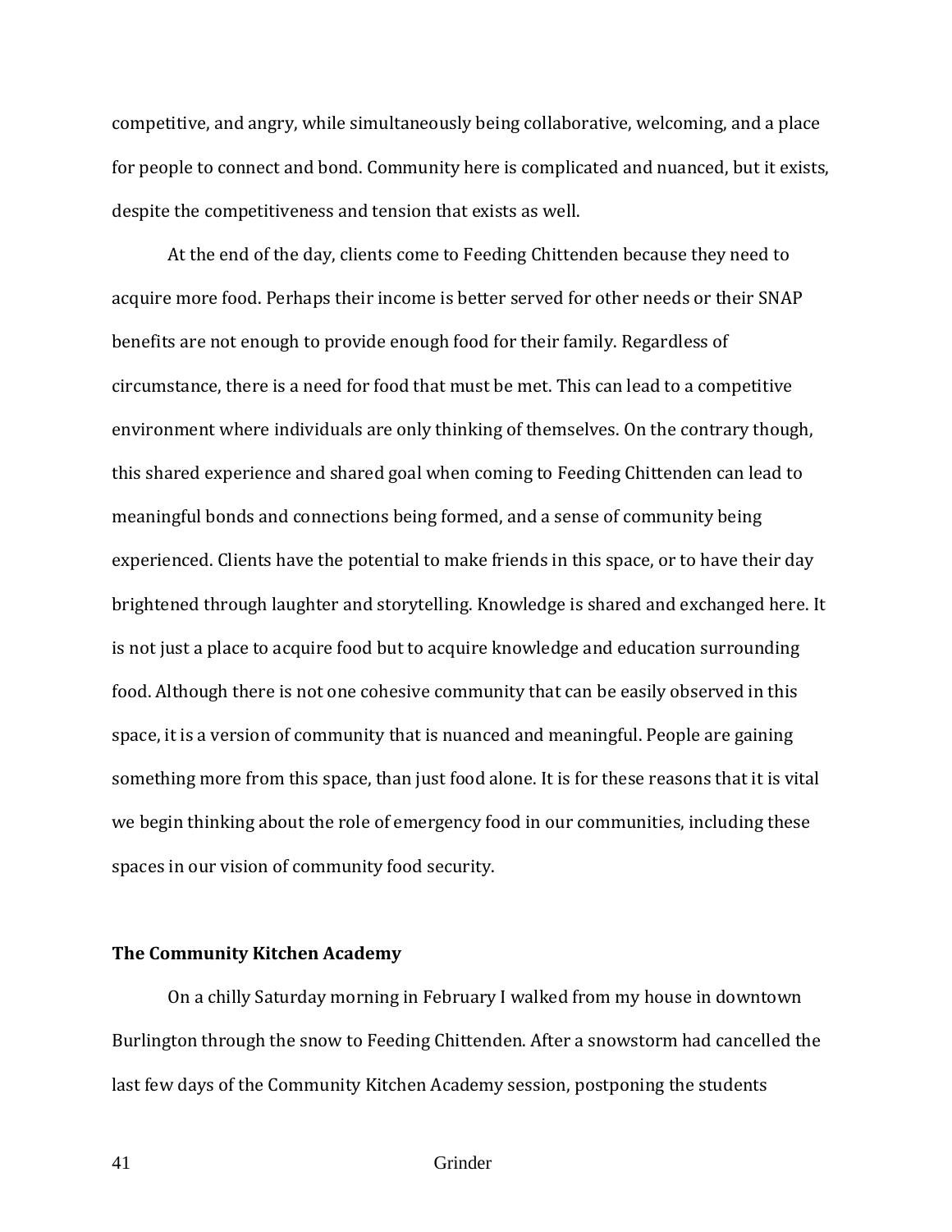competitive, and angry, while simultaneously being collaborative, welcoming, and a place for people to connect and bond. Community here is complicated and nuanced, but it exists, despite the competitiveness and tension that exists as well.

At the end of the day, clients come to Feeding Chittenden because they need to acquire more food. Perhaps their income is better served for other needs or their SNAP benefits are not enough to provide enough food for their family. Regardless of circumstance, there is a need for food that must be met. This can lead to a competitive environment where individuals are only thinking of themselves. On the contrary though, this shared experience and shared goal when coming to Feeding Chittenden can lead to meaningful bonds and connections being formed, and a sense of community being experienced. Clients have the potential to make friends in this space, or to have their day brightened through laughter and storytelling. Knowledge is shared and exchanged here. It is not just a place to acquire food but to acquire knowledge and education surrounding food. Although there is not one cohesive community that can be easily observed in this space, it is a version of community that is nuanced and meaningful. People are gaining something more from this space, than just food alone. It is for these reasons that it is vital we begin thinking about the role of emergency food in our communities, including these spaces in our vision of community food security.

**The Community Kitchen Academy**

On a chilly Saturday morning in February I walked from my house in downtown Burlington through the snow to Feeding Chittenden. After a snowstorm had cancelled the last few days of the Community Kitchen Academy session, postponing the students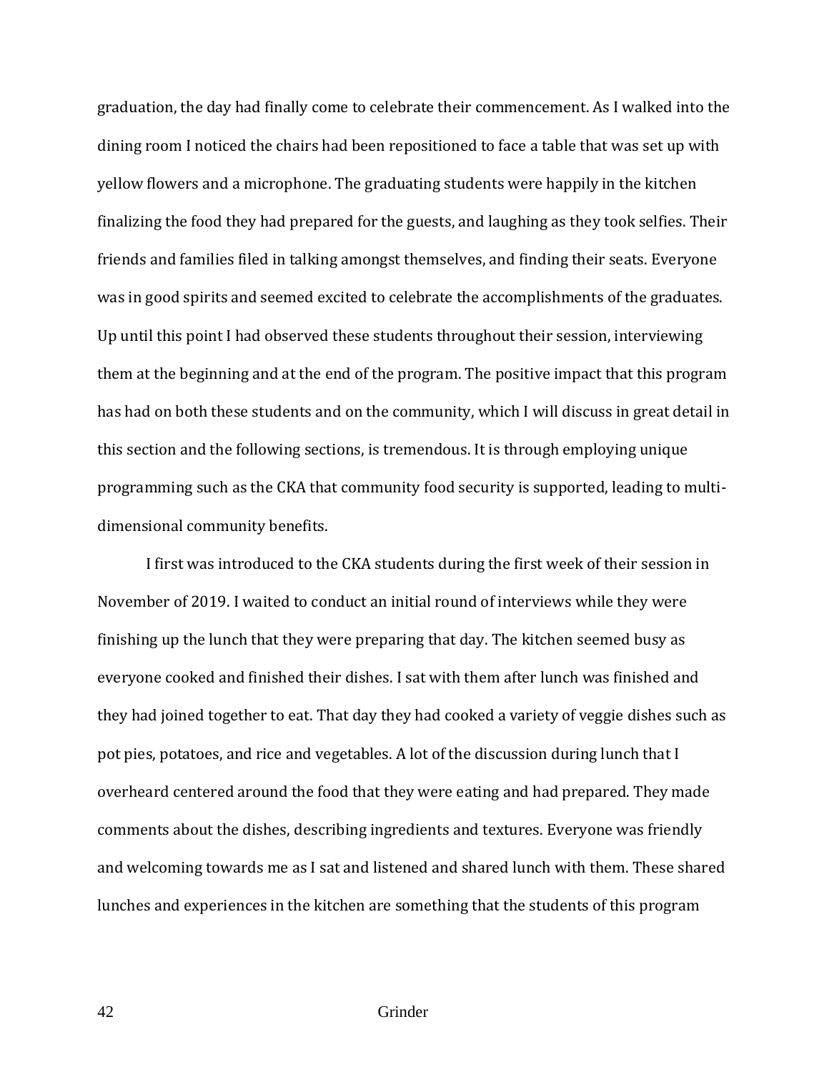graduation, the day had finally come to celebrate their commencement. As I walked into the dining room I noticed the chairs had been repositioned to face a table that was set up with yellow flowers and a microphone. The graduating students were happily in the kitchen finalizing the food they had prepared for the guests, and laughing as they took selfies. Their friends and families filed in talking amongst themselves, and finding their seats. Everyone was in good spirits and seemed excited to celebrate the accomplishments of the graduates. Up until this point I had observed these students throughout their session, interviewing them at the beginning and at the end of the program. The positive impact that this program has had on both these students and on the community, which I will discuss in great detail in this section and the following sections, is tremendous. It is through employing unique programming such as the CKA that community food security is supported, leading to multi-dimensional community benefits.

I first was introduced to the CKA students during the first week of their session in November of 2019. I waited to conduct an initial round of interviews while they were finishing up the lunch that they were preparing that day. The kitchen seemed busy as everyone cooked and finished their dishes. I sat with them after lunch was finished and they had joined together to eat. That day they had cooked a variety of veggie dishes such as pot pies, potatoes, and rice and vegetables. A lot of the discussion during lunch that I overheard centered around the food that they were eating and had prepared. They made comments about the dishes, describing ingredients and textures. Everyone was friendly and welcoming towards me as I sat and listened and shared lunch with them. These shared lunches and experiences in the kitchen are something that the students of this program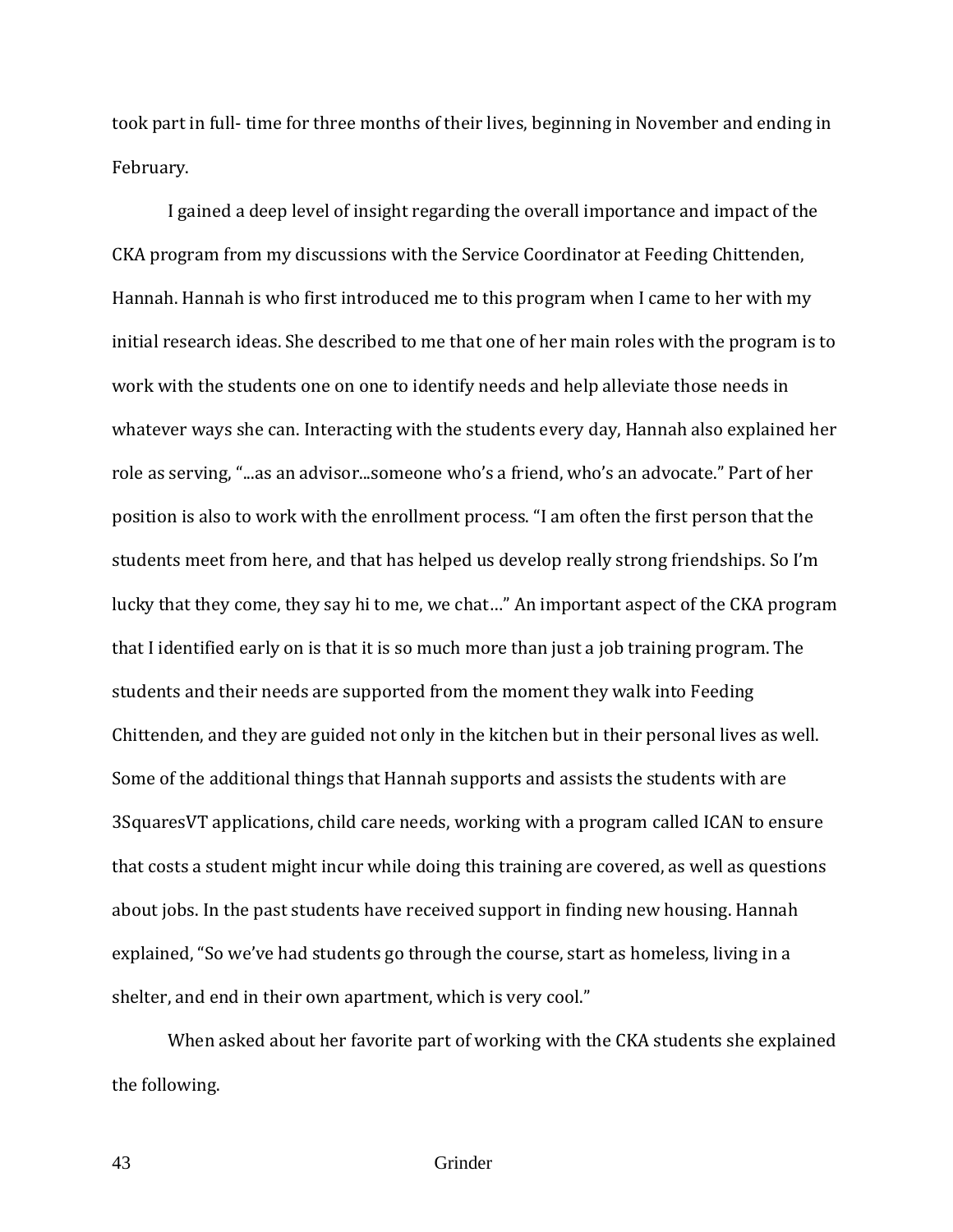took part in full- time for three months of their lives, beginning in November and ending in February.

I gained a deep level of insight regarding the overall importance and impact of the CKA program from my discussions with the Service Coordinator at Feeding Chittenden, Hannah. Hannah is who first introduced me to this program when I came to her with my initial research ideas. She described to me that one of her main roles with the program is to work with the students one on one to identify needs and help alleviate those needs in whatever ways she can. Interacting with the students every day, Hannah also explained her role as serving, "...as an advisor...someone who's a friend, who's an advocate." Part of her position is also to work with the enrollment process. "I am often the first person that the students meet from here, and that has helped us develop really strong friendships. So I'm lucky that they come, they say hi to me, we chat…" An important aspect of the CKA program that I identified early on is that it is so much more than just a job training program. The students and their needs are supported from the moment they walk into Feeding Chittenden, and they are guided not only in the kitchen but in their personal lives as well. Some of the additional things that Hannah supports and assists the students with are 3SquaresVT applications, child care needs, working with a program called ICAN to ensure that costs a student might incur while doing this training are covered, as well as questions about jobs. In the past students have received support in finding new housing. Hannah explained, "So we've had students go through the course, start as homeless, living in a shelter, and end in their own apartment, which is very cool."

When asked about her favorite part of working with the CKA students she explained the following.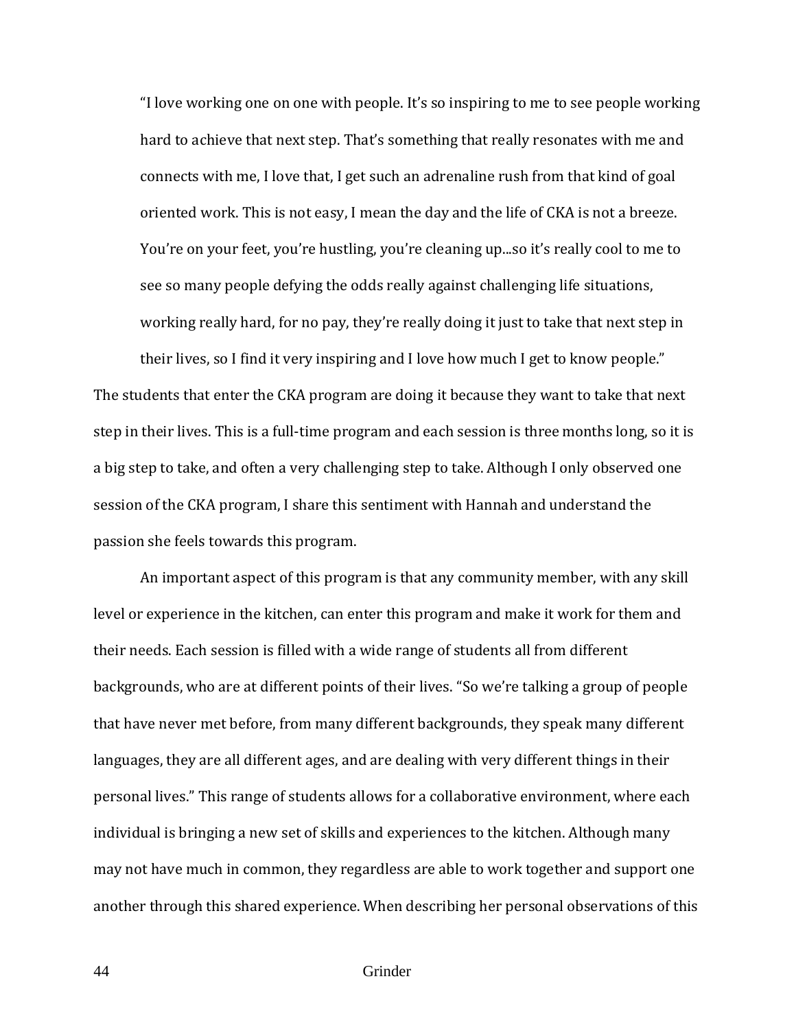> "I love working one on one with people. It's so inspiring to me to see people working hard to achieve that next step. That's something that really resonates with me and connects with me, I love that, I get such an adrenaline rush from that kind of goal oriented work. This is not easy, I mean the day and the life of CKA is not a breeze. You're on your feet, you're hustling, you're cleaning up...so it's really cool to me to see so many people defying the odds really against challenging life situations, working really hard, for no pay, they're really doing it just to take that next step in their lives, so I find it very inspiring and I love how much I get to know people."

The students that enter the CKA program are doing it because they want to take that next step in their lives. This is a full-time program and each session is three months long, so it is a big step to take, and often a very challenging step to take. Although I only observed one session of the CKA program, I share this sentiment with Hannah and understand the passion she feels towards this program.

An important aspect of this program is that any community member, with any skill level or experience in the kitchen, can enter this program and make it work for them and their needs. Each session is filled with a wide range of students all from different backgrounds, who are at different points of their lives. "So we're talking a group of people that have never met before, from many different backgrounds, they speak many different languages, they are all different ages, and are dealing with very different things in their personal lives." This range of students allows for a collaborative environment, where each individual is bringing a new set of skills and experiences to the kitchen. Although many may not have much in common, they regardless are able to work together and support one another through this shared experience. When describing her personal observations of this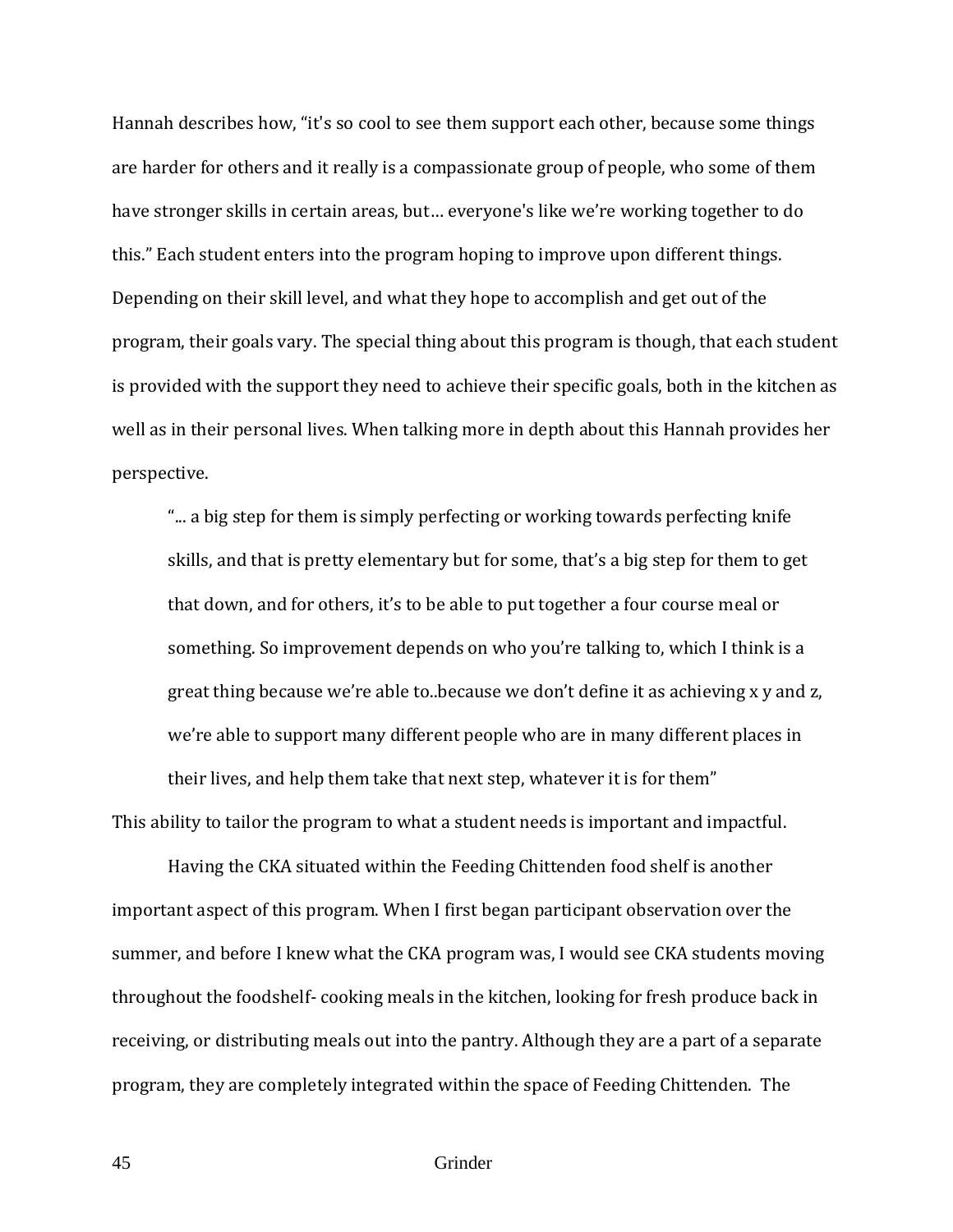Hannah describes how, "it's so cool to see them support each other, because some things are harder for others and it really is a compassionate group of people, who some of them have stronger skills in certain areas, but… everyone's like we're working together to do this." Each student enters into the program hoping to improve upon different things. Depending on their skill level, and what they hope to accomplish and get out of the program, their goals vary. The special thing about this program is though, that each student is provided with the support they need to achieve their specific goals, both in the kitchen as well as in their personal lives. When talking more in depth about this Hannah provides her perspective.

> "... a big step for them is simply perfecting or working towards perfecting knife skills, and that is pretty elementary but for some, that's a big step for them to get that down, and for others, it's to be able to put together a four course meal or something. So improvement depends on who you're talking to, which I think is a great thing because we're able to..because we don't define it as achieving x y and z, we're able to support many different people who are in many different places in their lives, and help them take that next step, whatever it is for them"

This ability to tailor the program to what a student needs is important and impactful.

Having the CKA situated within the Feeding Chittenden food shelf is another important aspect of this program. When I first began participant observation over the summer, and before I knew what the CKA program was, I would see CKA students moving throughout the foodshelf- cooking meals in the kitchen, looking for fresh produce back in receiving, or distributing meals out into the pantry. Although they are a part of a separate program, they are completely integrated within the space of Feeding Chittenden. The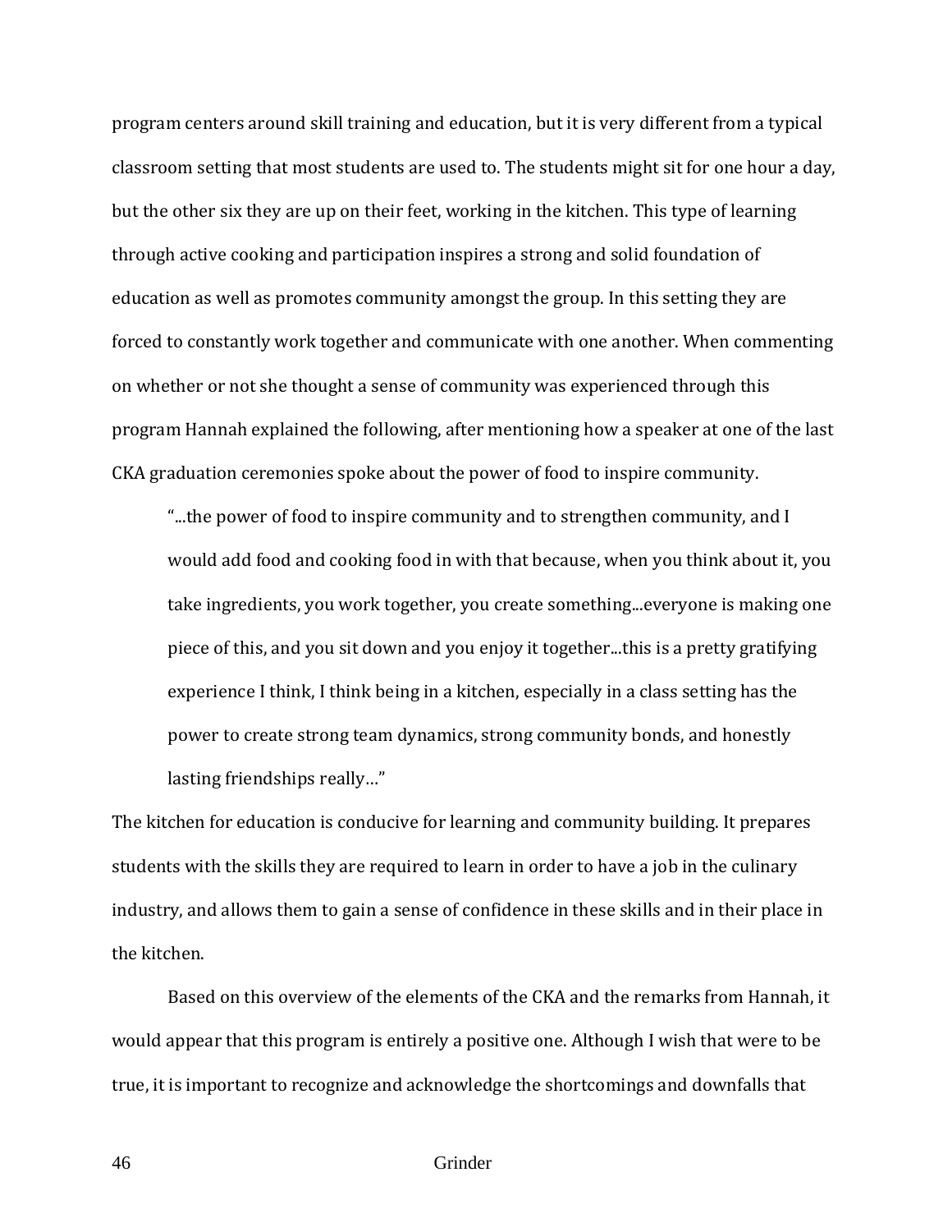program centers around skill training and education, but it is very different from a typical classroom setting that most students are used to. The students might sit for one hour a day, but the other six they are up on their feet, working in the kitchen. This type of learning through active cooking and participation inspires a strong and solid foundation of education as well as promotes community amongst the group. In this setting they are forced to constantly work together and communicate with one another. When commenting on whether or not she thought a sense of community was experienced through this program Hannah explained the following, after mentioning how a speaker at one of the last CKA graduation ceremonies spoke about the power of food to inspire community.

> "...the power of food to inspire community and to strengthen community, and I would add food and cooking food in with that because, when you think about it, you take ingredients, you work together, you create something...everyone is making one piece of this, and you sit down and you enjoy it together...this is a pretty gratifying experience I think, I think being in a kitchen, especially in a class setting has the power to create strong team dynamics, strong community bonds, and honestly lasting friendships really…"

The kitchen for education is conducive for learning and community building. It prepares students with the skills they are required to learn in order to have a job in the culinary industry, and allows them to gain a sense of confidence in these skills and in their place in the kitchen.

Based on this overview of the elements of the CKA and the remarks from Hannah, it would appear that this program is entirely a positive one. Although I wish that were to be true, it is important to recognize and acknowledge the shortcomings and downfalls that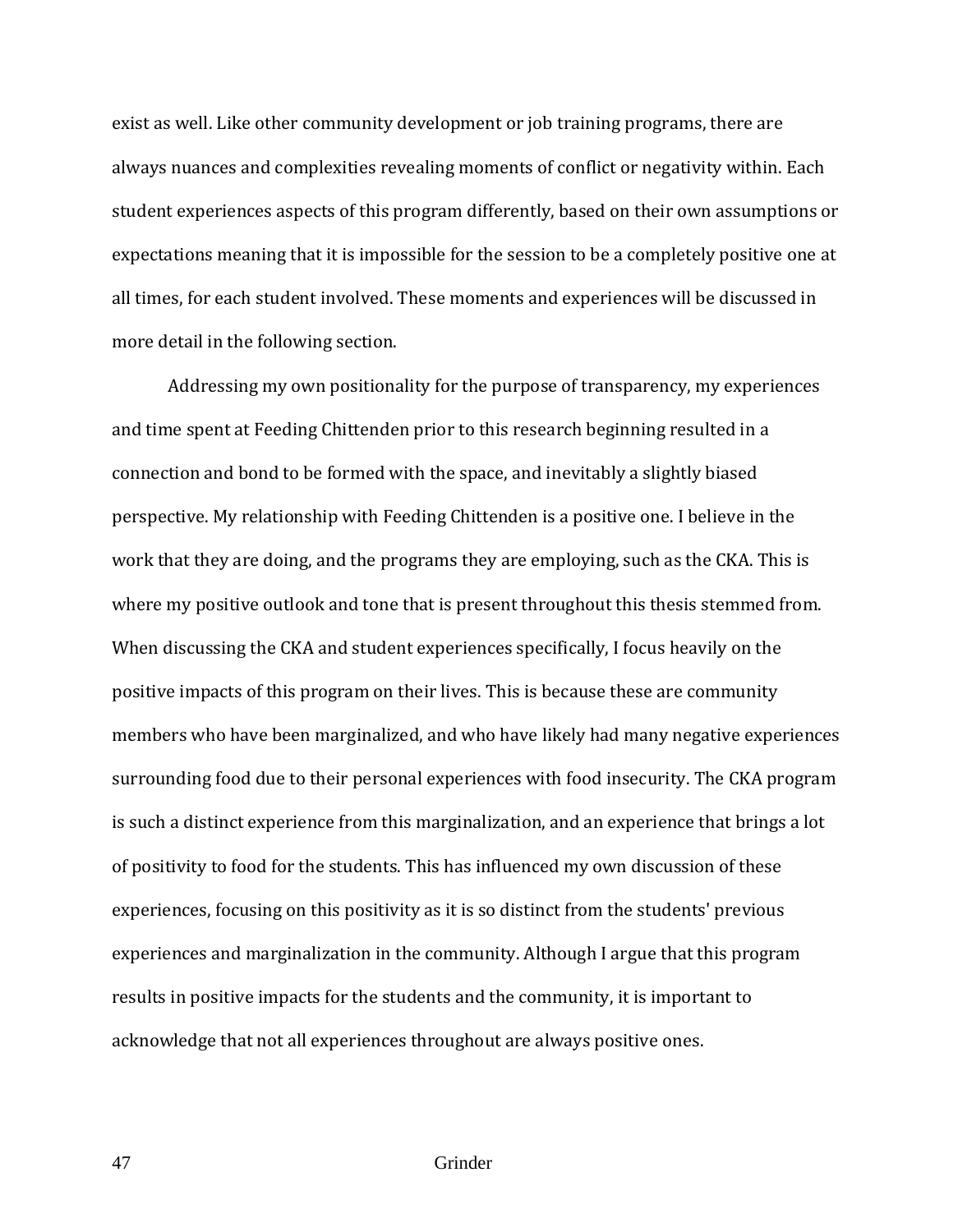exist as well. Like other community development or job training programs, there are always nuances and complexities revealing moments of conflict or negativity within. Each student experiences aspects of this program differently, based on their own assumptions or expectations meaning that it is impossible for the session to be a completely positive one at all times, for each student involved. These moments and experiences will be discussed in more detail in the following section.

Addressing my own positionality for the purpose of transparency, my experiences and time spent at Feeding Chittenden prior to this research beginning resulted in a connection and bond to be formed with the space, and inevitably a slightly biased perspective. My relationship with Feeding Chittenden is a positive one. I believe in the work that they are doing, and the programs they are employing, such as the CKA. This is where my positive outlook and tone that is present throughout this thesis stemmed from. When discussing the CKA and student experiences specifically, I focus heavily on the positive impacts of this program on their lives. This is because these are community members who have been marginalized, and who have likely had many negative experiences surrounding food due to their personal experiences with food insecurity. The CKA program is such a distinct experience from this marginalization, and an experience that brings a lot of positivity to food for the students. This has influenced my own discussion of these experiences, focusing on this positivity as it is so distinct from the students' previous experiences and marginalization in the community. Although I argue that this program results in positive impacts for the students and the community, it is important to acknowledge that not all experiences throughout are always positive ones.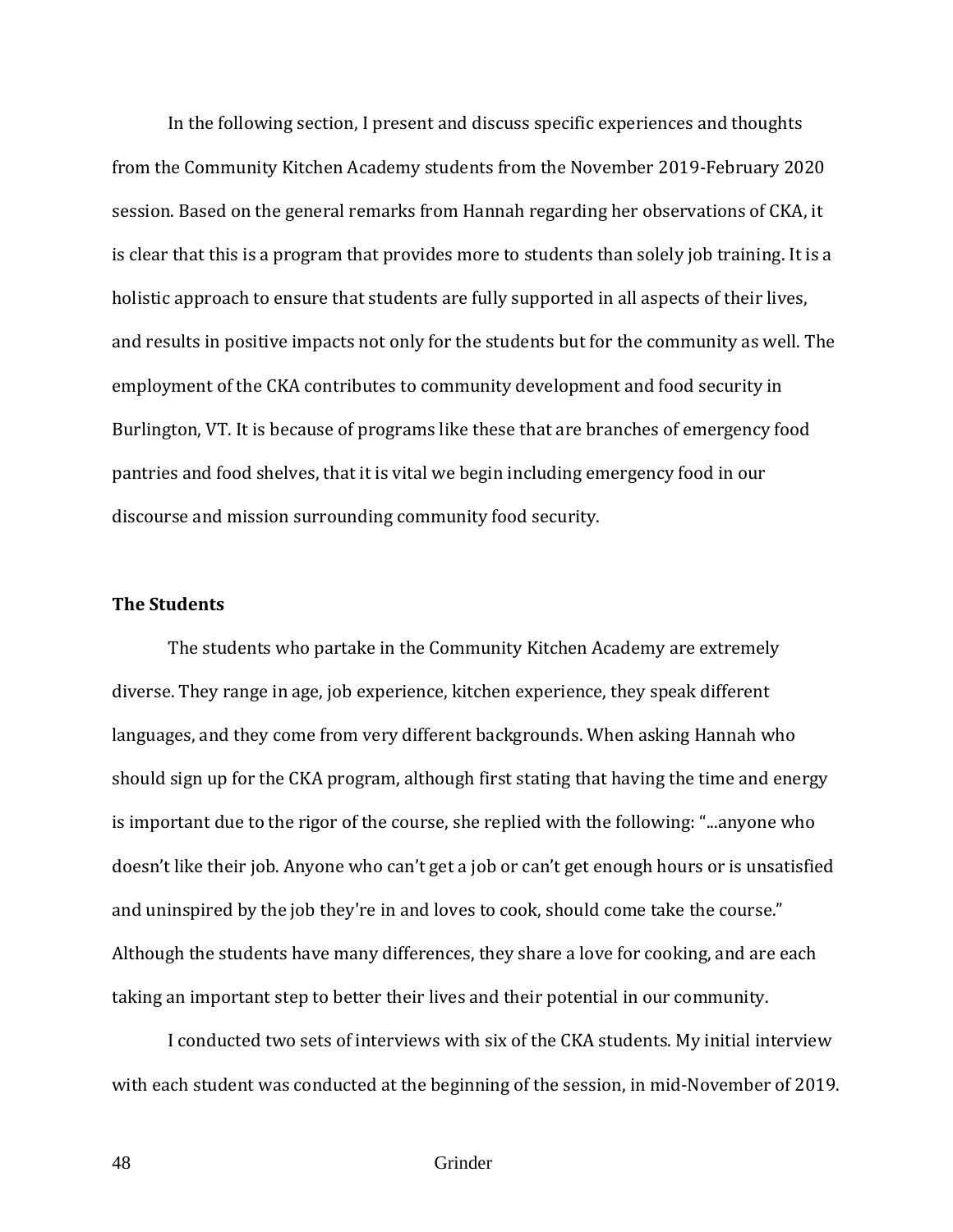In the following section, I present and discuss specific experiences and thoughts from the Community Kitchen Academy students from the November 2019-February 2020 session. Based on the general remarks from Hannah regarding her observations of CKA, it is clear that this is a program that provides more to students than solely job training. It is a holistic approach to ensure that students are fully supported in all aspects of their lives, and results in positive impacts not only for the students but for the community as well. The employment of the CKA contributes to community development and food security in Burlington, VT. It is because of programs like these that are branches of emergency food pantries and food shelves, that it is vital we begin including emergency food in our discourse and mission surrounding community food security.

**The Students**

The students who partake in the Community Kitchen Academy are extremely diverse. They range in age, job experience, kitchen experience, they speak different languages, and they come from very different backgrounds. When asking Hannah who should sign up for the CKA program, although first stating that having the time and energy is important due to the rigor of the course, she replied with the following: "...anyone who doesn't like their job. Anyone who can't get a job or can't get enough hours or is unsatisfied and uninspired by the job they're in and loves to cook, should come take the course." Although the students have many differences, they share a love for cooking, and are each taking an important step to better their lives and their potential in our community.

I conducted two sets of interviews with six of the CKA students. My initial interview with each student was conducted at the beginning of the session, in mid-November of 2019.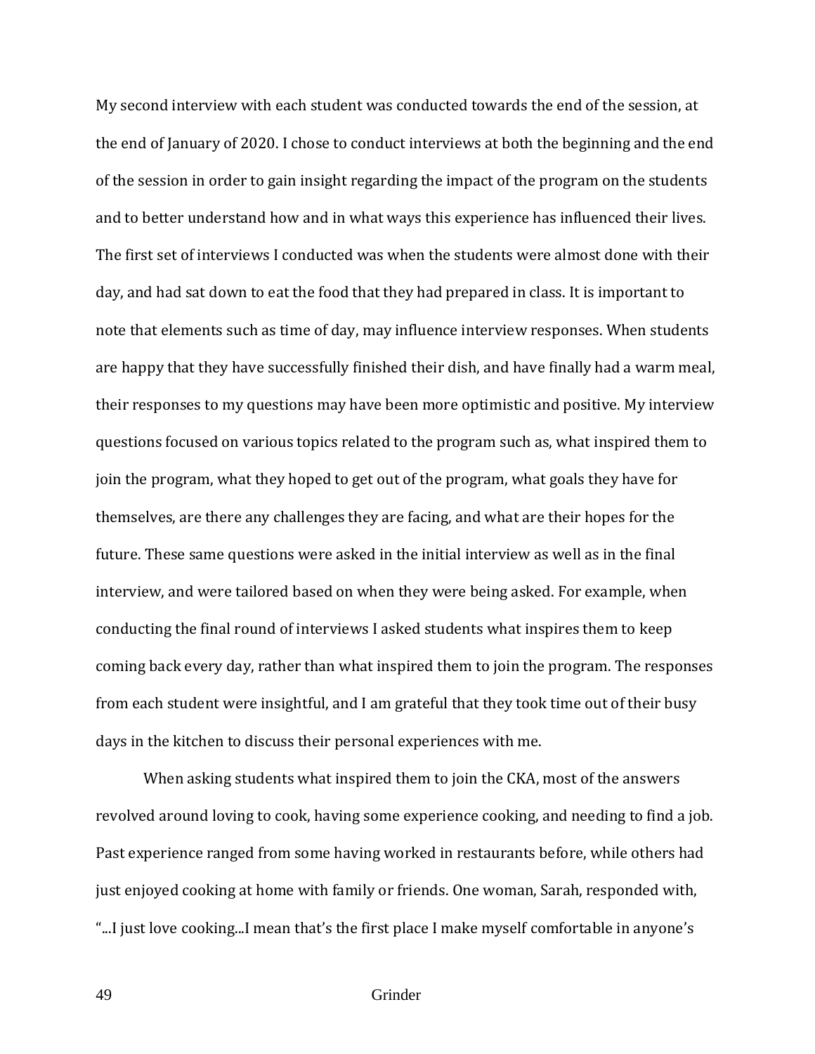My second interview with each student was conducted towards the end of the session, at the end of January of 2020. I chose to conduct interviews at both the beginning and the end of the session in order to gain insight regarding the impact of the program on the students and to better understand how and in what ways this experience has influenced their lives. The first set of interviews I conducted was when the students were almost done with their day, and had sat down to eat the food that they had prepared in class. It is important to note that elements such as time of day, may influence interview responses. When students are happy that they have successfully finished their dish, and have finally had a warm meal, their responses to my questions may have been more optimistic and positive. My interview questions focused on various topics related to the program such as, what inspired them to join the program, what they hoped to get out of the program, what goals they have for themselves, are there any challenges they are facing, and what are their hopes for the future. These same questions were asked in the initial interview as well as in the final interview, and were tailored based on when they were being asked. For example, when conducting the final round of interviews I asked students what inspires them to keep coming back every day, rather than what inspired them to join the program. The responses from each student were insightful, and I am grateful that they took time out of their busy days in the kitchen to discuss their personal experiences with me.

When asking students what inspired them to join the CKA, most of the answers revolved around loving to cook, having some experience cooking, and needing to find a job. Past experience ranged from some having worked in restaurants before, while others had just enjoyed cooking at home with family or friends. One woman, Sarah, responded with, "...I just love cooking...I mean that's the first place I make myself comfortable in anyone's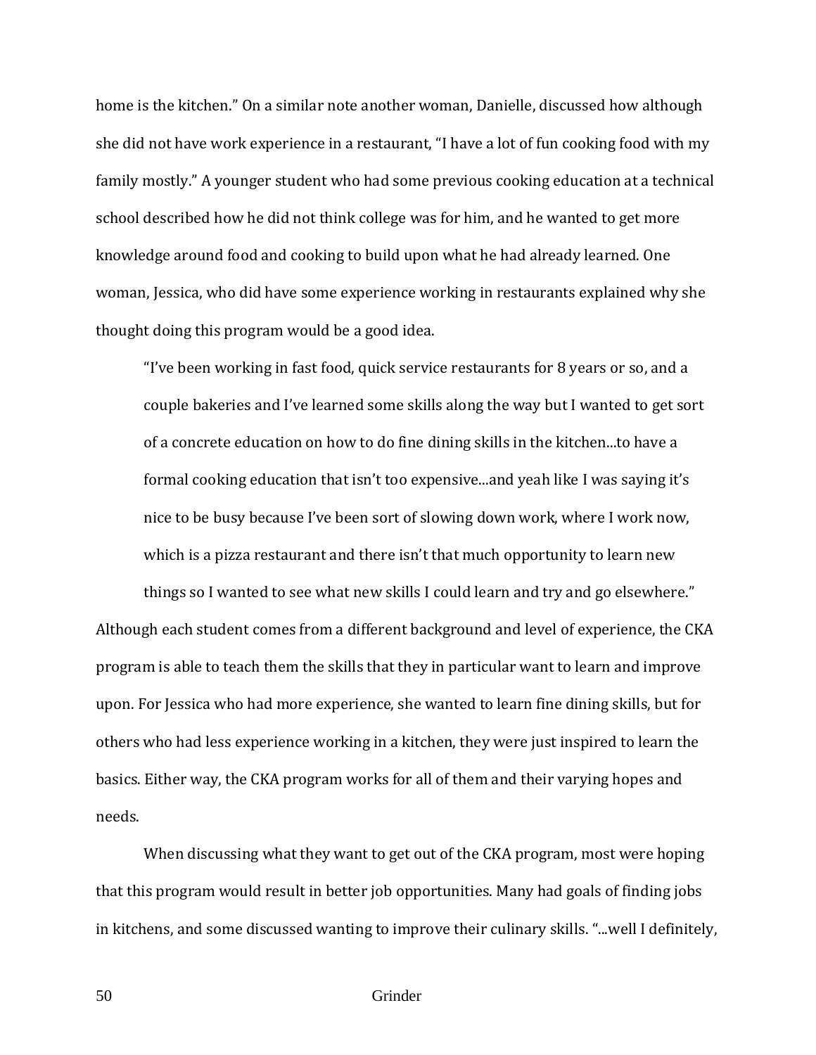home is the kitchen." On a similar note another woman, Danielle, discussed how although she did not have work experience in a restaurant, "I have a lot of fun cooking food with my family mostly." A younger student who had some previous cooking education at a technical school described how he did not think college was for him, and he wanted to get more knowledge around food and cooking to build upon what he had already learned. One woman, Jessica, who did have some experience working in restaurants explained why she thought doing this program would be a good idea.

> "I've been working in fast food, quick service restaurants for 8 years or so, and a couple bakeries and I've learned some skills along the way but I wanted to get sort of a concrete education on how to do fine dining skills in the kitchen...to have a formal cooking education that isn't too expensive...and yeah like I was saying it's nice to be busy because I've been sort of slowing down work, where I work now, which is a pizza restaurant and there isn't that much opportunity to learn new things so I wanted to see what new skills I could learn and try and go elsewhere."

Although each student comes from a different background and level of experience, the CKA program is able to teach them the skills that they in particular want to learn and improve upon. For Jessica who had more experience, she wanted to learn fine dining skills, but for others who had less experience working in a kitchen, they were just inspired to learn the basics. Either way, the CKA program works for all of them and their varying hopes and needs.

When discussing what they want to get out of the CKA program, most were hoping that this program would result in better job opportunities. Many had goals of finding jobs in kitchens, and some discussed wanting to improve their culinary skills. "...well I definitely,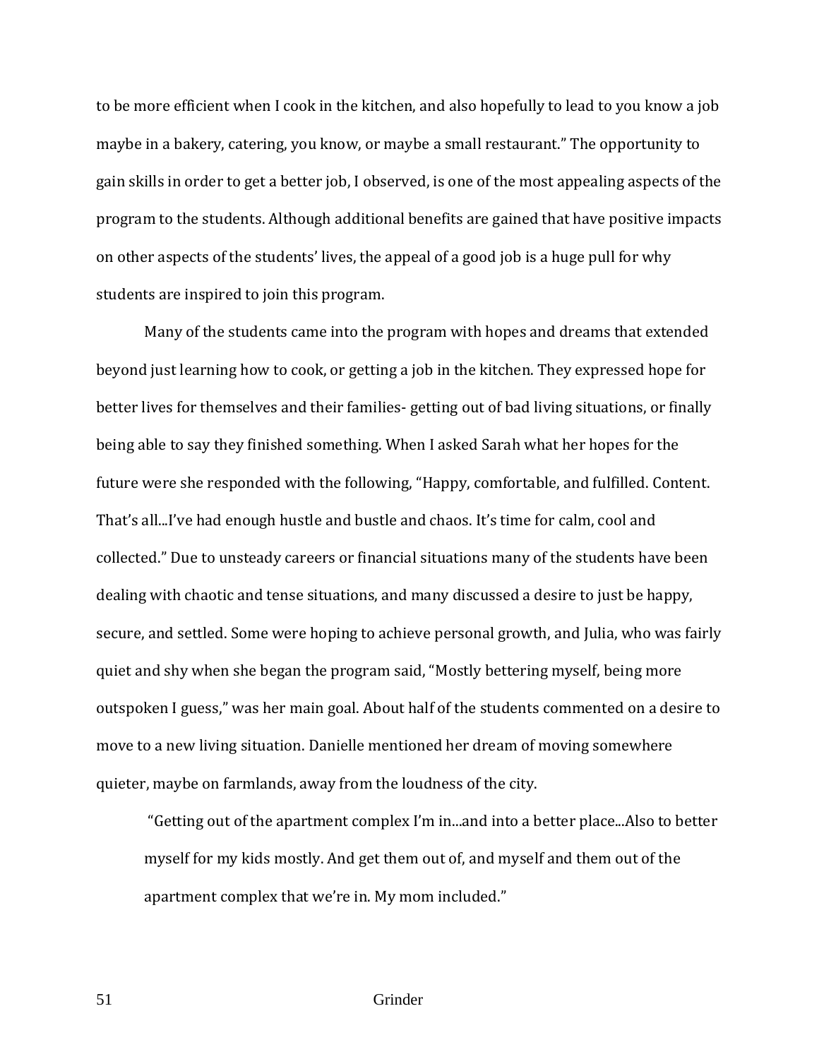to be more efficient when I cook in the kitchen, and also hopefully to lead to you know a job maybe in a bakery, catering, you know, or maybe a small restaurant." The opportunity to gain skills in order to get a better job, I observed, is one of the most appealing aspects of the program to the students. Although additional benefits are gained that have positive impacts on other aspects of the students' lives, the appeal of a good job is a huge pull for why students are inspired to join this program.

Many of the students came into the program with hopes and dreams that extended beyond just learning how to cook, or getting a job in the kitchen. They expressed hope for better lives for themselves and their families- getting out of bad living situations, or finally being able to say they finished something. When I asked Sarah what her hopes for the future were she responded with the following, "Happy, comfortable, and fulfilled. Content. That's all...I've had enough hustle and bustle and chaos. It's time for calm, cool and collected." Due to unsteady careers or financial situations many of the students have been dealing with chaotic and tense situations, and many discussed a desire to just be happy, secure, and settled. Some were hoping to achieve personal growth, and Julia, who was fairly quiet and shy when she began the program said, "Mostly bettering myself, being more outspoken I guess," was her main goal. About half of the students commented on a desire to move to a new living situation. Danielle mentioned her dream of moving somewhere quieter, maybe on farmlands, away from the loudness of the city.

> "Getting out of the apartment complex I'm in...and into a better place...Also to better myself for my kids mostly. And get them out of, and myself and them out of the apartment complex that we're in. My mom included."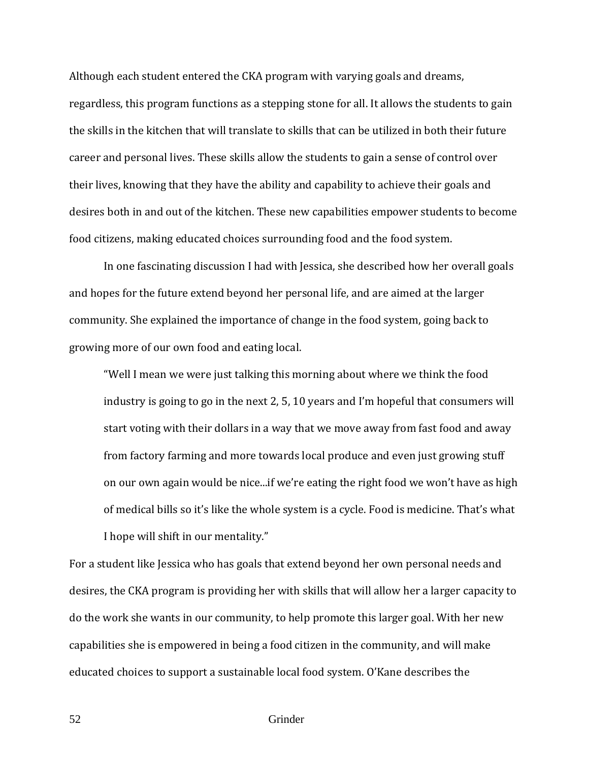Although each student entered the CKA program with varying goals and dreams, regardless, this program functions as a stepping stone for all. It allows the students to gain the skills in the kitchen that will translate to skills that can be utilized in both their future career and personal lives. These skills allow the students to gain a sense of control over their lives, knowing that they have the ability and capability to achieve their goals and desires both in and out of the kitchen. These new capabilities empower students to become food citizens, making educated choices surrounding food and the food system.

In one fascinating discussion I had with Jessica, she described how her overall goals and hopes for the future extend beyond her personal life, and are aimed at the larger community. She explained the importance of change in the food system, going back to growing more of our own food and eating local.

> "Well I mean we were just talking this morning about where we think the food industry is going to go in the next 2, 5, 10 years and I'm hopeful that consumers will start voting with their dollars in a way that we move away from fast food and away from factory farming and more towards local produce and even just growing stuff on our own again would be nice...if we're eating the right food we won't have as high of medical bills so it's like the whole system is a cycle. Food is medicine. That's what I hope will shift in our mentality."

For a student like Jessica who has goals that extend beyond her own personal needs and desires, the CKA program is providing her with skills that will allow her a larger capacity to do the work she wants in our community, to help promote this larger goal. With her new capabilities she is empowered in being a food citizen in the community, and will make educated choices to support a sustainable local food system. O'Kane describes the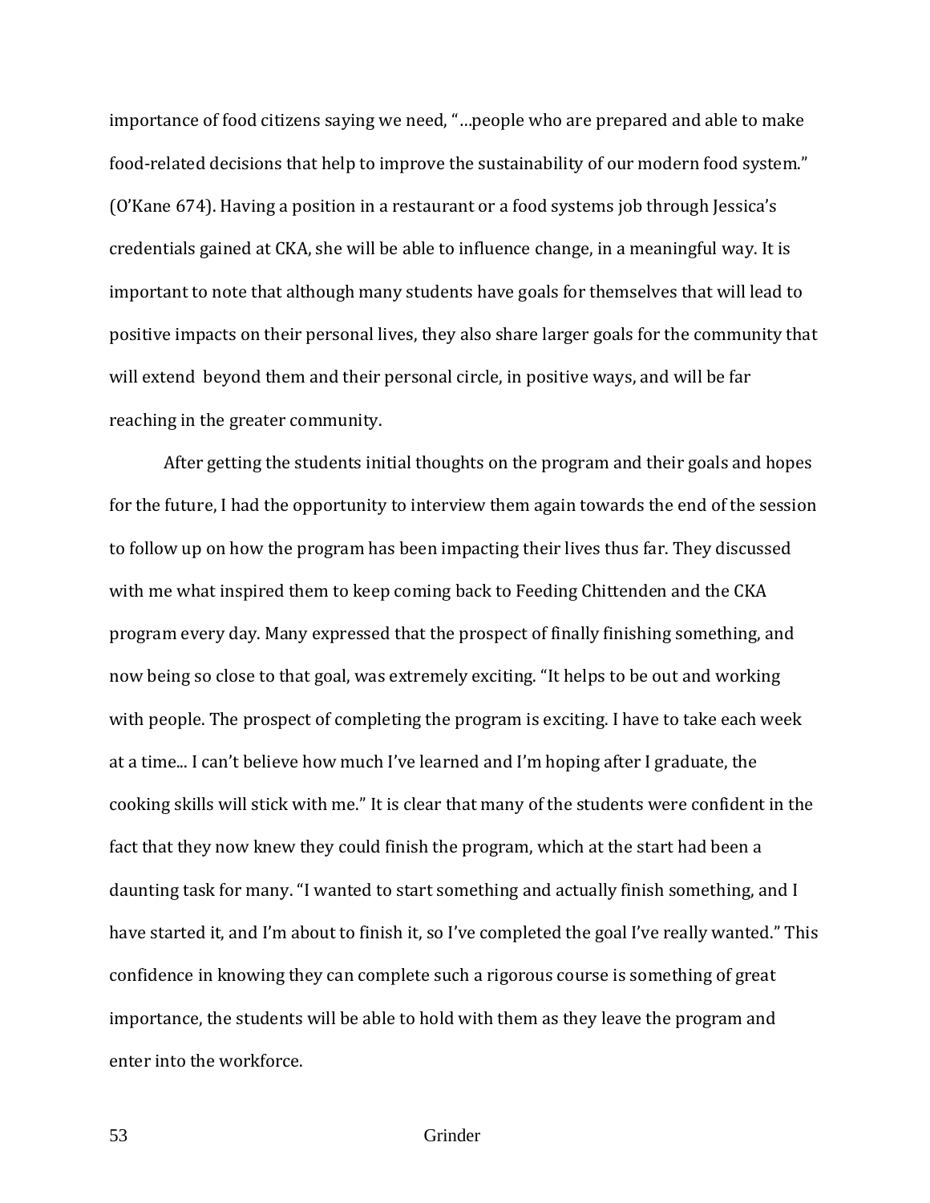importance of food citizens saying we need, "…people who are prepared and able to make food-related decisions that help to improve the sustainability of our modern food system." (O'Kane 674). Having a position in a restaurant or a food systems job through Jessica's credentials gained at CKA, she will be able to influence change, in a meaningful way. It is important to note that although many students have goals for themselves that will lead to positive impacts on their personal lives, they also share larger goals for the community that will extend beyond them and their personal circle, in positive ways, and will be far reaching in the greater community.

After getting the students initial thoughts on the program and their goals and hopes for the future, I had the opportunity to interview them again towards the end of the session to follow up on how the program has been impacting their lives thus far. They discussed with me what inspired them to keep coming back to Feeding Chittenden and the CKA program every day. Many expressed that the prospect of finally finishing something, and now being so close to that goal, was extremely exciting. "It helps to be out and working with people. The prospect of completing the program is exciting. I have to take each week at a time... I can't believe how much I've learned and I'm hoping after I graduate, the cooking skills will stick with me." It is clear that many of the students were confident in the fact that they now knew they could finish the program, which at the start had been a daunting task for many. "I wanted to start something and actually finish something, and I have started it, and I'm about to finish it, so I've completed the goal I've really wanted." This confidence in knowing they can complete such a rigorous course is something of great importance, the students will be able to hold with them as they leave the program and enter into the workforce.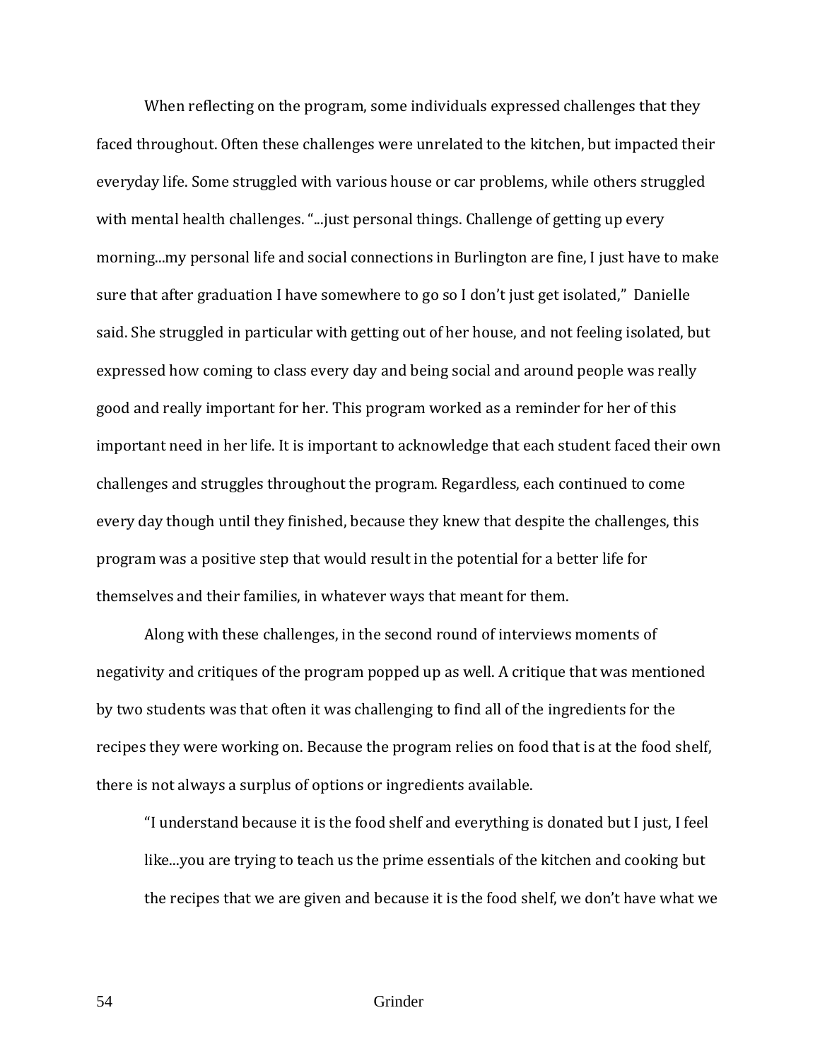When reflecting on the program, some individuals expressed challenges that they faced throughout. Often these challenges were unrelated to the kitchen, but impacted their everyday life. Some struggled with various house or car problems, while others struggled with mental health challenges. "...just personal things. Challenge of getting up every morning...my personal life and social connections in Burlington are fine, I just have to make sure that after graduation I have somewhere to go so I don't just get isolated," Danielle said. She struggled in particular with getting out of her house, and not feeling isolated, but expressed how coming to class every day and being social and around people was really good and really important for her. This program worked as a reminder for her of this important need in her life. It is important to acknowledge that each student faced their own challenges and struggles throughout the program. Regardless, each continued to come every day though until they finished, because they knew that despite the challenges, this program was a positive step that would result in the potential for a better life for themselves and their families, in whatever ways that meant for them.

Along with these challenges, in the second round of interviews moments of negativity and critiques of the program popped up as well. A critique that was mentioned by two students was that often it was challenging to find all of the ingredients for the recipes they were working on. Because the program relies on food that is at the food shelf, there is not always a surplus of options or ingredients available.

> "I understand because it is the food shelf and everything is donated but I just, I feel like...you are trying to teach us the prime essentials of the kitchen and cooking but the recipes that we are given and because it is the food shelf, we don't have what we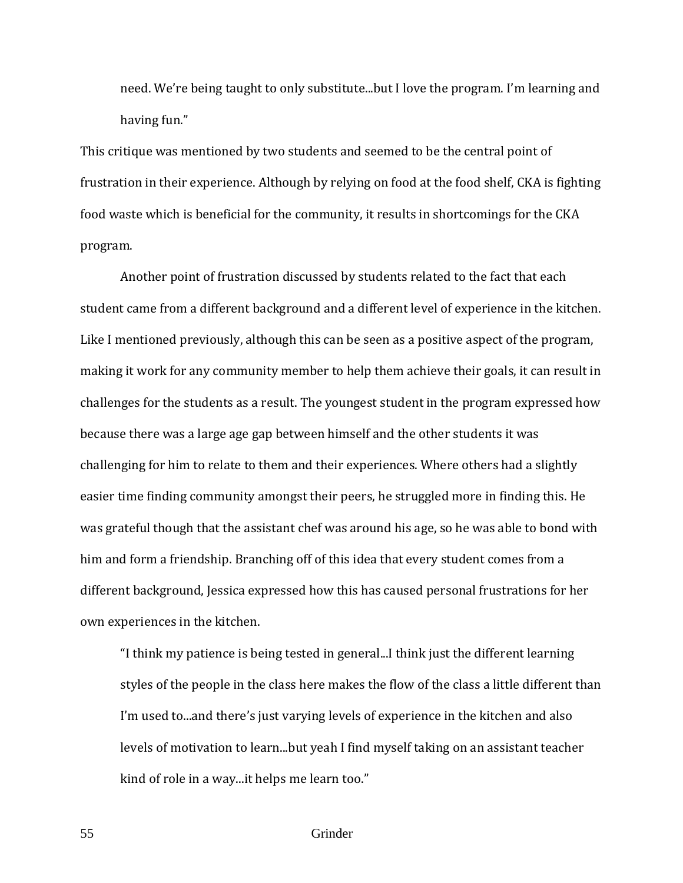need. We're being taught to only substitute...but I love the program. I'm learning and having fun."

This critique was mentioned by two students and seemed to be the central point of frustration in their experience. Although by relying on food at the food shelf, CKA is fighting food waste which is beneficial for the community, it results in shortcomings for the CKA program.

Another point of frustration discussed by students related to the fact that each student came from a different background and a different level of experience in the kitchen. Like I mentioned previously, although this can be seen as a positive aspect of the program, making it work for any community member to help them achieve their goals, it can result in challenges for the students as a result. The youngest student in the program expressed how because there was a large age gap between himself and the other students it was challenging for him to relate to them and their experiences. Where others had a slightly easier time finding community amongst their peers, he struggled more in finding this. He was grateful though that the assistant chef was around his age, so he was able to bond with him and form a friendship. Branching off of this idea that every student comes from a different background, Jessica expressed how this has caused personal frustrations for her own experiences in the kitchen.

> "I think my patience is being tested in general...I think just the different learning styles of the people in the class here makes the flow of the class a little different than I'm used to...and there's just varying levels of experience in the kitchen and also levels of motivation to learn...but yeah I find myself taking on an assistant teacher kind of role in a way...it helps me learn too."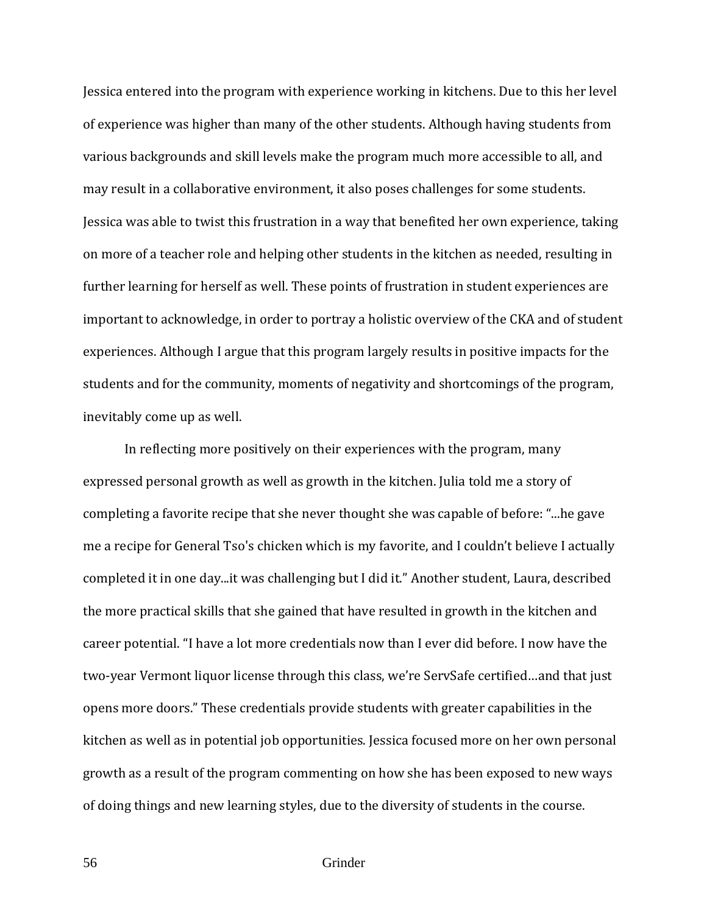Jessica entered into the program with experience working in kitchens. Due to this her level of experience was higher than many of the other students. Although having students from various backgrounds and skill levels make the program much more accessible to all, and may result in a collaborative environment, it also poses challenges for some students. Jessica was able to twist this frustration in a way that benefited her own experience, taking on more of a teacher role and helping other students in the kitchen as needed, resulting in further learning for herself as well. These points of frustration in student experiences are important to acknowledge, in order to portray a holistic overview of the CKA and of student experiences. Although I argue that this program largely results in positive impacts for the students and for the community, moments of negativity and shortcomings of the program, inevitably come up as well.

In reflecting more positively on their experiences with the program, many expressed personal growth as well as growth in the kitchen. Julia told me a story of completing a favorite recipe that she never thought she was capable of before: "...he gave me a recipe for General Tso's chicken which is my favorite, and I couldn't believe I actually completed it in one day...it was challenging but I did it." Another student, Laura, described the more practical skills that she gained that have resulted in growth in the kitchen and career potential. "I have a lot more credentials now than I ever did before. I now have the two-year Vermont liquor license through this class, we're ServSafe certified…and that just opens more doors." These credentials provide students with greater capabilities in the kitchen as well as in potential job opportunities. Jessica focused more on her own personal growth as a result of the program commenting on how she has been exposed to new ways of doing things and new learning styles, due to the diversity of students in the course.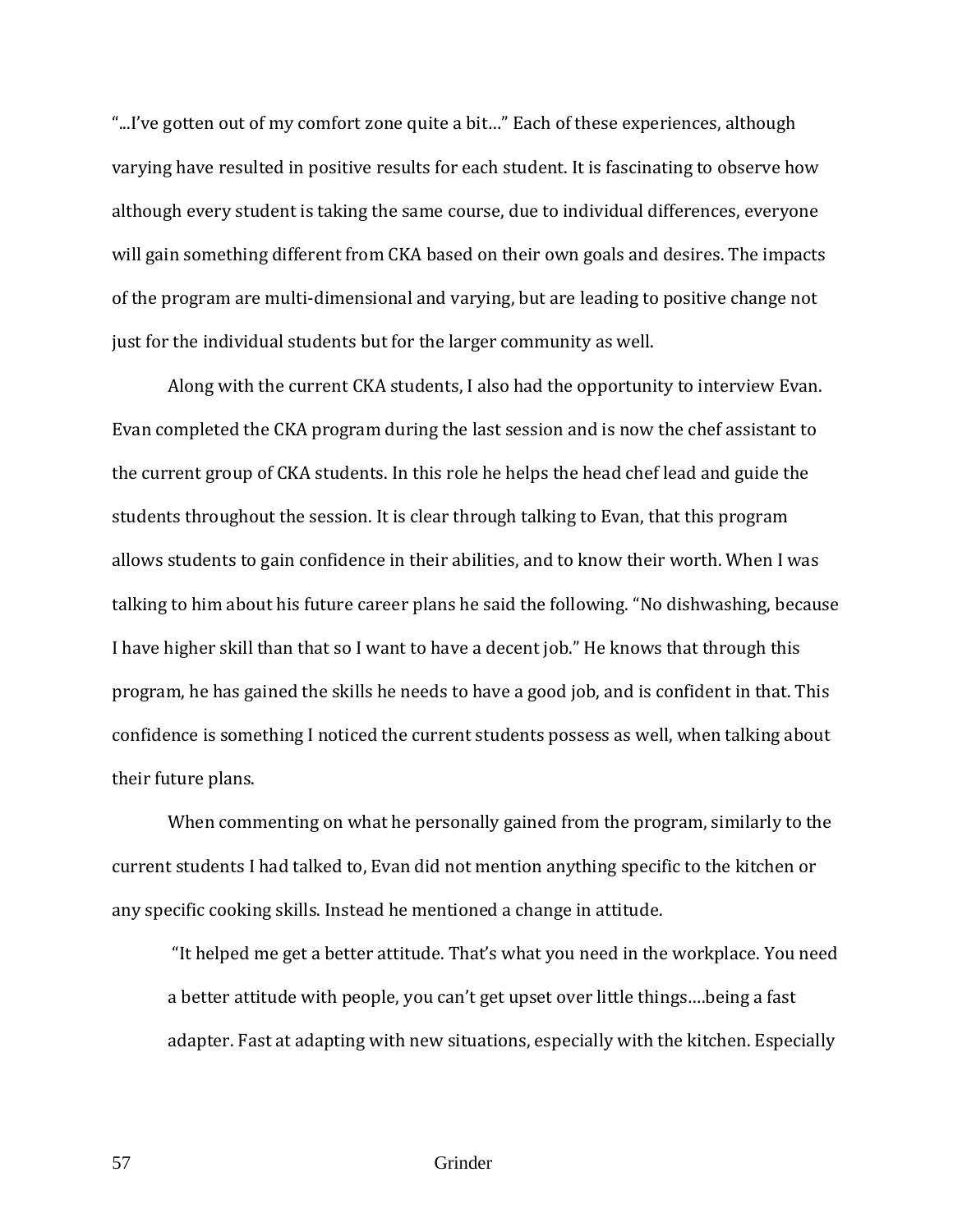"...I've gotten out of my comfort zone quite a bit..." Each of these experiences, although varying have resulted in positive results for each student. It is fascinating to observe how although every student is taking the same course, due to individual differences, everyone will gain something different from CKA based on their own goals and desires. The impacts of the program are multi-dimensional and varying, but are leading to positive change not just for the individual students but for the larger community as well.

Along with the current CKA students, I also had the opportunity to interview Evan. Evan completed the CKA program during the last session and is now the chef assistant to the current group of CKA students. In this role he helps the head chef lead and guide the students throughout the session. It is clear through talking to Evan, that this program allows students to gain confidence in their abilities, and to know their worth. When I was talking to him about his future career plans he said the following. "No dishwashing, because I have higher skill than that so I want to have a decent job." He knows that through this program, he has gained the skills he needs to have a good job, and is confident in that. This confidence is something I noticed the current students possess as well, when talking about their future plans.

When commenting on what he personally gained from the program, similarly to the current students I had talked to, Evan did not mention anything specific to the kitchen or any specific cooking skills. Instead he mentioned a change in attitude.

> "It helped me get a better attitude. That's what you need in the workplace. You need a better attitude with people, you can't get upset over little things....being a fast adapter. Fast at adapting with new situations, especially with the kitchen. Especially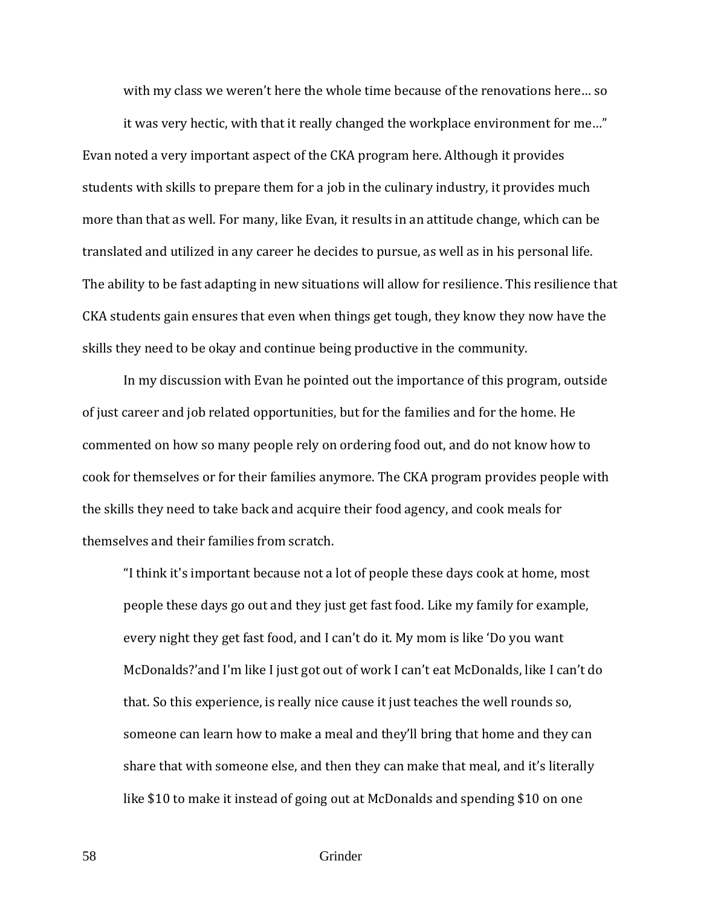with my class we weren't here the whole time because of the renovations here… so it was very hectic, with that it really changed the workplace environment for me…"

Evan noted a very important aspect of the CKA program here. Although it provides students with skills to prepare them for a job in the culinary industry, it provides much more than that as well. For many, like Evan, it results in an attitude change, which can be translated and utilized in any career he decides to pursue, as well as in his personal life. The ability to be fast adapting in new situations will allow for resilience. This resilience that CKA students gain ensures that even when things get tough, they know they now have the skills they need to be okay and continue being productive in the community.

In my discussion with Evan he pointed out the importance of this program, outside of just career and job related opportunities, but for the families and for the home. He commented on how so many people rely on ordering food out, and do not know how to cook for themselves or for their families anymore. The CKA program provides people with the skills they need to take back and acquire their food agency, and cook meals for themselves and their families from scratch.

> "I think it's important because not a lot of people these days cook at home, most people these days go out and they just get fast food. Like my family for example, every night they get fast food, and I can't do it. My mom is like 'Do you want McDonalds?'and I'm like I just got out of work I can't eat McDonalds, like I can't do that. So this experience, is really nice cause it just teaches the well rounds so, someone can learn how to make a meal and they'll bring that home and they can share that with someone else, and then they can make that meal, and it's literally like $10 to make it instead of going out at McDonalds and spending $10 on one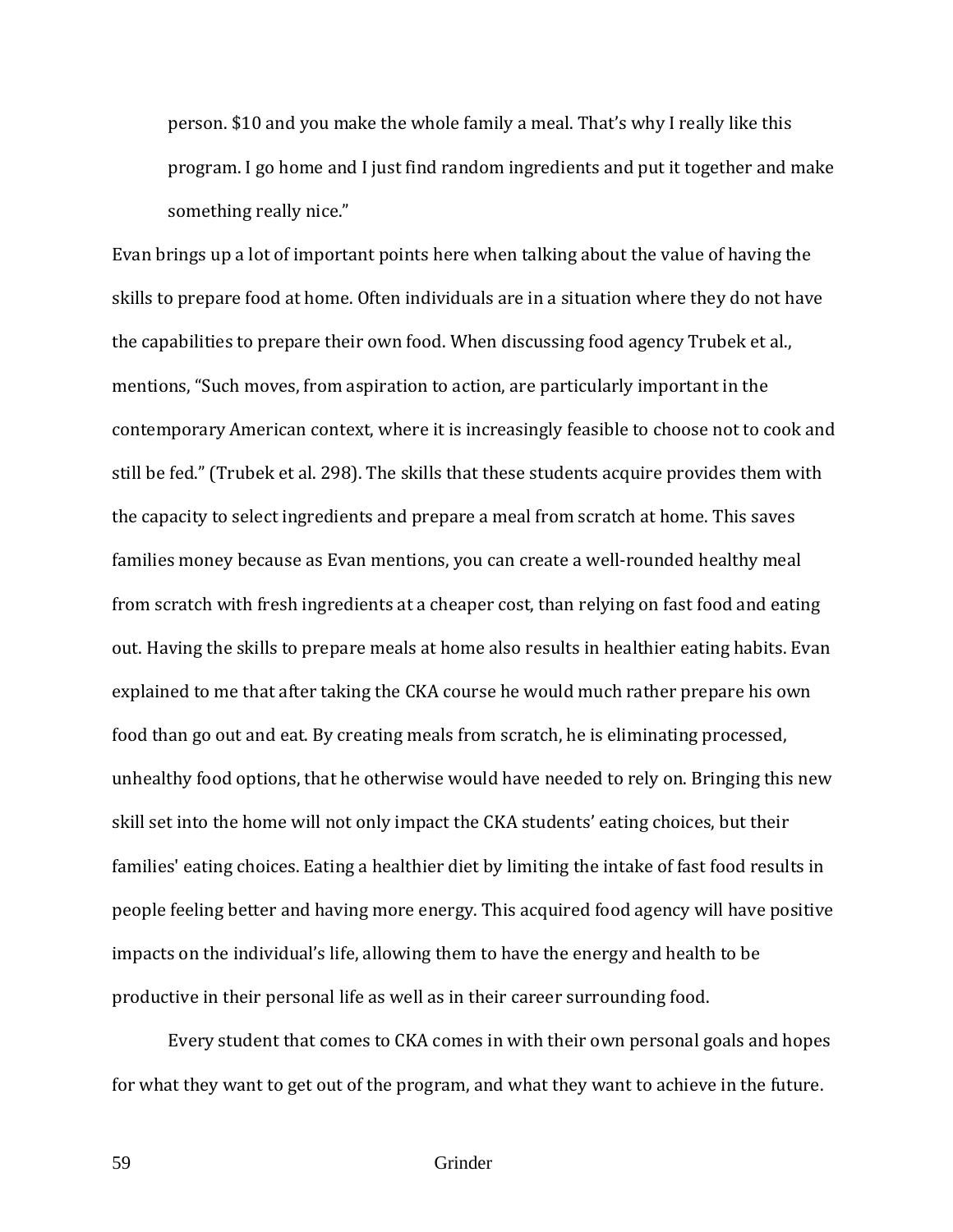> person. $10 and you make the whole family a meal. That's why I really like this program. I go home and I just find random ingredients and put it together and make something really nice."

Evan brings up a lot of important points here when talking about the value of having the skills to prepare food at home. Often individuals are in a situation where they do not have the capabilities to prepare their own food. When discussing food agency Trubek et al., mentions, "Such moves, from aspiration to action, are particularly important in the contemporary American context, where it is increasingly feasible to choose not to cook and still be fed." (Trubek et al. 298). The skills that these students acquire provides them with the capacity to select ingredients and prepare a meal from scratch at home. This saves families money because as Evan mentions, you can create a well-rounded healthy meal from scratch with fresh ingredients at a cheaper cost, than relying on fast food and eating out. Having the skills to prepare meals at home also results in healthier eating habits. Evan explained to me that after taking the CKA course he would much rather prepare his own food than go out and eat. By creating meals from scratch, he is eliminating processed, unhealthy food options, that he otherwise would have needed to rely on. Bringing this new skill set into the home will not only impact the CKA students' eating choices, but their families' eating choices. Eating a healthier diet by limiting the intake of fast food results in people feeling better and having more energy. This acquired food agency will have positive impacts on the individual's life, allowing them to have the energy and health to be productive in their personal life as well as in their career surrounding food.

Every student that comes to CKA comes in with their own personal goals and hopes for what they want to get out of the program, and what they want to achieve in the future.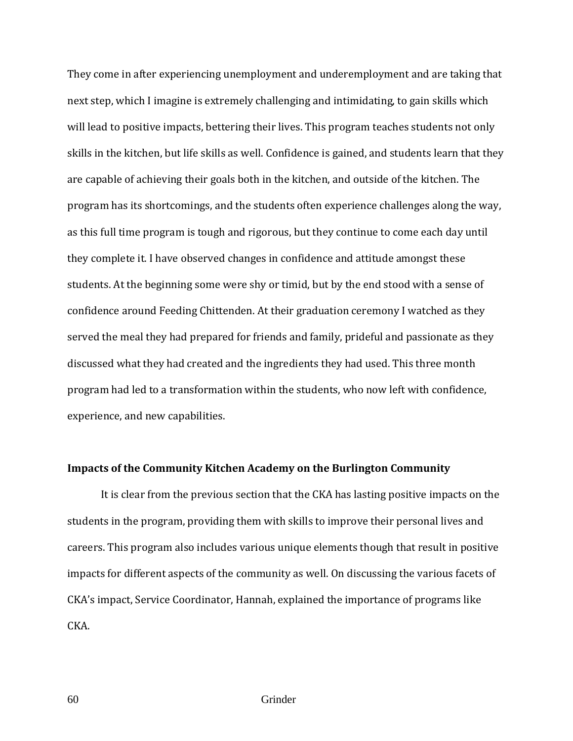They come in after experiencing unemployment and underemployment and are taking that next step, which I imagine is extremely challenging and intimidating, to gain skills which will lead to positive impacts, bettering their lives. This program teaches students not only skills in the kitchen, but life skills as well. Confidence is gained, and students learn that they are capable of achieving their goals both in the kitchen, and outside of the kitchen. The program has its shortcomings, and the students often experience challenges along the way, as this full time program is tough and rigorous, but they continue to come each day until they complete it. I have observed changes in confidence and attitude amongst these students. At the beginning some were shy or timid, but by the end stood with a sense of confidence around Feeding Chittenden. At their graduation ceremony I watched as they served the meal they had prepared for friends and family, prideful and passionate as they discussed what they had created and the ingredients they had used. This three month program had led to a transformation within the students, who now left with confidence, experience, and new capabilities.

**Impacts of the Community Kitchen Academy on the Burlington Community**

It is clear from the previous section that the CKA has lasting positive impacts on the students in the program, providing them with skills to improve their personal lives and careers. This program also includes various unique elements though that result in positive impacts for different aspects of the community as well. On discussing the various facets of CKA's impact, Service Coordinator, Hannah, explained the importance of programs like CKA.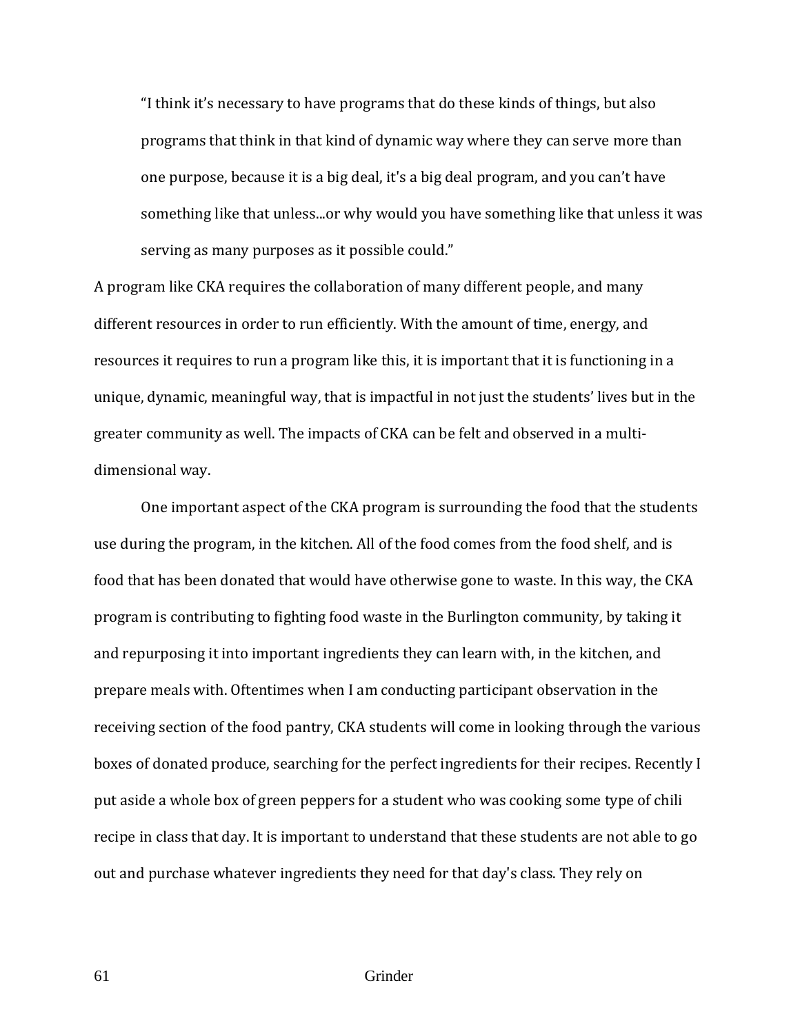> "I think it's necessary to have programs that do these kinds of things, but also programs that think in that kind of dynamic way where they can serve more than one purpose, because it is a big deal, it's a big deal program, and you can't have something like that unless...or why would you have something like that unless it was serving as many purposes as it possible could."

A program like CKA requires the collaboration of many different people, and many different resources in order to run efficiently. With the amount of time, energy, and resources it requires to run a program like this, it is important that it is functioning in a unique, dynamic, meaningful way, that is impactful in not just the students' lives but in the greater community as well. The impacts of CKA can be felt and observed in a multi-dimensional way.

One important aspect of the CKA program is surrounding the food that the students use during the program, in the kitchen. All of the food comes from the food shelf, and is food that has been donated that would have otherwise gone to waste. In this way, the CKA program is contributing to fighting food waste in the Burlington community, by taking it and repurposing it into important ingredients they can learn with, in the kitchen, and prepare meals with. Oftentimes when I am conducting participant observation in the receiving section of the food pantry, CKA students will come in looking through the various boxes of donated produce, searching for the perfect ingredients for their recipes. Recently I put aside a whole box of green peppers for a student who was cooking some type of chili recipe in class that day. It is important to understand that these students are not able to go out and purchase whatever ingredients they need for that day's class. They rely on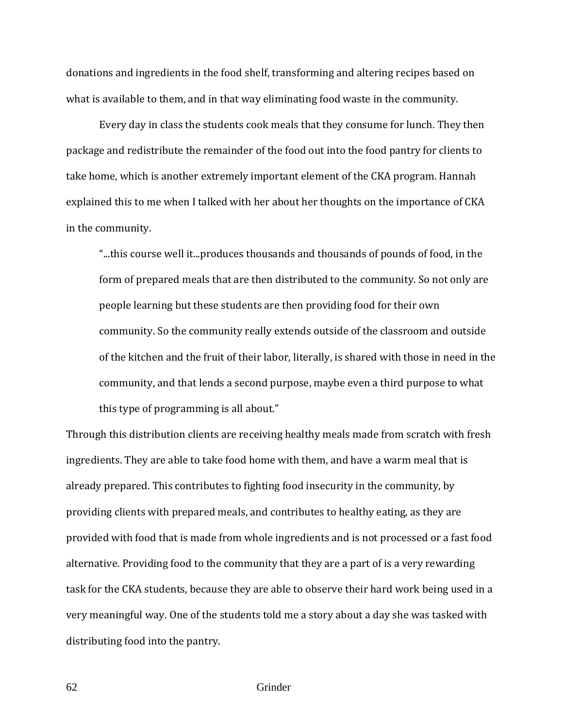donations and ingredients in the food shelf, transforming and altering recipes based on what is available to them, and in that way eliminating food waste in the community.

Every day in class the students cook meals that they consume for lunch. They then package and redistribute the remainder of the food out into the food pantry for clients to take home, which is another extremely important element of the CKA program. Hannah explained this to me when I talked with her about her thoughts on the importance of CKA in the community.

> "...this course well it...produces thousands and thousands of pounds of food, in the form of prepared meals that are then distributed to the community. So not only are people learning but these students are then providing food for their own community. So the community really extends outside of the classroom and outside of the kitchen and the fruit of their labor, literally, is shared with those in need in the community, and that lends a second purpose, maybe even a third purpose to what this type of programming is all about."

Through this distribution clients are receiving healthy meals made from scratch with fresh ingredients. They are able to take food home with them, and have a warm meal that is already prepared. This contributes to fighting food insecurity in the community, by providing clients with prepared meals, and contributes to healthy eating, as they are provided with food that is made from whole ingredients and is not processed or a fast food alternative. Providing food to the community that they are a part of is a very rewarding task for the CKA students, because they are able to observe their hard work being used in a very meaningful way. One of the students told me a story about a day she was tasked with distributing food into the pantry.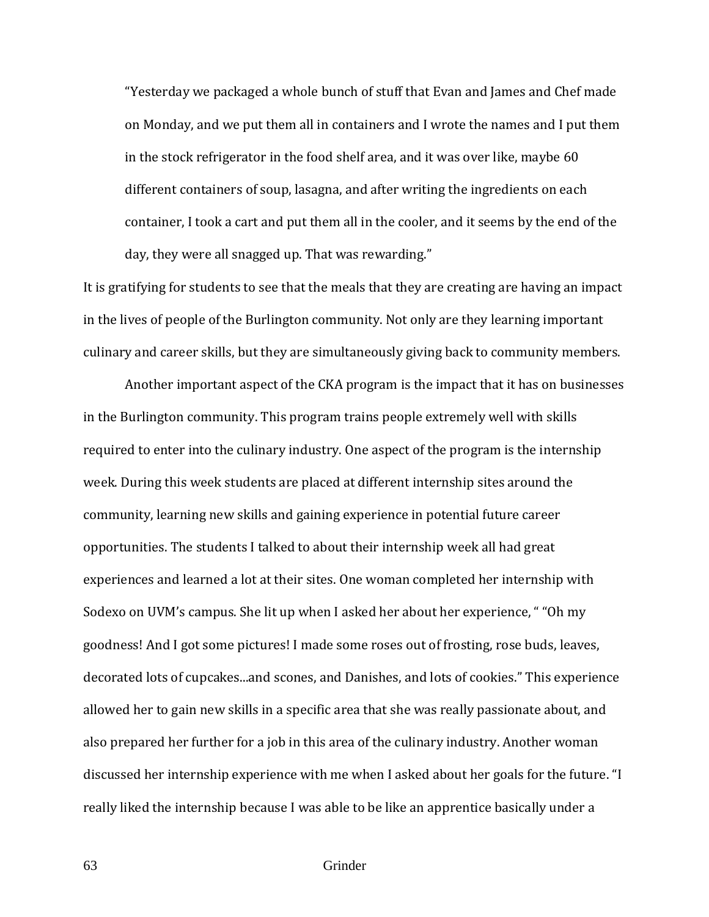> "Yesterday we packaged a whole bunch of stuff that Evan and James and Chef made on Monday, and we put them all in containers and I wrote the names and I put them in the stock refrigerator in the food shelf area, and it was over like, maybe 60 different containers of soup, lasagna, and after writing the ingredients on each container, I took a cart and put them all in the cooler, and it seems by the end of the day, they were all snagged up. That was rewarding."

It is gratifying for students to see that the meals that they are creating are having an impact in the lives of people of the Burlington community. Not only are they learning important culinary and career skills, but they are simultaneously giving back to community members.

Another important aspect of the CKA program is the impact that it has on businesses in the Burlington community. This program trains people extremely well with skills required to enter into the culinary industry. One aspect of the program is the internship week. During this week students are placed at different internship sites around the community, learning new skills and gaining experience in potential future career opportunities. The students I talked to about their internship week all had great experiences and learned a lot at their sites. One woman completed her internship with Sodexo on UVM's campus. She lit up when I asked her about her experience, " "Oh my goodness! And I got some pictures! I made some roses out of frosting, rose buds, leaves, decorated lots of cupcakes...and scones, and Danishes, and lots of cookies." This experience allowed her to gain new skills in a specific area that she was really passionate about, and also prepared her further for a job in this area of the culinary industry. Another woman discussed her internship experience with me when I asked about her goals for the future. "I really liked the internship because I was able to be like an apprentice basically under a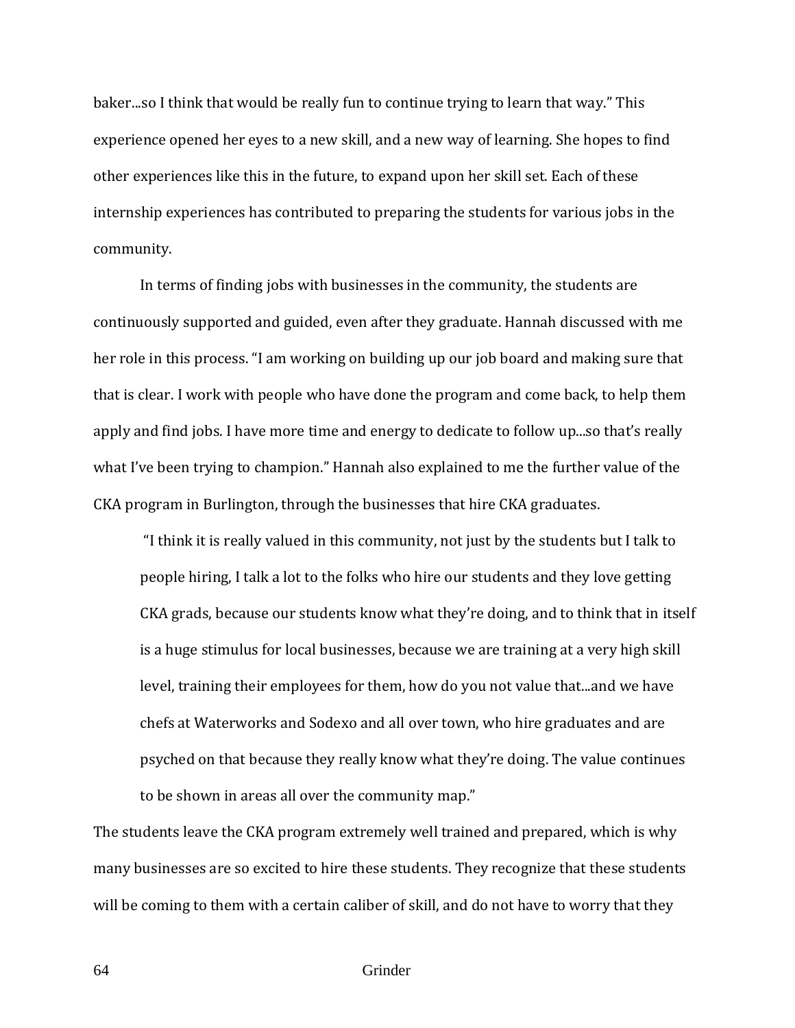baker...so I think that would be really fun to continue trying to learn that way." This experience opened her eyes to a new skill, and a new way of learning. She hopes to find other experiences like this in the future, to expand upon her skill set. Each of these internship experiences has contributed to preparing the students for various jobs in the community.

In terms of finding jobs with businesses in the community, the students are continuously supported and guided, even after they graduate. Hannah discussed with me her role in this process. "I am working on building up our job board and making sure that that is clear. I work with people who have done the program and come back, to help them apply and find jobs. I have more time and energy to dedicate to follow up...so that's really what I've been trying to champion." Hannah also explained to me the further value of the CKA program in Burlington, through the businesses that hire CKA graduates.

> "I think it is really valued in this community, not just by the students but I talk to people hiring, I talk a lot to the folks who hire our students and they love getting CKA grads, because our students know what they're doing, and to think that in itself is a huge stimulus for local businesses, because we are training at a very high skill level, training their employees for them, how do you not value that...and we have chefs at Waterworks and Sodexo and all over town, who hire graduates and are psyched on that because they really know what they're doing. The value continues to be shown in areas all over the community map."

The students leave the CKA program extremely well trained and prepared, which is why many businesses are so excited to hire these students. They recognize that these students will be coming to them with a certain caliber of skill, and do not have to worry that they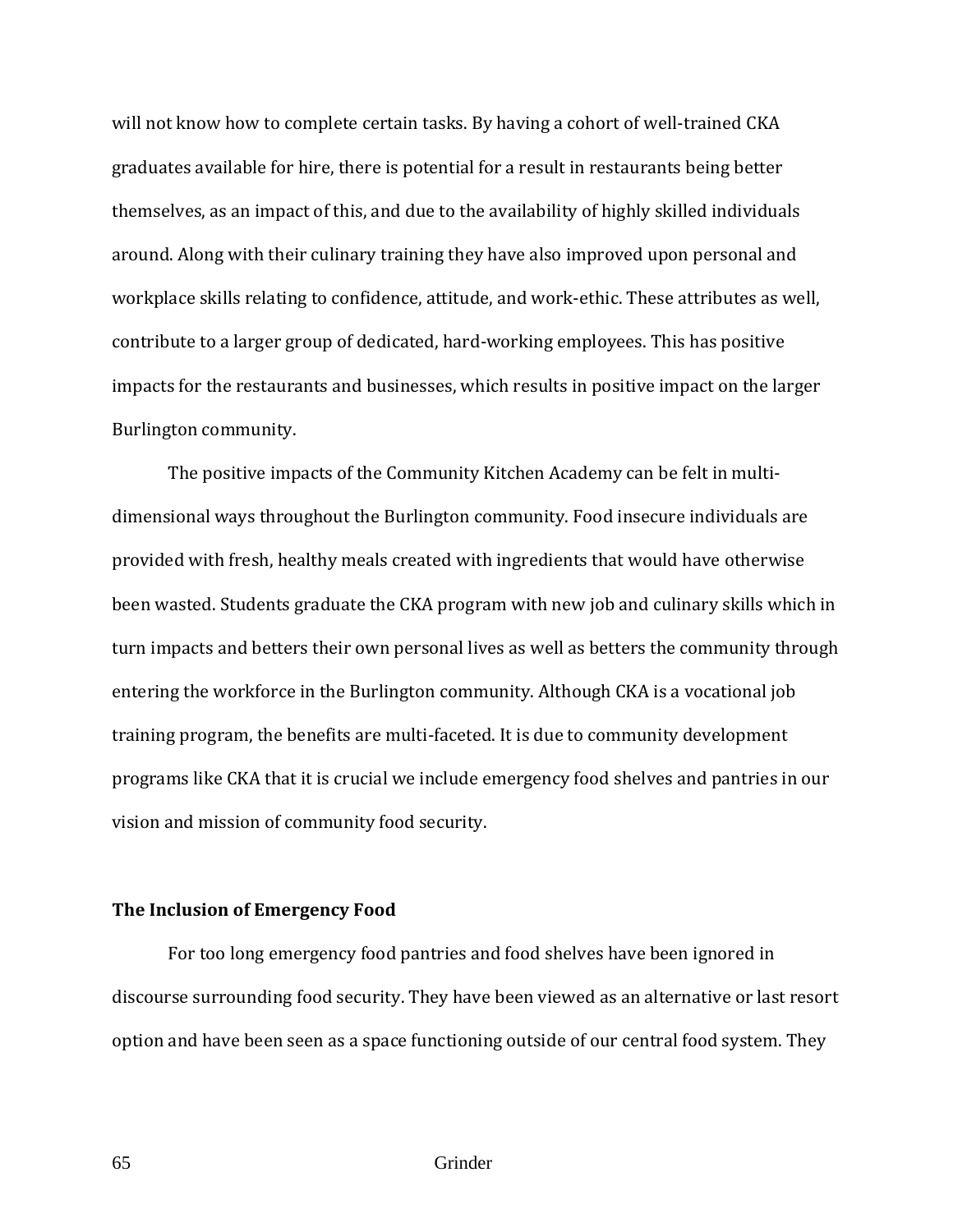will not know how to complete certain tasks. By having a cohort of well-trained CKA graduates available for hire, there is potential for a result in restaurants being better themselves, as an impact of this, and due to the availability of highly skilled individuals around. Along with their culinary training they have also improved upon personal and workplace skills relating to confidence, attitude, and work-ethic. These attributes as well, contribute to a larger group of dedicated, hard-working employees. This has positive impacts for the restaurants and businesses, which results in positive impact on the larger Burlington community.

The positive impacts of the Community Kitchen Academy can be felt in multi-dimensional ways throughout the Burlington community. Food insecure individuals are provided with fresh, healthy meals created with ingredients that would have otherwise been wasted. Students graduate the CKA program with new job and culinary skills which in turn impacts and betters their own personal lives as well as betters the community through entering the workforce in the Burlington community. Although CKA is a vocational job training program, the benefits are multi-faceted. It is due to community development programs like CKA that it is crucial we include emergency food shelves and pantries in our vision and mission of community food security.

**The Inclusion of Emergency Food**

For too long emergency food pantries and food shelves have been ignored in discourse surrounding food security. They have been viewed as an alternative or last resort option and have been seen as a space functioning outside of our central food system. They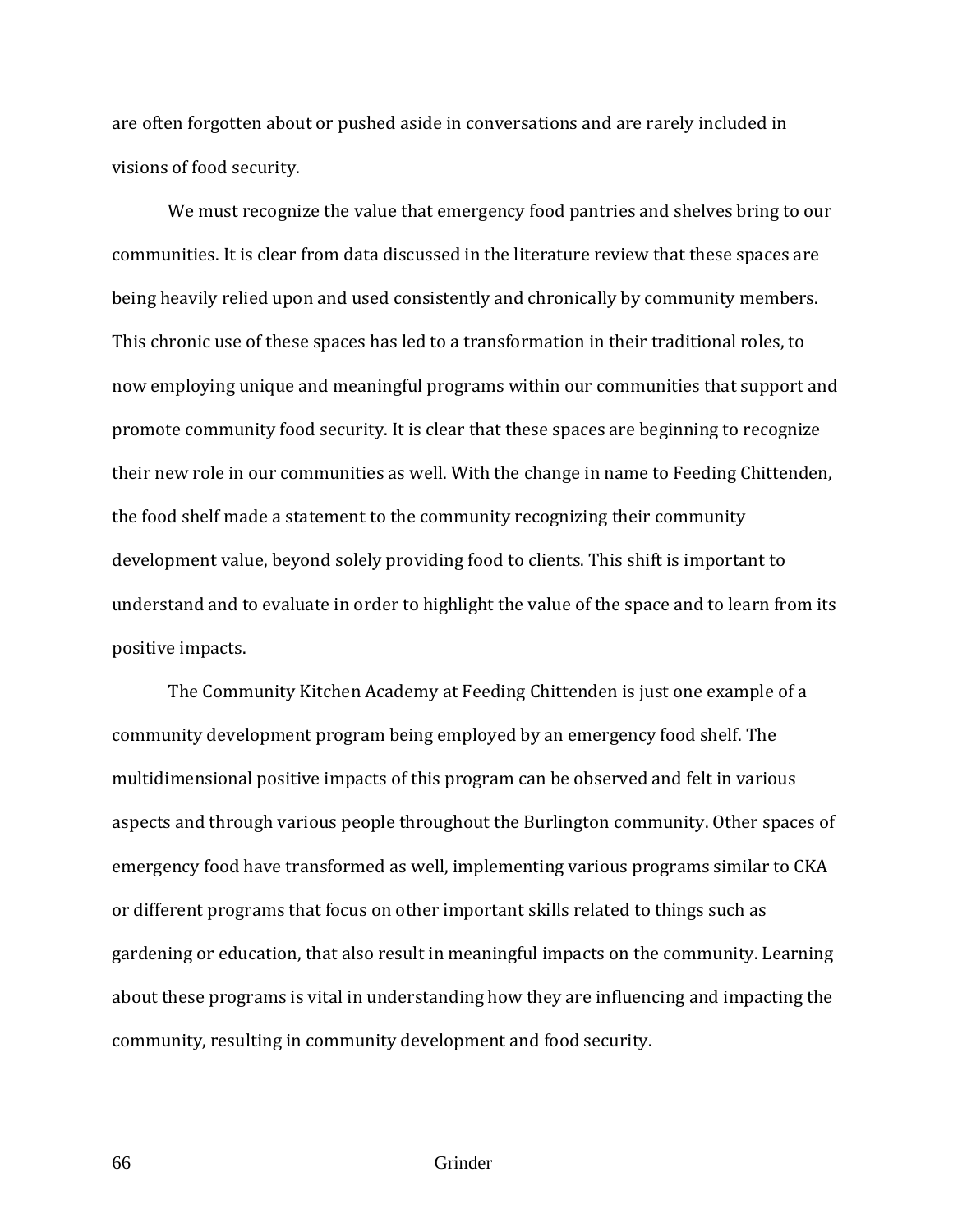are often forgotten about or pushed aside in conversations and are rarely included in visions of food security.

We must recognize the value that emergency food pantries and shelves bring to our communities. It is clear from data discussed in the literature review that these spaces are being heavily relied upon and used consistently and chronically by community members. This chronic use of these spaces has led to a transformation in their traditional roles, to now employing unique and meaningful programs within our communities that support and promote community food security. It is clear that these spaces are beginning to recognize their new role in our communities as well. With the change in name to Feeding Chittenden, the food shelf made a statement to the community recognizing their community development value, beyond solely providing food to clients. This shift is important to understand and to evaluate in order to highlight the value of the space and to learn from its positive impacts.

The Community Kitchen Academy at Feeding Chittenden is just one example of a community development program being employed by an emergency food shelf. The multidimensional positive impacts of this program can be observed and felt in various aspects and through various people throughout the Burlington community. Other spaces of emergency food have transformed as well, implementing various programs similar to CKA or different programs that focus on other important skills related to things such as gardening or education, that also result in meaningful impacts on the community. Learning about these programs is vital in understanding how they are influencing and impacting the community, resulting in community development and food security.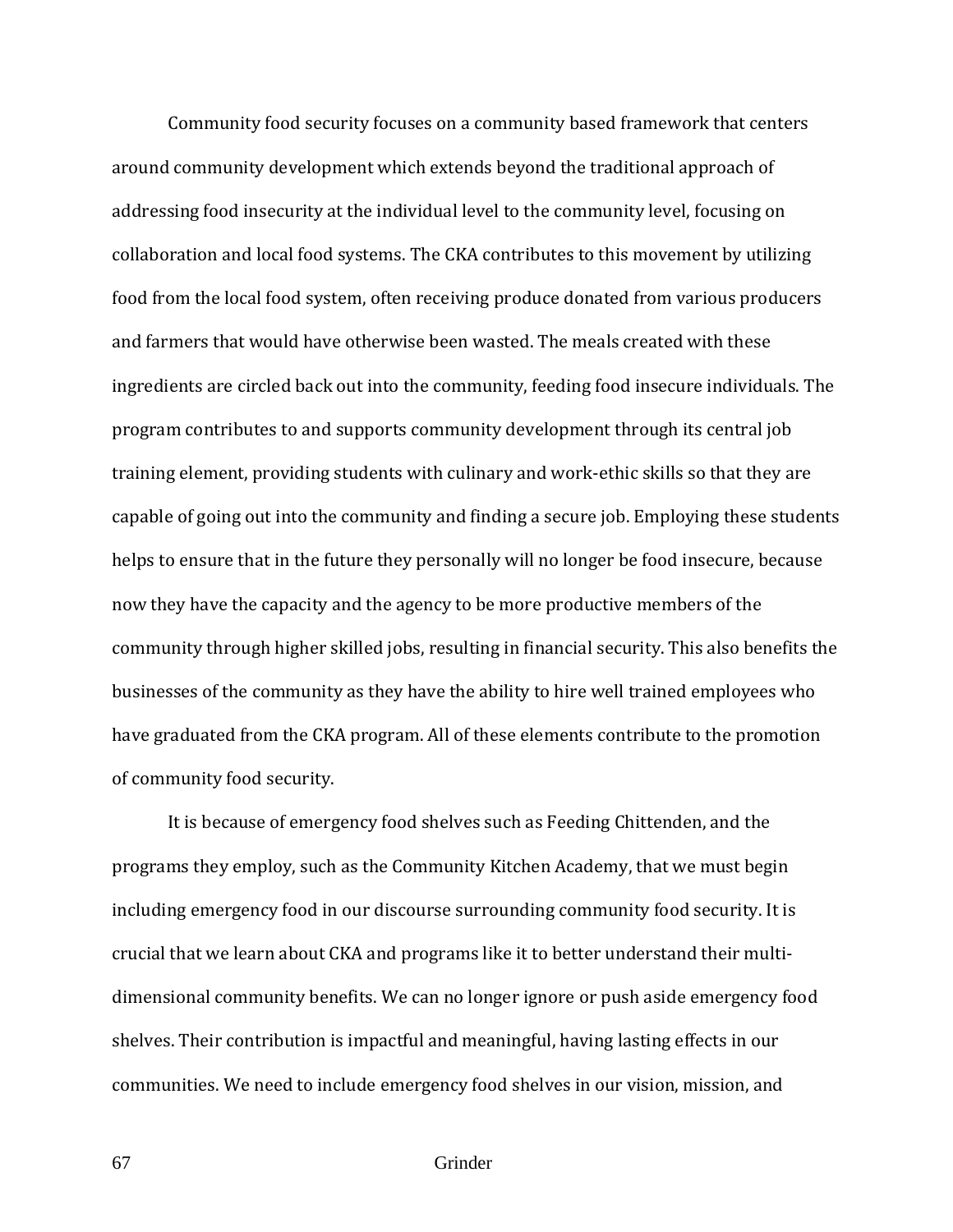Community food security focuses on a community based framework that centers around community development which extends beyond the traditional approach of addressing food insecurity at the individual level to the community level, focusing on collaboration and local food systems. The CKA contributes to this movement by utilizing food from the local food system, often receiving produce donated from various producers and farmers that would have otherwise been wasted. The meals created with these ingredients are circled back out into the community, feeding food insecure individuals. The program contributes to and supports community development through its central job training element, providing students with culinary and work-ethic skills so that they are capable of going out into the community and finding a secure job. Employing these students helps to ensure that in the future they personally will no longer be food insecure, because now they have the capacity and the agency to be more productive members of the community through higher skilled jobs, resulting in financial security. This also benefits the businesses of the community as they have the ability to hire well trained employees who have graduated from the CKA program. All of these elements contribute to the promotion of community food security.

It is because of emergency food shelves such as Feeding Chittenden, and the programs they employ, such as the Community Kitchen Academy, that we must begin including emergency food in our discourse surrounding community food security. It is crucial that we learn about CKA and programs like it to better understand their multi-dimensional community benefits. We can no longer ignore or push aside emergency food shelves. Their contribution is impactful and meaningful, having lasting effects in our communities. We need to include emergency food shelves in our vision, mission, and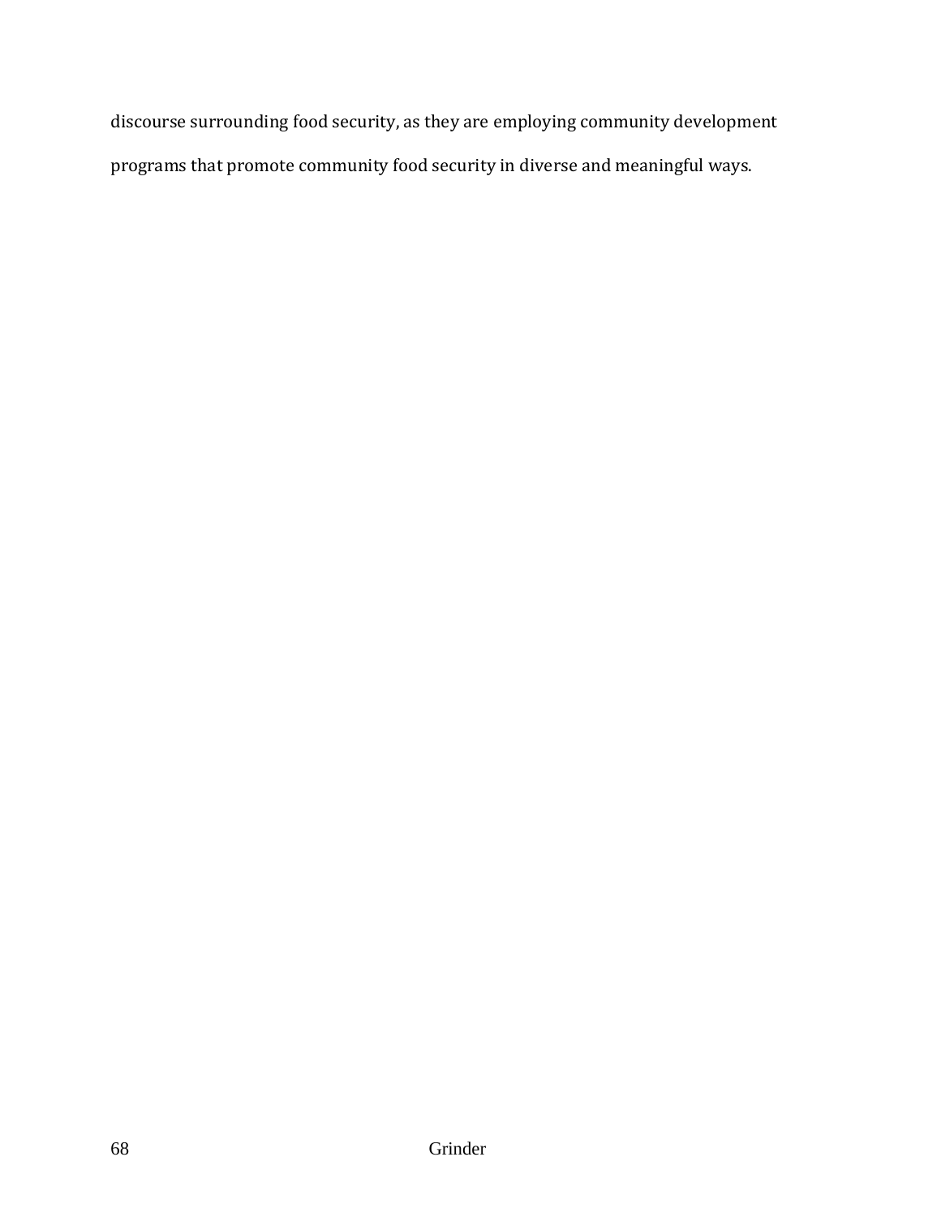discourse surrounding food security, as they are employing community development programs that promote community food security in diverse and meaningful ways.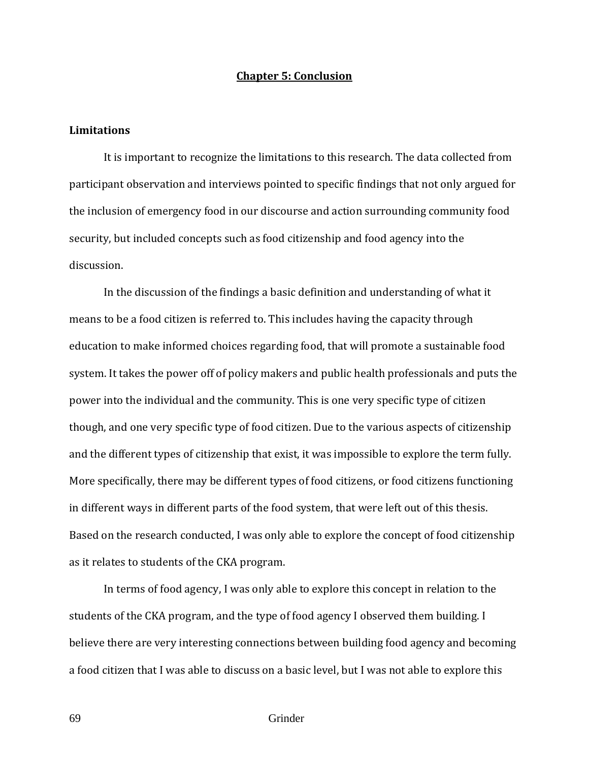# Chapter 5: Conclusion

## Limitations

It is important to recognize the limitations to this research. The data collected from participant observation and interviews pointed to specific findings that not only argued for the inclusion of emergency food in our discourse and action surrounding community food security, but included concepts such as food citizenship and food agency into the discussion.

In the discussion of the findings a basic definition and understanding of what it means to be a food citizen is referred to. This includes having the capacity through education to make informed choices regarding food, that will promote a sustainable food system. It takes the power off of policy makers and public health professionals and puts the power into the individual and the community. This is one very specific type of citizen though, and one very specific type of food citizen. Due to the various aspects of citizenship and the different types of citizenship that exist, it was impossible to explore the term fully. More specifically, there may be different types of food citizens, or food citizens functioning in different ways in different parts of the food system, that were left out of this thesis. Based on the research conducted, I was only able to explore the concept of food citizenship as it relates to students of the CKA program.

In terms of food agency, I was only able to explore this concept in relation to the students of the CKA program, and the type of food agency I observed them building. I believe there are very interesting connections between building food agency and becoming a food citizen that I was able to discuss on a basic level, but I was not able to explore this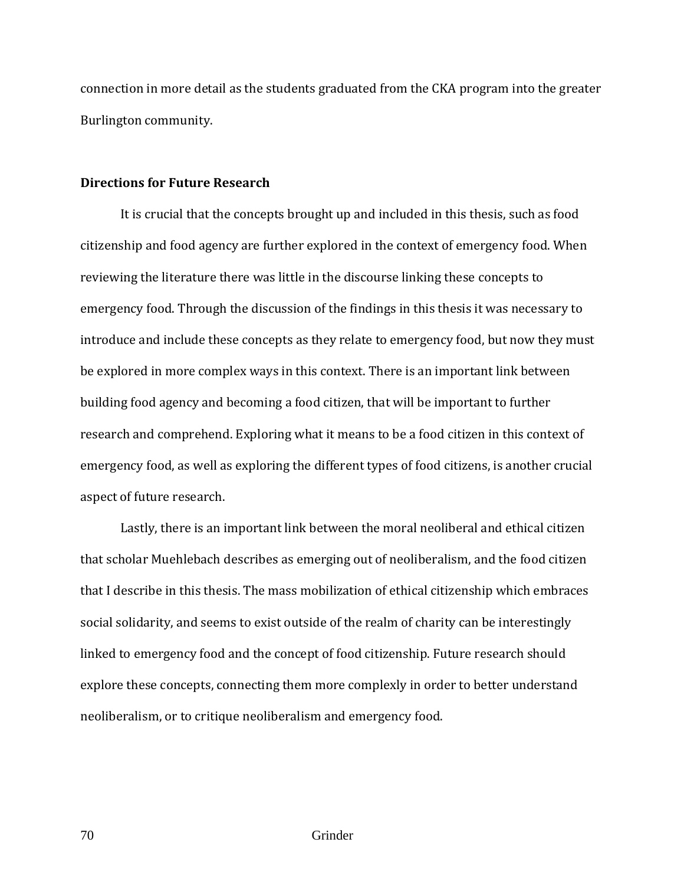connection in more detail as the students graduated from the CKA program into the greater Burlington community.

**Directions for Future Research**

It is crucial that the concepts brought up and included in this thesis, such as food citizenship and food agency are further explored in the context of emergency food. When reviewing the literature there was little in the discourse linking these concepts to emergency food. Through the discussion of the findings in this thesis it was necessary to introduce and include these concepts as they relate to emergency food, but now they must be explored in more complex ways in this context. There is an important link between building food agency and becoming a food citizen, that will be important to further research and comprehend. Exploring what it means to be a food citizen in this context of emergency food, as well as exploring the different types of food citizens, is another crucial aspect of future research.

Lastly, there is an important link between the moral neoliberal and ethical citizen that scholar Muehlebach describes as emerging out of neoliberalism, and the food citizen that I describe in this thesis. The mass mobilization of ethical citizenship which embraces social solidarity, and seems to exist outside of the realm of charity can be interestingly linked to emergency food and the concept of food citizenship. Future research should explore these concepts, connecting them more complexly in order to better understand neoliberalism, or to critique neoliberalism and emergency food.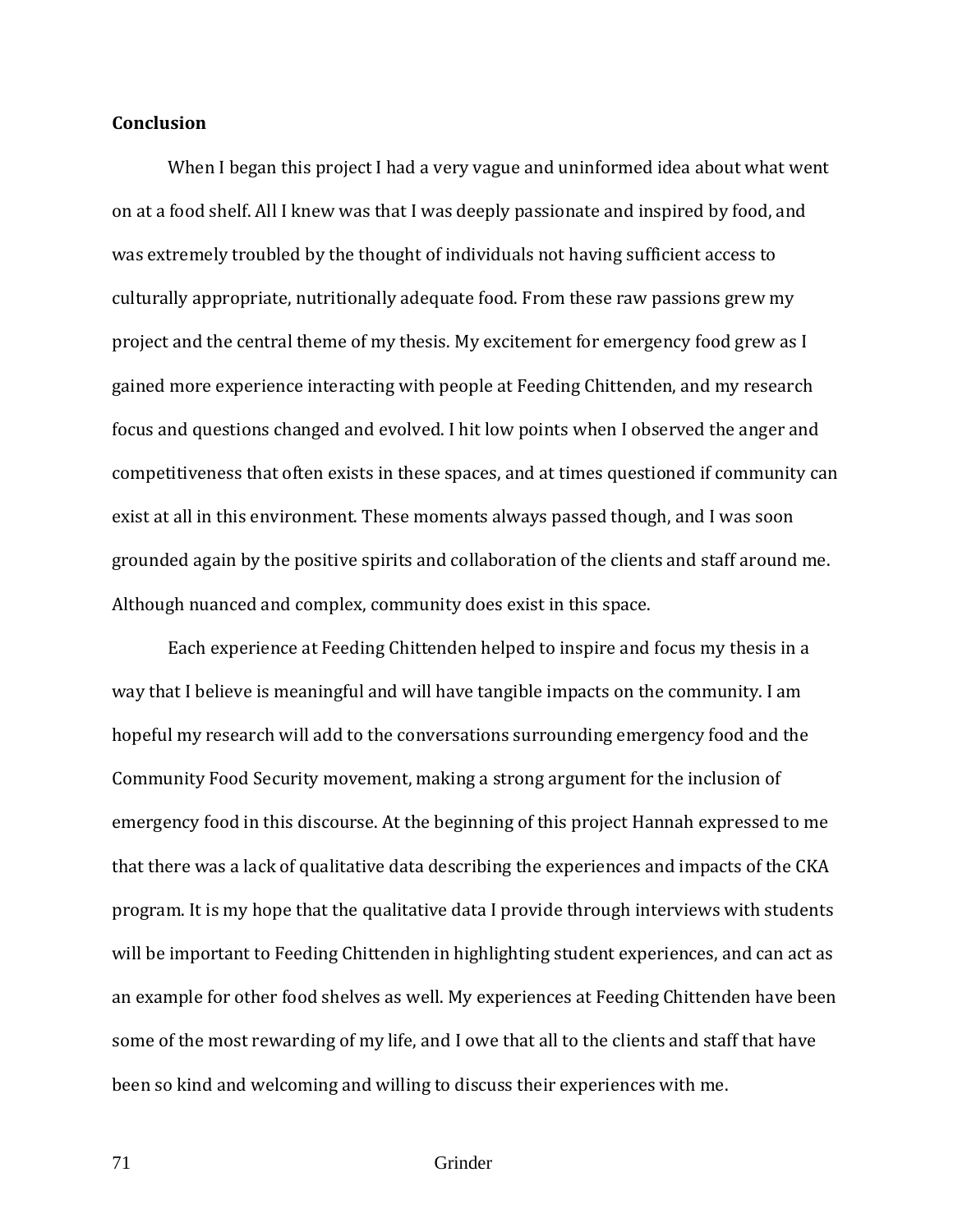**Conclusion**

When I began this project I had a very vague and uninformed idea about what went on at a food shelf. All I knew was that I was deeply passionate and inspired by food, and was extremely troubled by the thought of individuals not having sufficient access to culturally appropriate, nutritionally adequate food. From these raw passions grew my project and the central theme of my thesis. My excitement for emergency food grew as I gained more experience interacting with people at Feeding Chittenden, and my research focus and questions changed and evolved. I hit low points when I observed the anger and competitiveness that often exists in these spaces, and at times questioned if community can exist at all in this environment. These moments always passed though, and I was soon grounded again by the positive spirits and collaboration of the clients and staff around me. Although nuanced and complex, community does exist in this space.

Each experience at Feeding Chittenden helped to inspire and focus my thesis in a way that I believe is meaningful and will have tangible impacts on the community. I am hopeful my research will add to the conversations surrounding emergency food and the Community Food Security movement, making a strong argument for the inclusion of emergency food in this discourse. At the beginning of this project Hannah expressed to me that there was a lack of qualitative data describing the experiences and impacts of the CKA program. It is my hope that the qualitative data I provide through interviews with students will be important to Feeding Chittenden in highlighting student experiences, and can act as an example for other food shelves as well. My experiences at Feeding Chittenden have been some of the most rewarding of my life, and I owe that all to the clients and staff that have been so kind and welcoming and willing to discuss their experiences with me.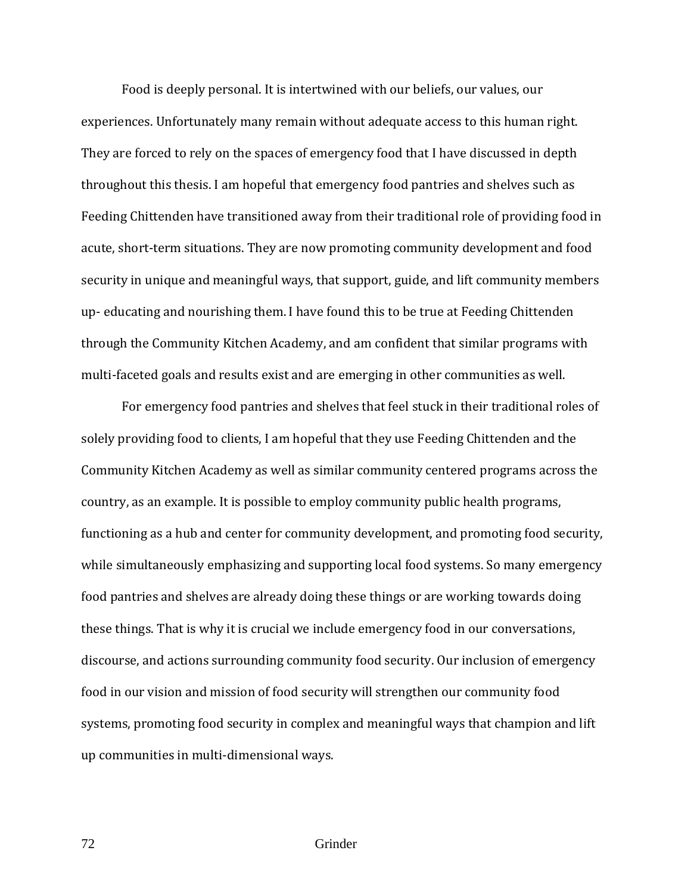Food is deeply personal. It is intertwined with our beliefs, our values, our experiences. Unfortunately many remain without adequate access to this human right. They are forced to rely on the spaces of emergency food that I have discussed in depth throughout this thesis. I am hopeful that emergency food pantries and shelves such as Feeding Chittenden have transitioned away from their traditional role of providing food in acute, short-term situations. They are now promoting community development and food security in unique and meaningful ways, that support, guide, and lift community members up- educating and nourishing them. I have found this to be true at Feeding Chittenden through the Community Kitchen Academy, and am confident that similar programs with multi-faceted goals and results exist and are emerging in other communities as well.

For emergency food pantries and shelves that feel stuck in their traditional roles of solely providing food to clients, I am hopeful that they use Feeding Chittenden and the Community Kitchen Academy as well as similar community centered programs across the country, as an example. It is possible to employ community public health programs, functioning as a hub and center for community development, and promoting food security, while simultaneously emphasizing and supporting local food systems. So many emergency food pantries and shelves are already doing these things or are working towards doing these things. That is why it is crucial we include emergency food in our conversations, discourse, and actions surrounding community food security. Our inclusion of emergency food in our vision and mission of food security will strengthen our community food systems, promoting food security in complex and meaningful ways that champion and lift up communities in multi-dimensional ways.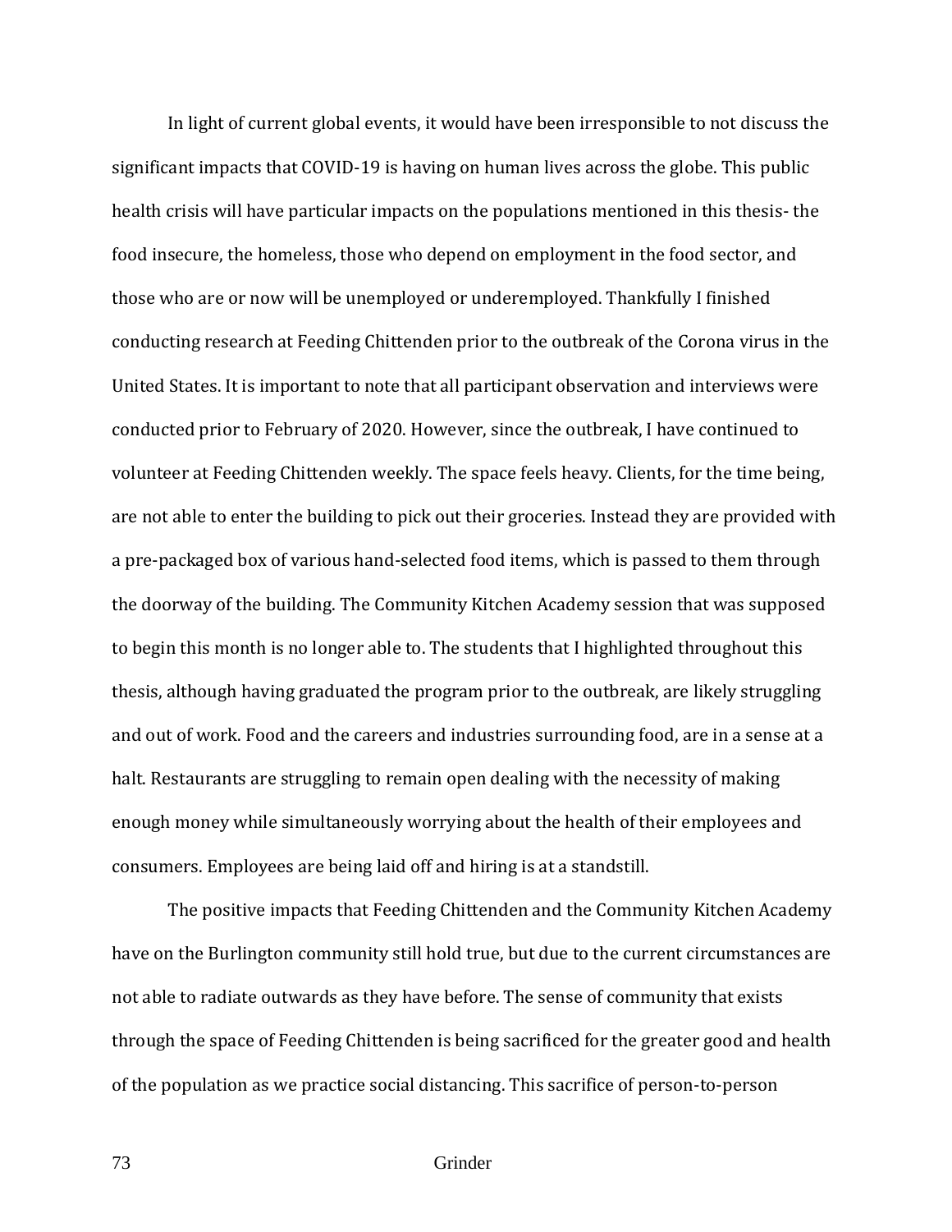In light of current global events, it would have been irresponsible to not discuss the significant impacts that COVID-19 is having on human lives across the globe. This public health crisis will have particular impacts on the populations mentioned in this thesis- the food insecure, the homeless, those who depend on employment in the food sector, and those who are or now will be unemployed or underemployed. Thankfully I finished conducting research at Feeding Chittenden prior to the outbreak of the Corona virus in the United States. It is important to note that all participant observation and interviews were conducted prior to February of 2020. However, since the outbreak, I have continued to volunteer at Feeding Chittenden weekly. The space feels heavy. Clients, for the time being, are not able to enter the building to pick out their groceries. Instead they are provided with a pre-packaged box of various hand-selected food items, which is passed to them through the doorway of the building. The Community Kitchen Academy session that was supposed to begin this month is no longer able to. The students that I highlighted throughout this thesis, although having graduated the program prior to the outbreak, are likely struggling and out of work. Food and the careers and industries surrounding food, are in a sense at a halt. Restaurants are struggling to remain open dealing with the necessity of making enough money while simultaneously worrying about the health of their employees and consumers. Employees are being laid off and hiring is at a standstill.

The positive impacts that Feeding Chittenden and the Community Kitchen Academy have on the Burlington community still hold true, but due to the current circumstances are not able to radiate outwards as they have before. The sense of community that exists through the space of Feeding Chittenden is being sacrificed for the greater good and health of the population as we practice social distancing. This sacrifice of person-to-person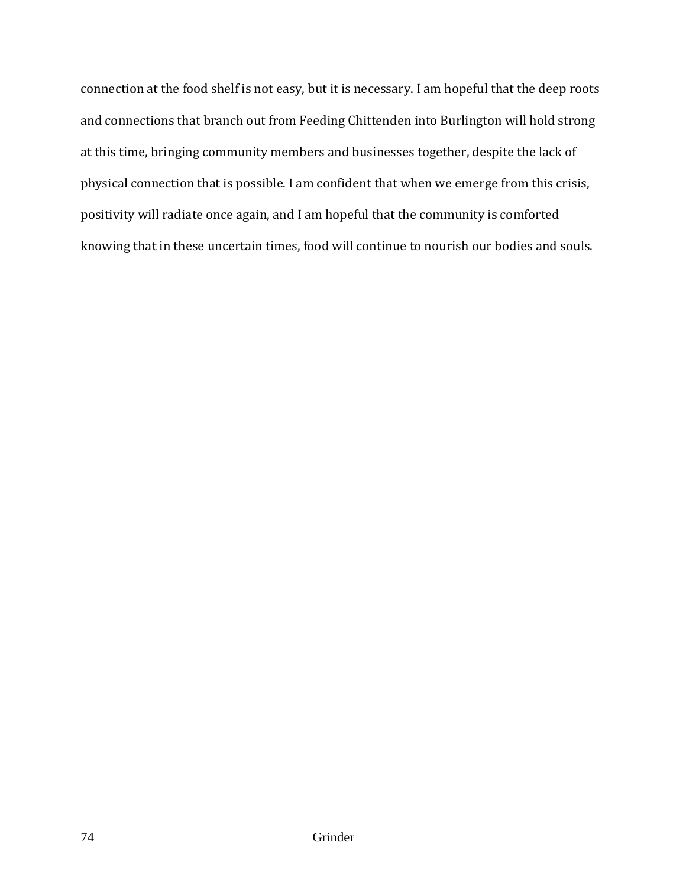connection at the food shelf is not easy, but it is necessary. I am hopeful that the deep roots and connections that branch out from Feeding Chittenden into Burlington will hold strong at this time, bringing community members and businesses together, despite the lack of physical connection that is possible. I am confident that when we emerge from this crisis, positivity will radiate once again, and I am hopeful that the community is comforted knowing that in these uncertain times, food will continue to nourish our bodies and souls.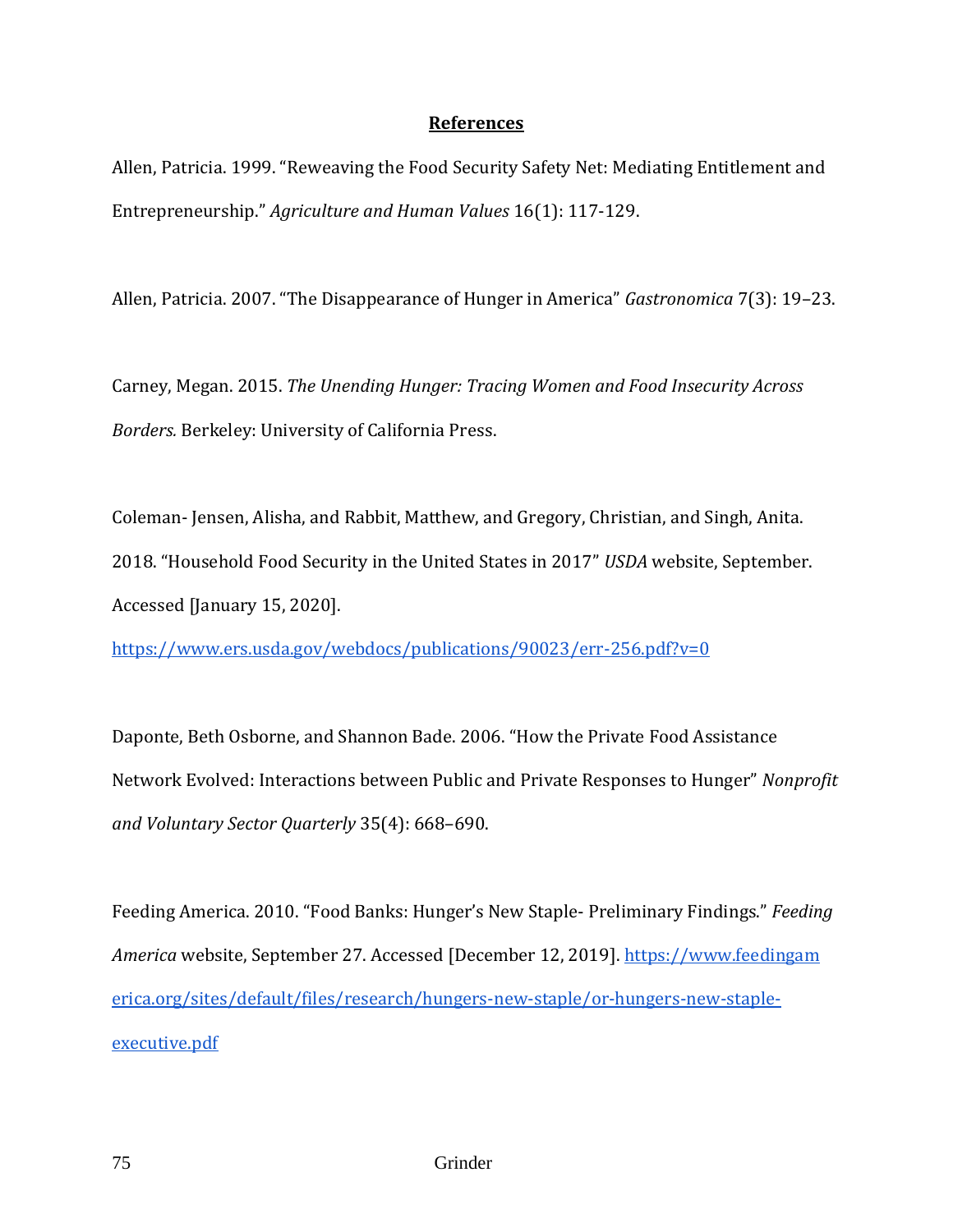## References

Allen, Patricia. 1999. "Reweaving the Food Security Safety Net: Mediating Entitlement and Entrepreneurship." *Agriculture and Human Values* 16(1): 117-129.

Allen, Patricia. 2007. "The Disappearance of Hunger in America" *Gastronomica* 7(3): 19–23.

Carney, Megan. 2015. *The Unending Hunger: Tracing Women and Food Insecurity Across Borders.* Berkeley: University of California Press.

Coleman- Jensen, Alisha, and Rabbit, Matthew, and Gregory, Christian, and Singh, Anita. 2018. "Household Food Security in the United States in 2017" *USDA* website, September. Accessed [January 15, 2020]. https://www.ers.usda.gov/webdocs/publications/90023/err-256.pdf?v=0

Daponte, Beth Osborne, and Shannon Bade. 2006. "How the Private Food Assistance Network Evolved: Interactions between Public and Private Responses to Hunger" *Nonprofit and Voluntary Sector Quarterly* 35(4): 668–690.

Feeding America. 2010. "Food Banks: Hunger's New Staple- Preliminary Findings." *Feeding America* website, September 27. Accessed [December 12, 2019]. https://www.feedingamerica.org/sites/default/files/research/hungers-new-staple/or-hungers-new-staple-executive.pdf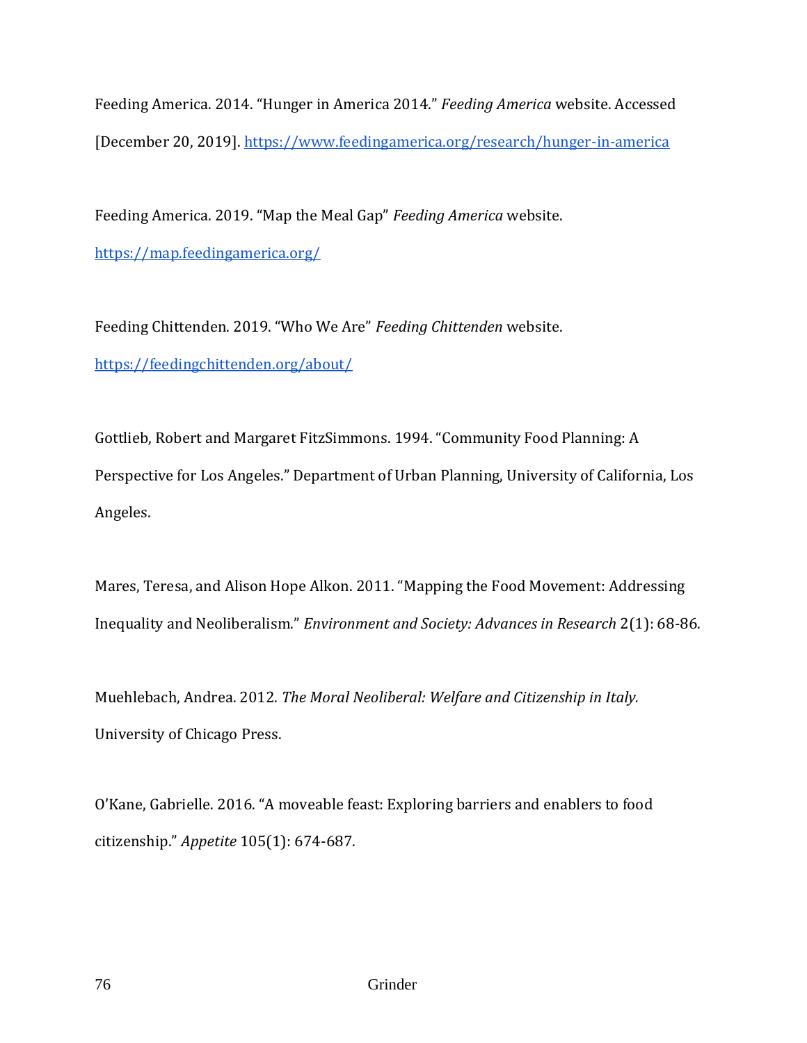Feeding America. 2014. "Hunger in America 2014." *Feeding America* website. Accessed [December 20, 2019]. https://www.feedingamerica.org/research/hunger-in-america

Feeding America. 2019. "Map the Meal Gap" *Feeding America* website. https://map.feedingamerica.org/

Feeding Chittenden. 2019. "Who We Are" *Feeding Chittenden* website. https://feedingchittenden.org/about/

Gottlieb, Robert and Margaret FitzSimmons. 1994. "Community Food Planning: A Perspective for Los Angeles." Department of Urban Planning, University of California, Los Angeles.

Mares, Teresa, and Alison Hope Alkon. 2011. "Mapping the Food Movement: Addressing Inequality and Neoliberalism." *Environment and Society: Advances in Research* 2(1): 68-86.

Muehlebach, Andrea. 2012. *The Moral Neoliberal: Welfare and Citizenship in Italy.* University of Chicago Press.

O'Kane, Gabrielle. 2016. "A moveable feast: Exploring barriers and enablers to food citizenship." *Appetite* 105(1): 674-687.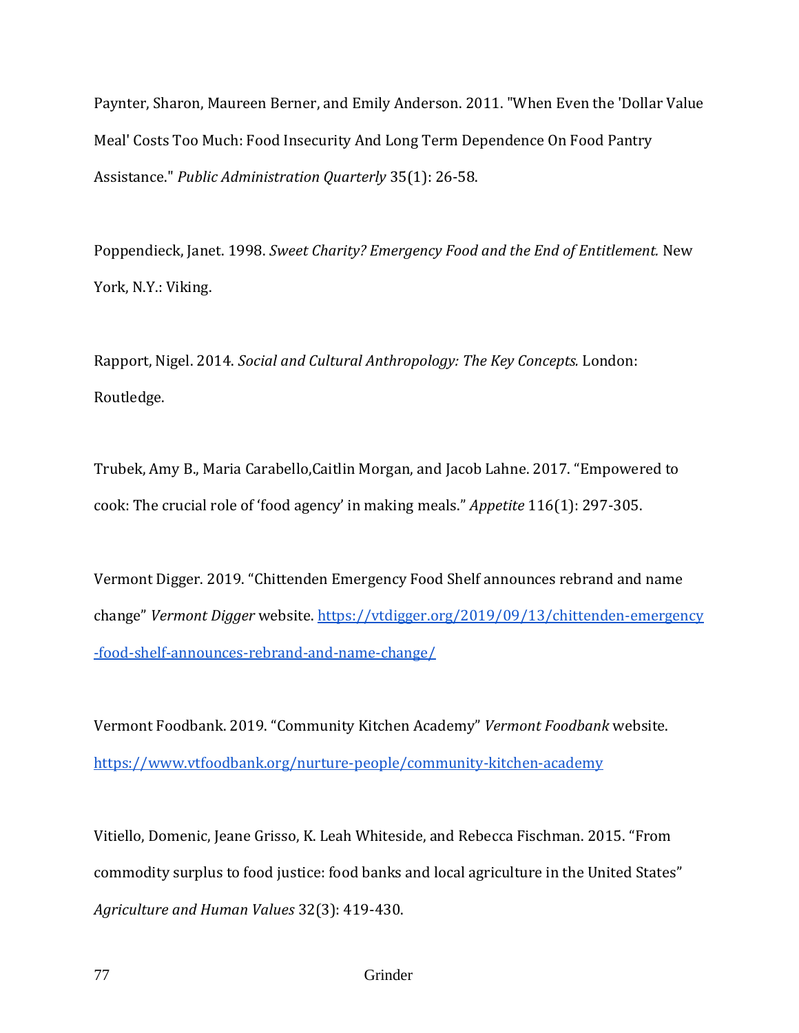Paynter, Sharon, Maureen Berner, and Emily Anderson. 2011. "When Even the 'Dollar Value Meal' Costs Too Much: Food Insecurity And Long Term Dependence On Food Pantry Assistance." *Public Administration Quarterly* 35(1): 26-58.

Poppendieck, Janet. 1998. *Sweet Charity? Emergency Food and the End of Entitlement.* New York, N.Y.: Viking.

Rapport, Nigel. 2014. *Social and Cultural Anthropology: The Key Concepts.* London: Routledge.

Trubek, Amy B., Maria Carabello,Caitlin Morgan, and Jacob Lahne. 2017. "Empowered to cook: The crucial role of 'food agency' in making meals." *Appetite* 116(1): 297-305.

Vermont Digger. 2019. "Chittenden Emergency Food Shelf announces rebrand and name change" *Vermont Digger* website. https://vtdigger.org/2019/09/13/chittenden-emergency-food-shelf-announces-rebrand-and-name-change/

Vermont Foodbank. 2019. "Community Kitchen Academy" *Vermont Foodbank* website. https://www.vtfoodbank.org/nurture-people/community-kitchen-academy

Vitiello, Domenic, Jeane Grisso, K. Leah Whiteside, and Rebecca Fischman. 2015. "From commodity surplus to food justice: food banks and local agriculture in the United States" *Agriculture and Human Values* 32(3): 419-430.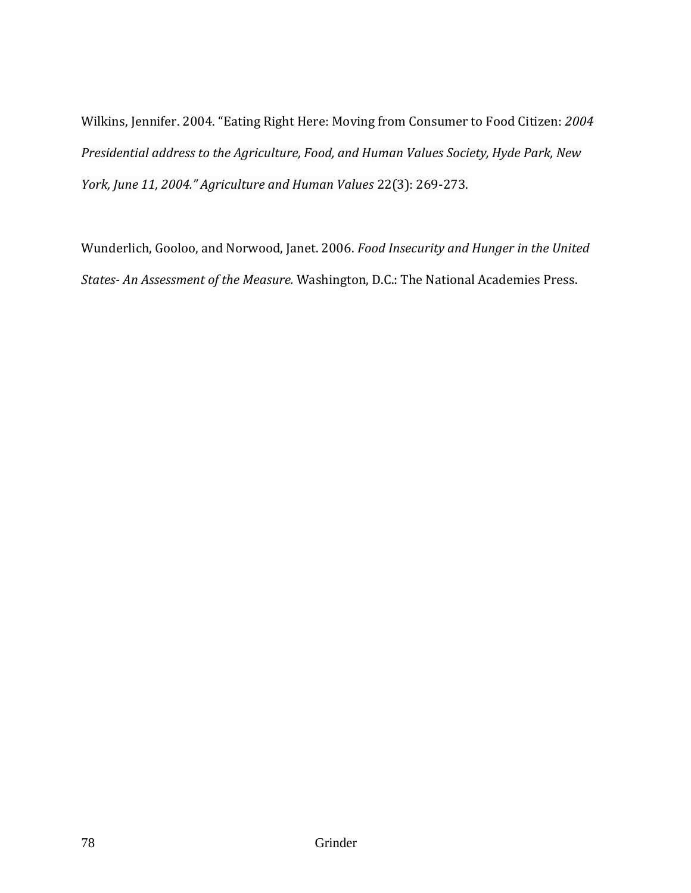Wilkins, Jennifer. 2004. “Eating Right Here: Moving from Consumer to Food Citizen: *2004 Presidential address to the Agriculture, Food, and Human Values Society, Hyde Park, New York, June 11, 2004.” Agriculture and Human Values* 22(3): 269-273.

Wunderlich, Gooloo, and Norwood, Janet. 2006. *Food Insecurity and Hunger in the United States- An Assessment of the Measure.* Washington, D.C.: The National Academies Press.